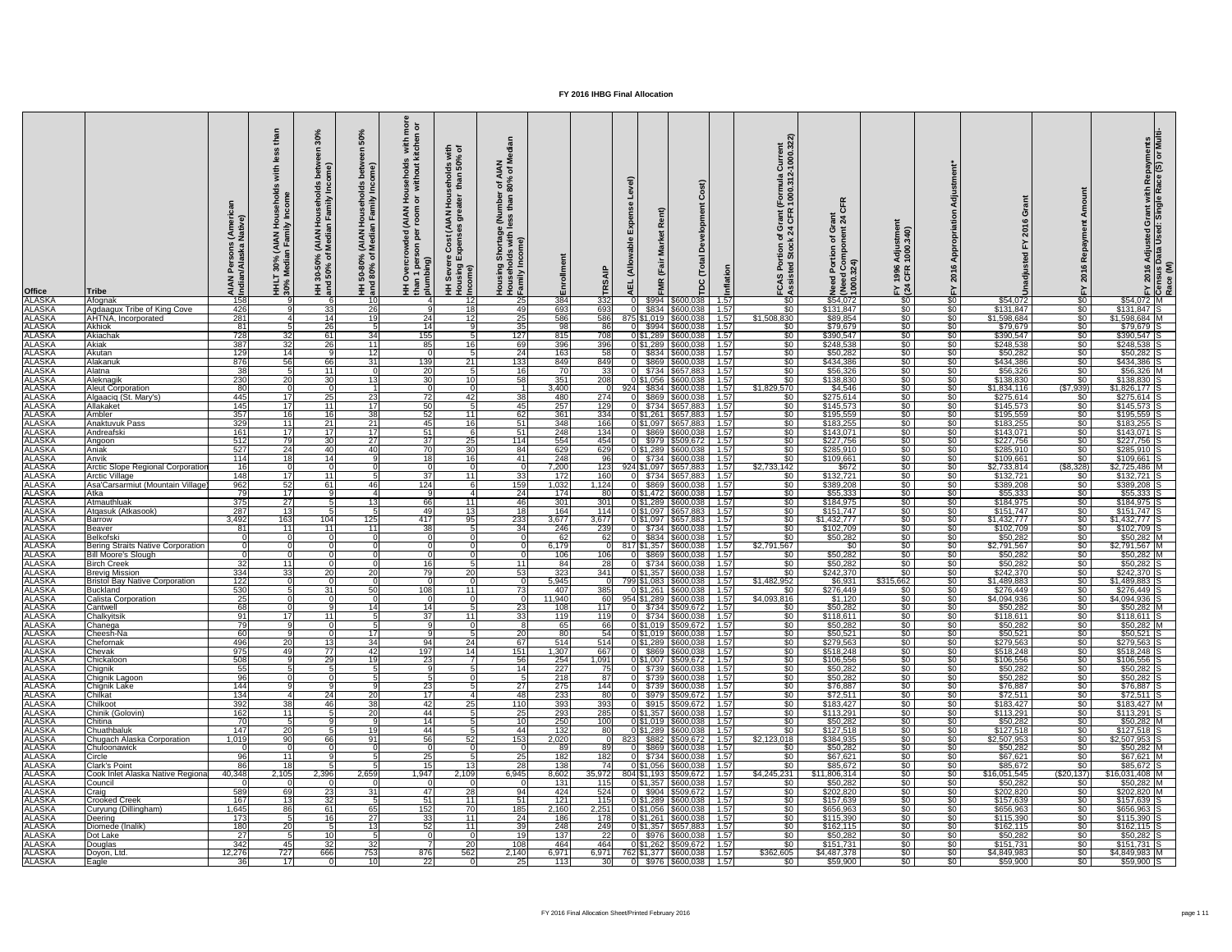# FY 2016 IHBG Final Allocation

| Office | Tribe | AIAN Persons (American Indian/Alaska Native) | HHLT 30% (AIAN Households with less than 30% Median Family Income | HH 30-50% (AIAN Households between 30% and 50% of Median Family Income) | HH 50-80% (AIAN Households between 50% and 80% of Median Family Income) | HH Overcrowded (AIAN Households with more than 1 person per room or without kitchen or plumbing) | HH Severe Cost (AIAN Households with Housing Expenses greater than 50% of Income) | Housing Shortage (Number of AIAN Households with less than 80% of Median Family Income) | Enrollment | TRSAIP | AEL (Allowable Expense Level) | FMR (Fair Market Rent) | TDC (Total Development Cost) | Inflation | FCAS Portion of Grant (Formula Current Assisted Stock 24 CFR 1000.312-1000.322) | Need Portion of Grant (Need Component 24 CFR 1000.324) | FY 1996 Adjustment (24 CFR 1000.340) | FY 2016 Appropriation Adjustment* | Unadjusted FY 2016 Grant | FY 2016 Repayment Amount | FY 2016 Adjusted Grant with Repayments Census Data Used: Single Race (S) or Multi-Race (M) |
|---|---|---|---|---|---|---|---|---|---|---|---|---|---|---|---|---|---|---|---|---|---|
| ALASKA | Afognak | 158 | 9 | 6 | 10 | 4 | 12 | 25 | 384 | 332 | 0 | $994 | $600,038 | 1.57 | $0 | $54,072 | $0 | $0 | $54,072 | $0 | $54,072 M |
| ALASKA | Agdaagux Tribe of King Cove | 426 | 9 | 33 | 26 | 9 | 18 | 49 | 693 | 693 | 0 | $834 | $600,038 | 1.57 | $0 | $131,847 | $0 | $0 | $131,847 | $0 | $131,847 S |
| ALASKA | AHTNA, Incorporated | 281 | 4 | 14 | 19 | 24 | 12 | 25 | 586 | 586 | 875 | $1,019 | $600,038 | 1.57 | $1,508,830 | $89,854 | $0 | $0 | $1,598,684 | $0 | $1,598,684 M |
| ALASKA | Akhiok | 81 | 5 | 26 | 5 | 14 | 9 | 35 | 98 | 86 | 0 | $994 | $600,038 | 1.57 | $0 | $79,679 | $0 | $0 | $79,679 | $0 | $79,679 S |
| ALASKA | Akiachak | 728 | 32 | 61 | 34 | 155 | 5 | 127 | 815 | 708 | 0 | $1,289 | $600,038 | 1.57 | $0 | $390,547 | $0 | $0 | $390,547 | $0 | $390,547 S |
| ALASKA | Akiak | 387 | 32 | 26 | 11 | 85 | 16 | 69 | 396 | 396 | 0 | $1,289 | $600,038 | 1.57 | $0 | $248,538 | $0 | $0 | $248,538 | $0 | $248,538 S |
| ALASKA | Akutan | 129 | 14 | 9 | 12 | 0 | 5 | 24 | 163 | 58 | 0 | $834 | $600,038 | 1.57 | $0 | $50,282 | $0 | $0 | $50,282 | $0 | $50,282 S |
| ALASKA | Alakanuk | 876 | 56 | 66 | 31 | 139 | 21 | 133 | 849 | 849 | 0 | $869 | $600,038 | 1.57 | $0 | $434,386 | $0 | $0 | $434,386 | $0 | $434,386 S |
| ALASKA | Alatna | 38 | 5 | 11 | 0 | 20 | 5 | 16 | 70 | 33 | 0 | $734 | $657,883 | 1.57 | $0 | $56,326 | $0 | $0 | $56,326 | $0 | $56,326 M |
| ALASKA | Aleknagik | 230 | 20 | 30 | 13 | 30 | 10 | 58 | 351 | 208 | 0 | $1,056 | $600,038 | 1.57 | $0 | $138,830 | $0 | $0 | $138,830 | $0 | $138,830 S |
| ALASKA | Aleut Corporation | 80 | 0 | 0 | 1 | 0 | 0 | 1 | 3,400 | 0 | 924 | $834 | $600,038 | 1.57 | $1,829,570 | $4,546 | $0 | $0 | $1,834,116 | ($7,939) | $1,826,177 S |
| ALASKA | Algaaciq (St. Mary's) | 445 | 17 | 25 | 23 | 72 | 42 | 38 | 480 | 274 | 0 | $869 | $600,038 | 1.57 | $0 | $275,614 | $0 | $0 | $275,614 | $0 | $275,614 S |
| ALASKA | Allakaket | 145 | 17 | 11 | 17 | 50 | 5 | 45 | 257 | 129 | 0 | $734 | $657,883 | 1.57 | $0 | $145,573 | $0 | $0 | $145,573 | $0 | $145,573 S |
| ALASKA | Ambler | 357 | 16 | 16 | 38 | 52 | 11 | 62 | 361 | 334 | 0 | $1,261 | $657,883 | 1.57 | $0 | $195,559 | $0 | $0 | $195,559 | $0 | $195,559 S |
| ALASKA | Anaktuvuk Pass | 329 | 11 | 21 | 21 | 45 | 16 | 51 | 348 | 166 | 0 | $1,097 | $657,883 | 1.57 | $0 | $183,255 | $0 | $0 | $183,255 | $0 | $183,255 S |
| ALASKA | Andreafski | 161 | 17 | 17 | 17 | 51 | 6 | 51 | 248 | 134 | 0 | $869 | $600,038 | 1.57 | $0 | $143,071 | $0 | $0 | $143,071 | $0 | $143,071 S |
| ALASKA | Angoon | 512 | 79 | 30 | 27 | 37 | 25 | 114 | 554 | 454 | 0 | $979 | $509,672 | 1.57 | $0 | $227,756 | $0 | $0 | $227,756 | $0 | $227,756 S |
| ALASKA | Aniak | 527 | 24 | 40 | 40 | 70 | 30 | 84 | 629 | 629 | 0 | $1,289 | $600,038 | 1.57 | $0 | $285,910 | $0 | $0 | $285,910 | $0 | $285,910 S |
| ALASKA | Anvik | 114 | 18 | 14 | 9 | 18 | 16 | 41 | 248 | 96 | 0 | $734 | $600,038 | 1.57 | $0 | $109,661 | $0 | $0 | $109,661 | $0 | $109,661 S |
| ALASKA | Arctic Slope Regional Corporation | 16 | 0 | 0 | 0 | 0 | 0 | 0 | 7,200 | 123 | 924 | $1,097 | $657,883 | 1.57 | $2,733,142 | $672 | $0 | $0 | $2,733,814 | ($8,328) | $2,725,486 M |
| ALASKA | Arctic Village | 148 | 17 | 11 | 5 | 37 | 11 | 33 | 172 | 160 | 0 | $734 | $657,883 | 1.57 | $0 | $132,721 | $0 | $0 | $132,721 | $0 | $132,721 S |
| ALASKA | Asa'Carsarmiut (Mountain Village) | 962 | 52 | 61 | 46 | 124 | 6 | 159 | 1,032 | 1,124 | 0 | $869 | $600,038 | 1.57 | $0 | $389,208 | $0 | $0 | $389,208 | $0 | $389,208 S |
| ALASKA | Atka | 79 | 17 | 9 | 4 | 9 | 4 | 24 | 174 | 80 | 0 | $1,472 | $600,038 | 1.57 | $0 | $55,333 | $0 | $0 | $55,333 | $0 | $55,333 S |
| ALASKA | Atmauthluak | 375 | 27 | 5 | 13 | 66 | 11 | 46 | 301 | 301 | 0 | $1,289 | $600,038 | 1.57 | $0 | $184,975 | $0 | $0 | $184,975 | $0 | $184,975 S |
| ALASKA | Atqasuk (Atkasook) | 287 | 13 | 5 | 5 | 49 | 13 | 18 | 164 | 114 | 0 | $1,097 | $657,883 | 1.57 | $0 | $151,747 | $0 | $0 | $151,747 | $0 | $151,747 S |
| ALASKA | Barrow | 3,492 | 163 | 104 | 125 | 417 | 95 | 233 | 3,677 | 3,677 | 0 | $1,097 | $657,883 | 1.57 | $0 | $1,432,777 | $0 | $0 | $1,432,777 | $0 | $1,432,777 S |
| ALASKA | Beaver | 81 | 11 | 11 | 11 | 38 | 5 | 34 | 246 | 239 | 0 | $734 | $600,038 | 1.57 | $0 | $102,709 | $0 | $0 | $102,709 | $0 | $102,709 S |
| ALASKA | Belkofski | 0 | 0 | 0 | 0 | 0 | 0 | 0 | 62 | 62 | 0 | $834 | $600,038 | 1.57 | $0 | $50,282 | $0 | $0 | $50,282 | $0 | $50,282 M |
| ALASKA | Bering Straits Native Corporation | 0 | 0 | 0 | 0 | 0 | 0 | 0 | 6,179 | 0 | 817 | $1,357 | $600,038 | 1.57 | $2,791,567 | $0 | $0 | $0 | $2,791,567 | $0 | $2,791,567 M |
| ALASKA | Bill Moore's Slough | 0 | 0 | 0 | 0 | 0 | 0 | 0 | 106 | 106 | 0 | $869 | $600,038 | 1.57 | $0 | $50,282 | $0 | $0 | $50,282 | $0 | $50,282 M |
| ALASKA | Birch Creek | 32 | 11 | 0 | 0 | 16 | 5 | 11 | 84 | 28 | 0 | $734 | $600,038 | 1.57 | $0 | $50,282 | $0 | $0 | $50,282 | $0 | $50,282 S |
| ALASKA | Brevig Mission | 334 | 33 | 20 | 20 | 79 | 20 | 53 | 323 | 341 | 0 | $1,357 | $600,038 | 1.57 | $0 | $242,370 | $0 | $0 | $242,370 | $0 | $242,370 S |
| ALASKA | Bristol Bay Native Corporation | 122 | 0 | 0 | 0 | 0 | 0 | 0 | 5,945 | 0 | 799 | $1,083 | $600,038 | 1.57 | $1,482,952 | $6,931 | $315,662 | $0 | $1,489,883 | $0 | $1,489,883 S |
| ALASKA | Buckland | 530 | 5 | 31 | 50 | 108 | 11 | 73 | 407 | 385 | 0 | $1,261 | $600,038 | 1.57 | $0 | $276,449 | $0 | $0 | $276,449 | $0 | $276,449 S |
| ALASKA | Calista Corporation | 25 | 0 | 0 | 0 | 0 | 0 | 0 | 11,940 | 60 | 954 | $1,289 | $600,038 | 1.57 | $4,093,816 | $1,120 | $0 | $0 | $4,094,936 | $0 | $4,094,936 S |
| ALASKA | Cantwell | 68 | 0 | 9 | 14 | 14 | 5 | 23 | 108 | 117 | 0 | $734 | $509,672 | 1.57 | $0 | $50,282 | $0 | $0 | $50,282 | $0 | $50,282 M |
| ALASKA | Chalkyitsik | 91 | 17 | 11 | 5 | 37 | 11 | 33 | 119 | 119 | 0 | $734 | $600,038 | 1.57 | $0 | $118,611 | $0 | $0 | $118,611 | $0 | $118,611 S |
| ALASKA | Chanega | 79 | 9 | 0 | 5 | 9 | 0 | 8 | 65 | 66 | 0 | $1,019 | $509,672 | 1.57 | $0 | $50,282 | $0 | $0 | $50,282 | $0 | $50,282 M |
| ALASKA | Cheesh-Na | 60 | 9 | 0 | 17 | 9 | 5 | 20 | 80 | 54 | 0 | $1,019 | $600,038 | 1.57 | $0 | $50,521 | $0 | $0 | $50,521 | $0 | $50,521 S |
| ALASKA | Chefornak | 496 | 20 | 13 | 34 | 94 | 24 | 67 | 514 | 514 | 0 | $1,289 | $600,038 | 1.57 | $0 | $279,563 | $0 | $0 | $279,563 | $0 | $279,563 S |
| ALASKA | Chevak | 975 | 49 | 77 | 42 | 197 | 14 | 151 | 1,307 | 667 | 0 | $869 | $600,038 | 1.57 | $0 | $518,248 | $0 | $0 | $518,248 | $0 | $518,248 S |
| ALASKA | Chickaloon | 508 | 9 | 29 | 19 | 23 | 7 | 56 | 254 | 1,091 | 0 | $1,007 | $509,672 | 1.57 | $0 | $106,556 | $0 | $0 | $106,556 | $0 | $106,556 S |
| ALASKA | Chignik | 55 | 5 | 5 | 5 | 9 | 5 | 14 | 227 | 75 | 0 | $739 | $600,038 | 1.57 | $0 | $50,282 | $0 | $0 | $50,282 | $0 | $50,282 S |
| ALASKA | Chignik Lagoon | 96 | 0 | 0 | 5 | 5 | 0 | 5 | 218 | 87 | 0 | $739 | $600,038 | 1.57 | $0 | $50,282 | $0 | $0 | $50,282 | $0 | $50,282 S |
| ALASKA | Chignik Lake | 144 | 9 | 9 | 9 | 23 | 5 | 27 | 275 | 144 | 0 | $739 | $600,038 | 1.57 | $0 | $76,887 | $0 | $0 | $76,887 | $0 | $76,887 S |
| ALASKA | Chilkat | 134 | 4 | 24 | 20 | 17 | 4 | 48 | 233 | 80 | 0 | $979 | $509,672 | 1.57 | $0 | $72,511 | $0 | $0 | $72,511 | $0 | $72,511 S |
| ALASKA | Chilkoot | 392 | 38 | 46 | 38 | 42 | 25 | 110 | 393 | 393 | 0 | $915 | $509,672 | 1.57 | $0 | $183,427 | $0 | $0 | $183,427 | $0 | $183,427 M |
| ALASKA | Chinik (Golovin) | 162 | 11 | 5 | 20 | 44 | 5 | 25 | 293 | 285 | 0 | $1,357 | $600,038 | 1.57 | $0 | $113,291 | $0 | $0 | $113,291 | $0 | $113,291 S |
| ALASKA | Chitina | 70 | 5 | 9 | 9 | 14 | 5 | 10 | 250 | 100 | 0 | $1,019 | $600,038 | 1.57 | $0 | $50,282 | $0 | $0 | $50,282 | $0 | $50,282 M |
| ALASKA | Chuathbaluk | 147 | 20 | 5 | 19 | 44 | 5 | 44 | 132 | 80 | 0 | $1,289 | $600,038 | 1.57 | $0 | $127,518 | $0 | $0 | $127,518 | $0 | $127,518 S |
| ALASKA | Chugach Alaska Corporation | 1,019 | 90 | 66 | 91 | 56 | 52 | 153 | 2,020 | 0 | 823 | $882 | $509,672 | 1.57 | $2,123,018 | $384,935 | $0 | $0 | $2,507,953 | $0 | $2,507,953 S |
| ALASKA | Chuloonawick | 0 | 0 | 0 | 0 | 0 | 0 | 0 | 89 | 89 | 0 | $869 | $600,038 | 1.57 | $0 | $50,282 | $0 | $0 | $50,282 | $0 | $50,282 M |
| ALASKA | Circle | 96 | 11 | 9 | 5 | 25 | 5 | 25 | 182 | 182 | 0 | $734 | $600,038 | 1.57 | $0 | $67,621 | $0 | $0 | $67,621 | $0 | $67,621 M |
| ALASKA | Clark's Point | 86 | 18 | 5 | 5 | 15 | 13 | 28 | 138 | 74 | 0 | $1,056 | $600,038 | 1.57 | $0 | $85,672 | $0 | $0 | $85,672 | $0 | $85,672 S |
| ALASKA | Cook Inlet Alaska Native Regional | 40,348 | 2,105 | 2,396 | 2,659 | 1,947 | 2,109 | 6,945 | 8,602 | 35,972 | 804 | $1,193 | $509,672 | 1.57 | $4,245,231 | $11,806,314 | $0 | $0 | $16,051,545 | ($20,137) | $16,031,408 M |
| ALASKA | Council | 0 | 0 | 0 | 0 | 0 | 0 | 0 | 131 | 115 | 0 | $1,357 | $600,038 | 1.57 | $0 | $50,282 | $0 | $0 | $50,282 | $0 | $50,282 M |
| ALASKA | Craig | 589 | 69 | 23 | 31 | 47 | 28 | 94 | 424 | 524 | 0 | $904 | $509,672 | 1.57 | $0 | $202,820 | $0 | $0 | $202,820 | $0 | $202,820 M |
| ALASKA | Crooked Creek | 167 | 13 | 32 | 5 | 51 | 11 | 51 | 121 | 115 | 0 | $1,289 | $600,038 | 1.57 | $0 | $157,639 | $0 | $0 | $157,639 | $0 | $157,639 S |
| ALASKA | Curyung (Dillingham) | 1,645 | 86 | 61 | 65 | 152 | 70 | 185 | 2,160 | 2,251 | 0 | $1,056 | $600,038 | 1.57 | $0 | $656,963 | $0 | $0 | $656,963 | $0 | $656,963 S |
| ALASKA | Deering | 173 | 5 | 16 | 27 | 33 | 11 | 24 | 186 | 178 | 0 | $1,261 | $600,038 | 1.57 | $0 | $115,390 | $0 | $0 | $115,390 | $0 | $115,390 S |
| ALASKA | Diomede (Inalik) | 180 | 20 | 5 | 13 | 52 | 11 | 39 | 248 | 249 | 0 | $1,357 | $657,883 | 1.57 | $0 | $162,115 | $0 | $0 | $162,115 | $0 | $162,115 S |
| ALASKA | Dot Lake | 27 | 5 | 10 | 5 | 0 | 0 | 19 | 137 | 22 | 0 | $976 | $600,038 | 1.57 | $0 | $50,282 | $0 | $0 | $50,282 | $0 | $50,282 S |
| ALASKA | Douglas | 342 | 45 | 32 | 32 | 7 | 20 | 108 | 464 | 464 | 0 | $1,262 | $509,672 | 1.57 | $0 | $151,731 | $0 | $0 | $151,731 | $0 | $151,731 S |
| ALASKA | Doyon, Ltd. | 12,276 | 727 | 666 | 753 | 876 | 562 | 2,140 | 6,971 | 6,971 | 762 | $1,377 | $600,038 | 1.57 | $362,605 | $4,487,378 | $0 | $0 | $4,849,983 | $0 | $4,849,983 M |
| ALASKA | Eagle | 36 | 17 | 0 | 10 | 22 | 0 | 25 | 113 | 30 | 0 | $976 | $600,038 | 1.57 | $0 | $59,900 | $0 | $0 | $59,900 | $0 | $59,900 S |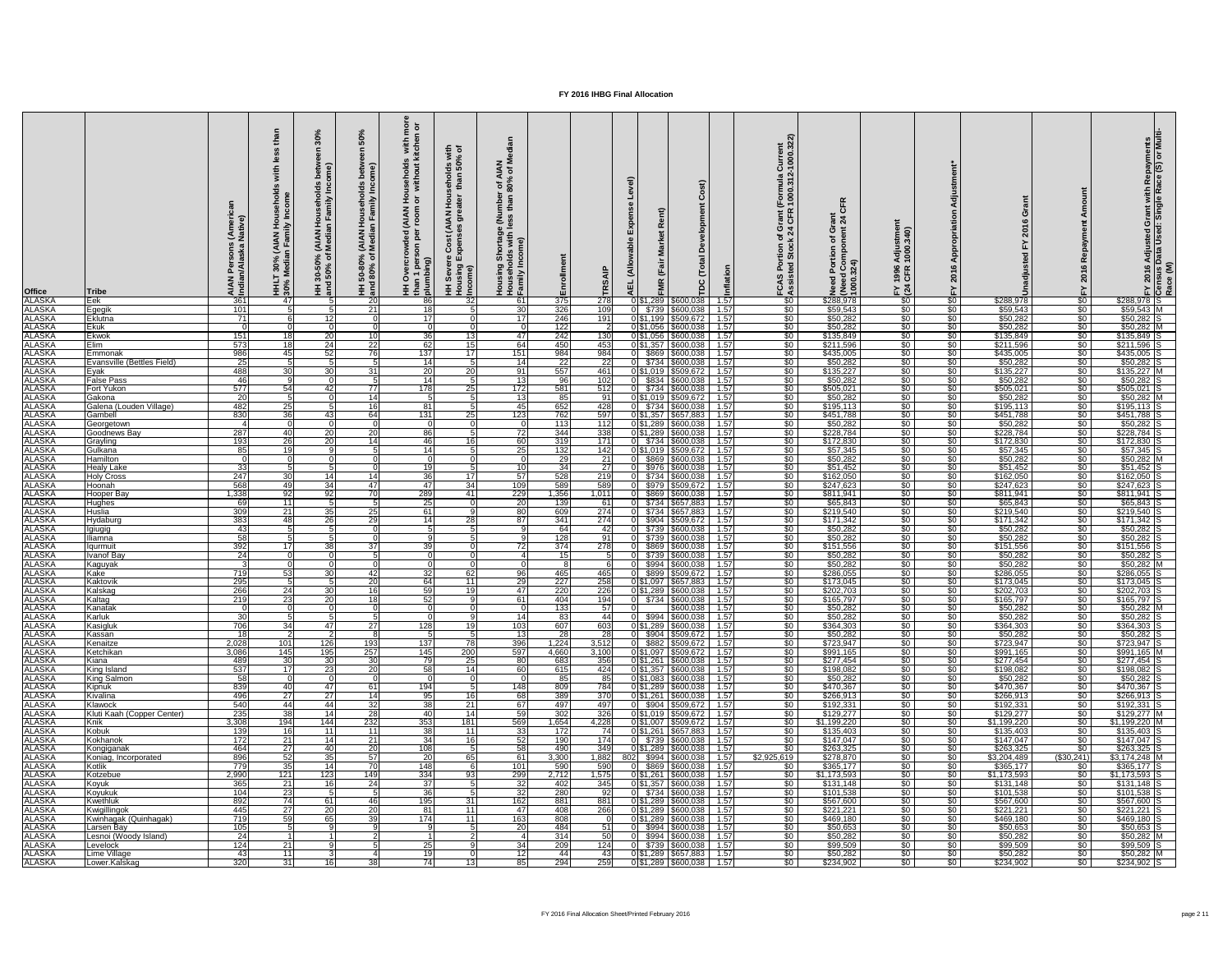# FY 2016 IHBG Final Allocation

| Office | Tribe | AIAN Persons (American Indian/Alaska Native) | HHLT 30% (AIAN Households with less than 30% Median Family Income | HH 30-50% (AIAN Households between 30% and 50% of Median Family Income) | HH 50-80% (AIAN Households between 50% and 80% of Median Family Income) | HH Overcrowded (AIAN Households with more than 1 person per room or without kitchen or plumbing) | HH Severe Cost (AIAN Households with Housing Expenses greater than 50% of Income) | Housing Shortage (Number of AIAN Households with less than 80% of Median Family Income) | Enrollment | TRSAIP | AEL (Allowable Expense Level) | FMR (Fair Market Rent) | TDC (Total Development Cost) | Inflation | FCAS Portion of Grant (Formula Current Assisted Stock 24 CFR 1000.312-1000.322) | Need Portion of Grant (Need Component 24 CFR 1000.324) | FY 1996 Adjustment (24 CFR 1000.340) | FY 2016 Appropriation Adjustment* | Unadjusted FY 2016 Grant | FY 2016 Repayment Amount | FY 2016 Adjusted Grant with Repayments | Census Data Used: Single Race (S) or Multi-Race (M) |
|---|---|---|---|---|---|---|---|---|---|---|---|---|---|---|---|---|---|---|---|---|---|---|
| ALASKA | Eek | 361 | 47 | 5 | 20 | 86 | 32 | 61 | 375 | 278 | 0 | $1,289 | $600,038 | 1.57 | $0 | $288,978 | $0 | $0 | $288,978 | $0 | $288,978 | S |
| ALASKA | Egegik | 101 | 5 | 5 | 21 | 18 | 5 | 30 | 326 | 109 | 0 | $739 | $600,038 | 1.57 | $0 | $59,543 | $0 | $0 | $59,543 | $0 | $59,543 | M |
| ALASKA | Eklutna | 71 | 6 | 12 | 0 | 17 | 0 | 17 | 246 | 191 | 0 | $1,199 | $509,672 | 1.57 | $0 | $50,282 | $0 | $0 | $50,282 | $0 | $50,282 | S |
| ALASKA | Ekuk | 0 | 0 | 0 | 0 | 0 | 0 | 0 | 122 | 2 | 0 | $1,056 | $600,038 | 1.57 | $0 | $50,282 | $0 | $0 | $50,282 | $0 | $50,282 | M |
| ALASKA | Ekwok | 151 | 18 | 20 | 10 | 36 | 13 | 47 | 242 | 130 | 0 | $1,056 | $600,038 | 1.57 | $0 | $135,849 | $0 | $0 | $135,849 | $0 | $135,849 | S |
| ALASKA | Elim | 573 | 18 | 24 | 22 | 62 | 15 | 64 | 450 | 453 | 0 | $1,357 | $600,038 | 1.57 | $0 | $211,596 | $0 | $0 | $211,596 | $0 | $211,596 | S |
| ALASKA | Emmonak | 986 | 45 | 52 | 76 | 137 | 17 | 151 | 984 | 984 | 0 | $869 | $600,038 | 1.57 | $0 | $435,005 | $0 | $0 | $435,005 | $0 | $435,005 | S |
| ALASKA | Evansville (Bettles Field) | 25 | 5 | 5 | 5 | 14 | 5 | 14 | 22 | 22 | 0 | $734 | $600,038 | 1.57 | $0 | $50,282 | $0 | $0 | $50,282 | $0 | $50,282 | S |
| ALASKA | Eyak | 488 | 30 | 30 | 31 | 20 | 20 | 91 | 557 | 461 | 0 | $1,019 | $509,672 | 1.57 | $0 | $135,227 | $0 | $0 | $135,227 | $0 | $135,227 | M |
| ALASKA | False Pass | 46 | 9 | 0 | 5 | 14 | 5 | 13 | 96 | 102 | 0 | $834 | $600,038 | 1.57 | $0 | $50,282 | $0 | $0 | $50,282 | $0 | $50,282 | S |
| ALASKA | Fort Yukon | 577 | 54 | 42 | 77 | 178 | 25 | 172 | 581 | 512 | 0 | $734 | $600,038 | 1.57 | $0 | $505,021 | $0 | $0 | $505,021 | $0 | $505,021 | S |
| ALASKA | Gakona | 20 | 5 | 0 | 14 | 5 | 5 | 13 | 85 | 91 | 0 | $1,019 | $509,672 | 1.57 | $0 | $50,282 | $0 | $0 | $50,282 | $0 | $50,282 | M |
| ALASKA | Galena (Louden Village) | 482 | 25 | 5 | 16 | 81 | 5 | 45 | 652 | 428 | 0 | $734 | $600,038 | 1.57 | $0 | $195,113 | $0 | $0 | $195,113 | $0 | $195,113 | S |
| ALASKA | Gambell | 830 | 36 | 43 | 64 | 131 | 25 | 123 | 762 | 597 | 0 | $1,357 | $657,883 | 1.57 | $0 | $451,788 | $0 | $0 | $451,788 | $0 | $451,788 | S |
| ALASKA | Georgetown | 4 | 0 | 0 | 0 | 0 | 0 | 0 | 113 | 112 | 0 | $1,289 | $600,038 | 1.57 | $0 | $50,282 | $0 | $0 | $50,282 | $0 | $50,282 | S |
| ALASKA | Goodnews Bay | 287 | 40 | 20 | 20 | 86 | 5 | 72 | 344 | 338 | 0 | $1,289 | $600,038 | 1.57 | $0 | $228,784 | $0 | $0 | $228,784 | $0 | $228,784 | S |
| ALASKA | Grayling | 193 | 26 | 20 | 14 | 46 | 16 | 60 | 319 | 171 | 0 | $734 | $600,038 | 1.57 | $0 | $172,830 | $0 | $0 | $172,830 | $0 | $172,830 | S |
| ALASKA | Gulkana | 85 | 19 | 9 | 5 | 14 | 5 | 25 | 132 | 142 | 0 | $1,019 | $509,672 | 1.57 | $0 | $57,345 | $0 | $0 | $57,345 | $0 | $57,345 | S |
| ALASKA | Hamilton | 0 | 0 | 0 | 0 | 0 | 0 | 0 | 29 | 21 | 0 | $869 | $600,038 | 1.57 | $0 | $50,282 | $0 | $0 | $50,282 | $0 | $50,282 | M |
| ALASKA | Healy Lake | 33 | 5 | 5 | 0 | 19 | 5 | 10 | 34 | 27 | 0 | $976 | $600,038 | 1.57 | $0 | $51,452 | $0 | $0 | $51,452 | $0 | $51,452 | S |
| ALASKA | Holy Cross | 247 | 30 | 14 | 14 | 36 | 17 | 57 | 528 | 219 | 0 | $734 | $600,038 | 1.57 | $0 | $162,050 | $0 | $0 | $162,050 | $0 | $162,050 | S |
| ALASKA | Hoonah | 568 | 49 | 34 | 47 | 47 | 34 | 109 | 589 | 589 | 0 | $979 | $509,672 | 1.57 | $0 | $247,623 | $0 | $0 | $247,623 | $0 | $247,623 | S |
| ALASKA | Hooper Bay | 1,338 | 92 | 92 | 70 | 289 | 41 | 229 | 1,356 | 1,011 | 0 | $869 | $600,038 | 1.57 | $0 | $811,941 | $0 | $0 | $811,941 | $0 | $811,941 | S |
| ALASKA | Hughes | 69 | 11 | 5 | 5 | 25 | 0 | 20 | 139 | 61 | 0 | $734 | $657,883 | 1.57 | $0 | $65,843 | $0 | $0 | $65,843 | $0 | $65,843 | S |
| ALASKA | Huslia | 309 | 21 | 35 | 25 | 80 | 9 | 80 | 609 | 274 | 0 | $734 | $657,883 | 1.57 | $0 | $219,540 | $0 | $0 | $219,540 | $0 | $219,540 | S |
| ALASKA | Hydaburg | 383 | 48 | 26 | 29 | 14 | 28 | 87 | 341 | 274 | 0 | $904 | $509,672 | 1.57 | $0 | $171,342 | $0 | $0 | $171,342 | $0 | $171,342 | S |
| ALASKA | Igiugig | 43 | 5 | 5 | 0 | 5 | 5 | 9 | 64 | 42 | 0 | $739 | $600,038 | 1.57 | $0 | $50,282 | $0 | $0 | $50,282 | $0 | $50,282 | S |
| ALASKA | Iliamna | 58 | 5 | 5 | 0 | 9 | 5 | 9 | 128 | 91 | 0 | $739 | $600,038 | 1.57 | $0 | $50,282 | $0 | $0 | $50,282 | $0 | $50,282 | S |
| ALASKA | Iqurmuit | 392 | 17 | 38 | 37 | 39 | 0 | 72 | 374 | 278 | 0 | $869 | $600,038 | 1.57 | $0 | $151,556 | $0 | $0 | $151,556 | $0 | $151,556 | S |
| ALASKA | Ivanof Bay | 24 | 0 | 0 | 5 | 0 | 0 | 4 | 15 | 5 | 0 | $739 | $600,038 | 1.57 | $0 | $50,282 | $0 | $0 | $50,282 | $0 | $50,282 | S |
| ALASKA | Kaguyak | 3 | 0 | 0 | 0 | 0 | 0 | 0 | 8 | 6 | 0 | $994 | $600,038 | 1.57 | $0 | $50,282 | $0 | $0 | $50,282 | $0 | $50,282 | M |
| ALASKA | Kake | 719 | 53 | 30 | 42 | 32 | 62 | 96 | 465 | 465 | 0 | $899 | $509,672 | 1.57 | $0 | $286,055 | $0 | $0 | $286,055 | $0 | $286,055 | S |
| ALASKA | Kaktovik | 295 | 5 | 5 | 20 | 64 | 11 | 29 | 227 | 258 | 0 | $1,097 | $657,883 | 1.57 | $0 | $173,045 | $0 | $0 | $173,045 | $0 | $173,045 | S |
| ALASKA | Kalskag | 266 | 24 | 30 | 16 | 59 | 19 | 47 | 220 | 226 | 0 | $1,289 | $600,038 | 1.57 | $0 | $202,703 | $0 | $0 | $202,703 | $0 | $202,703 | S |
| ALASKA | Kaltag | 219 | 23 | 20 | 18 | 52 | 9 | 61 | 404 | 194 | 0 | $734 | $600,038 | 1.57 | $0 | $165,797 | $0 | $0 | $165,797 | $0 | $165,797 | S |
| ALASKA | Kanatak | 0 | 0 | 0 | 0 | 0 | 0 | 0 | 133 | 57 | 0 | | | 1.57 | $0 | $50,282 | $0 | $0 | $50,282 | $0 | $50,282 | M |
| ALASKA | Karluk | 30 | 5 | 5 | 5 | 0 | 9 | 14 | 83 | 44 | 0 | $994 | $600,038 | 1.57 | $0 | $50,282 | $0 | $0 | $50,282 | $0 | $50,282 | S |
| ALASKA | Kasigluk | 706 | 34 | 47 | 27 | 128 | 19 | 103 | 607 | 603 | 0 | $1,289 | $600,038 | 1.57 | $0 | $364,303 | $0 | $0 | $364,303 | $0 | $364,303 | S |
| ALASKA | Kassan | 18 | 2 | 2 | 8 | 5 | 5 | 13 | 28 | 28 | 0 | $904 | $509,672 | 1.57 | $0 | $50,282 | $0 | $0 | $50,282 | $0 | $50,282 | S |
| ALASKA | Kenaitze | 2,028 | 101 | 126 | 193 | 137 | 78 | 396 | 1,224 | 3,512 | 0 | $882 | $509,672 | 1.57 | $0 | $723,947 | $0 | $0 | $723,947 | $0 | $723,947 | S |
| ALASKA | Ketchikan | 3,086 | 145 | 195 | 257 | 145 | 200 | 597 | 4,660 | 3,100 | 0 | $1,097 | $509,672 | 1.57 | $0 | $991,165 | $0 | $0 | $991,165 | $0 | $991,165 | M |
| ALASKA | Kiana | 489 | 30 | 30 | 30 | 79 | 25 | 80 | 683 | 356 | 0 | $1,261 | $600,038 | 1.57 | $0 | $277,454 | $0 | $0 | $277,454 | $0 | $277,454 | S |
| ALASKA | King Island | 537 | 17 | 23 | 20 | 58 | 14 | 60 | 615 | 424 | 0 | $1,357 | $600,038 | 1.57 | $0 | $198,082 | $0 | $0 | $198,082 | $0 | $198,082 | S |
| ALASKA | King Salmon | 58 | 0 | 0 | 0 | 0 | 0 | 0 | 85 | 85 | 0 | $1,083 | $600,038 | 1.57 | $0 | $50,282 | $0 | $0 | $50,282 | $0 | $50,282 | S |
| ALASKA | Kipnuk | 839 | 40 | 47 | 61 | 194 | 5 | 148 | 809 | 784 | 0 | $1,289 | $600,038 | 1.57 | $0 | $470,367 | $0 | $0 | $470,367 | $0 | $470,367 | S |
| ALASKA | Kivalina | 496 | 27 | 27 | 14 | 95 | 16 | 68 | 389 | 370 | 0 | $1,261 | $600,038 | 1.57 | $0 | $266,913 | $0 | $0 | $266,913 | $0 | $266,913 | S |
| ALASKA | Klawock | 540 | 44 | 44 | 32 | 38 | 21 | 67 | 497 | 497 | 0 | $904 | $509,672 | 1.57 | $0 | $192,331 | $0 | $0 | $192,331 | $0 | $192,331 | S |
| ALASKA | Kluti Kaah (Copper Center) | 235 | 38 | 14 | 28 | 40 | 14 | 59 | 302 | 326 | 0 | $1,019 | $509,672 | 1.57 | $0 | $129,277 | $0 | $0 | $129,277 | $0 | $129,277 | M |
| ALASKA | Knik | 3,308 | 194 | 144 | 232 | 353 | 181 | 569 | 1,654 | 4,228 | 0 | $1,007 | $509,672 | 1.57 | $0 | $1,199,220 | $0 | $0 | $1,199,220 | $0 | $1,199,220 | M |
| ALASKA | Kobuk | 139 | 16 | 11 | 11 | 38 | 11 | 33 | 172 | 74 | 0 | $1,261 | $657,883 | 1.57 | $0 | $135,403 | $0 | $0 | $135,403 | $0 | $135,403 | S |
| ALASKA | Kokhanok | 172 | 21 | 14 | 21 | 34 | 16 | 52 | 190 | 174 | 0 | $739 | $600,038 | 1.57 | $0 | $147,047 | $0 | $0 | $147,047 | $0 | $147,047 | S |
| ALASKA | Kongiganak | 464 | 27 | 40 | 20 | 108 | 5 | 58 | 490 | 349 | 0 | $1,289 | $600,038 | 1.57 | $0 | $263,325 | $0 | $0 | $263,325 | $0 | $263,325 | S |
| ALASKA | Koniag, Incorporated | 896 | 52 | 35 | 57 | 20 | 65 | 61 | 3,300 | 1,882 | 802 | $994 | $600,038 | 1.57 | $2,925,619 | $278,870 | $0 | $0 | $3,204,489 | ($30,241) | $3,174,248 | M |
| ALASKA | Kotlik | 779 | 35 | 14 | 70 | 148 | 6 | 101 | 590 | 590 | 0 | $869 | $600,038 | 1.57 | $0 | $365,177 | $0 | $0 | $365,177 | $0 | $365,177 | S |
| ALASKA | Kotzebue | 2,990 | 121 | 123 | 149 | 334 | 93 | 299 | 2,712 | 1,575 | 0 | $1,261 | $600,038 | 1.57 | $0 | $1,173,593 | $0 | $0 | $1,173,593 | $0 | $1,173,593 | S |
| ALASKA | Koyuk | 365 | 21 | 16 | 24 | 37 | 5 | 32 | 402 | 345 | 0 | $1,357 | $600,038 | 1.57 | $0 | $131,148 | $0 | $0 | $131,148 | $0 | $131,148 | S |
| ALASKA | Koyukuk | 104 | 23 | 5 | 5 | 36 | 5 | 32 | 280 | 92 | 0 | $734 | $600,038 | 1.57 | $0 | $101,538 | $0 | $0 | $101,538 | $0 | $101,538 | S |
| ALASKA | Kwethluk | 892 | 74 | 61 | 46 | 195 | 31 | 162 | 881 | 881 | 0 | $1,289 | $600,038 | 1.57 | $0 | $567,600 | $0 | $0 | $567,600 | $0 | $567,600 | S |
| ALASKA | Kwigillingok | 445 | 27 | 20 | 20 | 81 | 11 | 47 | 408 | 266 | 0 | $1,289 | $600,038 | 1.57 | $0 | $221,221 | $0 | $0 | $221,221 | $0 | $221,221 | S |
| ALASKA | Kwinhagak (Quinhagak) | 719 | 59 | 65 | 39 | 174 | 11 | 163 | 808 | 0 | 0 | $1,289 | $600,038 | 1.57 | $0 | $469,180 | $0 | $0 | $469,180 | $0 | $469,180 | S |
| ALASKA | Larsen Bay | 105 | 5 | 9 | 9 | 9 | 5 | 20 | 484 | 51 | 0 | $994 | $600,038 | 1.57 | $0 | $50,653 | $0 | $0 | $50,653 | $0 | $50,653 | S |
| ALASKA | Lesnoi (Woody Island) | 24 | 1 | 1 | 2 | 1 | 2 | 4 | 314 | 50 | 0 | $994 | $600,038 | 1.57 | $0 | $50,282 | $0 | $0 | $50,282 | $0 | $50,282 | M |
| ALASKA | Levelock | 124 | 21 | 9 | 5 | 25 | 9 | 34 | 209 | 124 | 0 | $739 | $600,038 | 1.57 | $0 | $99,509 | $0 | $0 | $99,509 | $0 | $99,509 | S |
| ALASKA | Lime Village | 43 | 11 | 3 | 4 | 19 | 0 | 12 | 44 | 43 | 0 | $1,289 | $657,883 | 1.57 | $0 | $50,282 | $0 | $0 | $50,282 | $0 | $50,282 | M |
| ALASKA | Lower.Kalskag | 320 | 31 | 16 | 38 | 74 | 13 | 85 | 294 | 259 | 0 | $1,289 | $600,038 | 1.57 | $0 | $234,902 | $0 | $0 | $234,902 | $0 | $234,902 | S |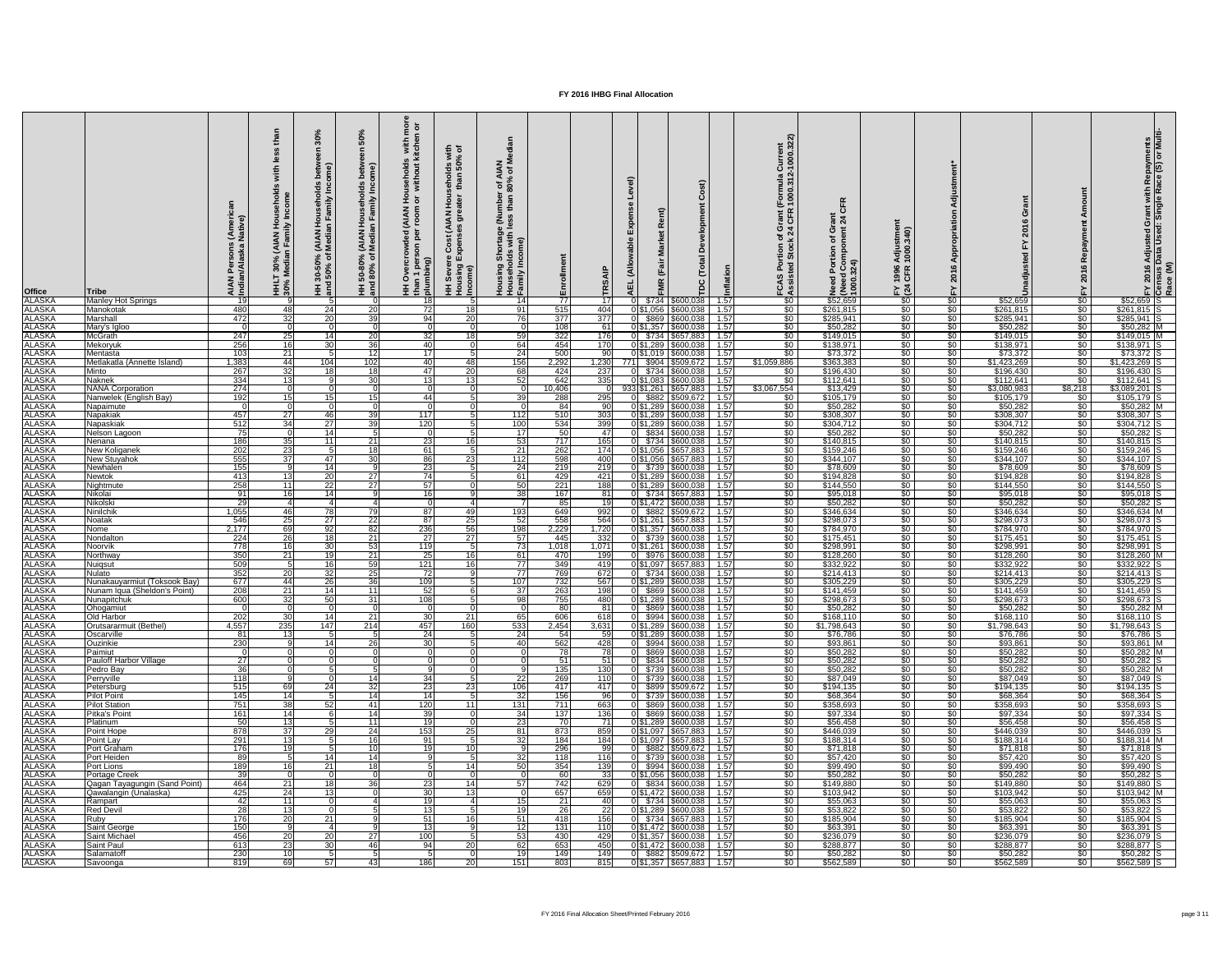# FY 2016 IHBG Final Allocation

| Office | Tribe | AIAN Persons (American Indian/Alaska Native) | HHLT 30% (AIAN Households with less than 30% Median Family Income | HH 30-50% (AIAN Households between 30% and 50% of Median Family Income) | HH 50-80% (AIAN Households between 50% and 80% of Median Family Income) | HH Overcrowded (AIAN Households with more than 1 person per room or without kitchen or plumbing) | HH Severe Cost (AIAN Households with Housing Expenses greater than 50% of Income) | Housing Shortage (Number of AIAN Households with less than 80% of Median Family Income) | Enrollment | TRSAIP | AEL (Allowable Expense Level) | FMR (Fair Market Rent) | TDC (Total Development Cost) | Inflation | FCAS Portion of Grant (Formula Current Assisted Stock 24 CFR 1000.312-1000.322) | Need Portion of Grant (Need Component 24 CFR 1000.324) | FY 1996 Adjustment (24 CFR 1000.340) | FY 2016 Appropriation Adjustment* | Unadjusted FY 2016 Grant | FY 2016 Repayment Amount | FY 2016 Adjusted Grant with Repayments Census Data Used: Single Race (S) or Multi-Race (M) |
|---|---|---|---|---|---|---|---|---|---|---|---|---|---|---|---|---|---|---|---|---|---|
| ALASKA | Manley Hot Springs | 19 | 9 | 5 | 0 | 18 | 5 | 14 | 77 | 17 | 0 | $734 | $600,038 | 1.57 | $0 | $52,659 | $0 | $0 | $52,659 | $0 | $52,659 S |
| ALASKA | Manokotak | 480 | 48 | 24 | 20 | 72 | 18 | 91 | 515 | 404 | 0 | $1,056 | $600,038 | 1.57 | $0 | $261,815 | $0 | $0 | $261,815 | $0 | $261,815 S |
| ALASKA | Marshall | 472 | 32 | 20 | 39 | 94 | 20 | 76 | 377 | 377 | 0 | $869 | $600,038 | 1.57 | $0 | $285,941 | $0 | $0 | $285,941 | $0 | $285,941 S |
| ALASKA | Mary's Igloo | 0 | 0 | 0 | 0 | 0 | 0 | 0 | 108 | 61 | 0 | $1,357 | $600,038 | 1.57 | $0 | $50,282 | $0 | $0 | $50,282 | $0 | $50,282 M |
| ALASKA | McGrath | 247 | 25 | 14 | 20 | 32 | 18 | 59 | 322 | 176 | 0 | $734 | $657,883 | 1.57 | $0 | $149,015 | $0 | $0 | $149,015 | $0 | $149,015 M |
| ALASKA | Mekoryuk | 256 | 16 | 30 | 36 | 40 | 0 | 64 | 454 | 170 | 0 | $1,289 | $600,038 | 1.57 | $0 | $138,971 | $0 | $0 | $138,971 | $0 | $138,971 S |
| ALASKA | Mentasta | 103 | 21 | 5 | 12 | 17 | 5 | 24 | 500 | 90 | 0 | $1,019 | $600,038 | 1.57 | $0 | $73,372 | $0 | $0 | $73,372 | $0 | $73,372 S |
| ALASKA | Metlakatla (Annette Island) | 1,383 | 44 | 104 | 102 | 40 | 48 | 156 | 2,292 | 1,230 | 771 | $904 | $509,672 | 1.57 | $1,059,886 | $363,383 | $0 | $0 | $1,423,269 | $0 | $1,423,269 S |
| ALASKA | Minto | 267 | 32 | 18 | 18 | 47 | 20 | 68 | 424 | 237 | 0 | $734 | $600,038 | 1.57 | $0 | $196,430 | $0 | $0 | $196,430 | $0 | $196,430 S |
| ALASKA | Naknek | 334 | 13 | 9 | 30 | 13 | 13 | 52 | 642 | 335 | 0 | $1,083 | $600,038 | 1.57 | $0 | $112,641 | $0 | $0 | $112,641 | $0 | $112,641 S |
| ALASKA | NANA Corporation | 274 | 0 | 0 | 0 | 0 | 0 | 0 | 10,406 | 0 | 933 | $1,261 | $657,883 | 1.57 | $3,067,554 | $13,429 | $0 | $0 | $3,080,983 | $8,218 | $3,089,201 S |
| ALASKA | Nanwelek (English Bay) | 192 | 15 | 15 | 15 | 44 | 5 | 39 | 288 | 295 | 0 | $882 | $509,672 | 1.57 | $0 | $105,179 | $0 | $0 | $105,179 | $0 | $105,179 S |
| ALASKA | Napaimute | 0 | 0 | 0 | 0 | 0 | 0 | 0 | 84 | 90 | 0 | $1,289 | $600,038 | 1.57 | $0 | $50,282 | $0 | $0 | $50,282 | $0 | $50,282 M |
| ALASKA | Napakiak | 457 | 27 | 46 | 39 | 117 | 5 | 112 | 510 | 303 | 0 | $1,289 | $600,038 | 1.57 | $0 | $308,307 | $0 | $0 | $308,307 | $0 | $308,307 S |
| ALASKA | Napaskiak | 512 | 34 | 27 | 39 | 120 | 5 | 100 | 534 | 399 | 0 | $1,289 | $600,038 | 1.57 | $0 | $304,712 | $0 | $0 | $304,712 | $0 | $304,712 S |
| ALASKA | Nelson Lagoon | 75 | 0 | 14 | 5 | 0 | 5 | 17 | 50 | 47 | 0 | $834 | $600,038 | 1.57 | $0 | $50,282 | $0 | $0 | $50,282 | $0 | $50,282 S |
| ALASKA | Nenana | 186 | 35 | 11 | 21 | 23 | 16 | 53 | 717 | 165 | 0 | $734 | $600,038 | 1.57 | $0 | $140,815 | $0 | $0 | $140,815 | $0 | $140,815 S |
| ALASKA | New Koliganek | 202 | 23 | 5 | 18 | 61 | 5 | 21 | 262 | 174 | 0 | $1,056 | $657,883 | 1.57 | $0 | $159,246 | $0 | $0 | $159,246 | $0 | $159,246 S |
| ALASKA | New Stuyahok | 555 | 37 | 47 | 30 | 86 | 23 | 112 | 598 | 400 | 0 | $1,056 | $657,883 | 1.57 | $0 | $344,107 | $0 | $0 | $344,107 | $0 | $344,107 S |
| ALASKA | Newhalen | 155 | 9 | 14 | 9 | 23 | 5 | 24 | 219 | 219 | 0 | $739 | $600,038 | 1.57 | $0 | $78,609 | $0 | $0 | $78,609 | $0 | $78,609 S |
| ALASKA | Newtok | 413 | 13 | 20 | 27 | 74 | 5 | 61 | 429 | 421 | 0 | $1,289 | $600,038 | 1.57 | $0 | $194,828 | $0 | $0 | $194,828 | $0 | $194,828 S |
| ALASKA | Nightmute | 258 | 11 | 22 | 27 | 57 | 0 | 50 | 221 | 188 | 0 | $1,289 | $600,038 | 1.57 | $0 | $144,550 | $0 | $0 | $144,550 | $0 | $144,550 S |
| ALASKA | Nikolai | 91 | 16 | 14 | 9 | 16 | 9 | 38 | 167 | 81 | 0 | $734 | $657,883 | 1.57 | $0 | $95,018 | $0 | $0 | $95,018 | $0 | $95,018 S |
| ALASKA | Nikolski | 29 | 4 | 4 | 4 | 0 | 4 | 7 | 85 | 19 | 0 | $1,472 | $600,038 | 1.57 | $0 | $50,282 | $0 | $0 | $50,282 | $0 | $50,282 S |
| ALASKA | Ninilchik | 1,055 | 46 | 78 | 79 | 87 | 49 | 193 | 649 | 992 | 0 | $882 | $509,672 | 1.57 | $0 | $346,634 | $0 | $0 | $346,634 | $0 | $346,634 M |
| ALASKA | Noatak | 546 | 25 | 27 | 22 | 87 | 25 | 52 | 558 | 564 | 0 | $1,261 | $657,883 | 1.57 | $0 | $298,073 | $0 | $0 | $298,073 | $0 | $298,073 S |
| ALASKA | Nome | 2,177 | 69 | 92 | 82 | 236 | 56 | 198 | 2,229 | 1,720 | 0 | $1,357 | $600,038 | 1.57 | $0 | $784,970 | $0 | $0 | $784,970 | $0 | $784,970 S |
| ALASKA | Nondalton | 224 | 26 | 18 | 21 | 27 | 27 | 57 | 445 | 332 | 0 | $739 | $600,038 | 1.57 | $0 | $175,451 | $0 | $0 | $175,451 | $0 | $175,451 S |
| ALASKA | Noorvik | 778 | 16 | 30 | 53 | 119 | 5 | 73 | 1,018 | 1,071 | 0 | $1,261 | $600,038 | 1.57 | $0 | $298,991 | $0 | $0 | $298,991 | $0 | $298,991 S |
| ALASKA | Northway | 350 | 21 | 19 | 21 | 25 | 16 | 61 | 470 | 199 | 0 | $976 | $600,038 | 1.57 | $0 | $128,260 | $0 | $0 | $128,260 | $0 | $128,260 M |
| ALASKA | Nuiqsut | 509 | 5 | 16 | 59 | 121 | 16 | 77 | 349 | 419 | 0 | $1,097 | $657,883 | 1.57 | $0 | $332,922 | $0 | $0 | $332,922 | $0 | $332,922 S |
| ALASKA | Nulato | 352 | 20 | 32 | 25 | 72 | 9 | 77 | 769 | 672 | 0 | $734 | $600,038 | 1.57 | $0 | $214,413 | $0 | $0 | $214,413 | $0 | $214,413 S |
| ALASKA | Nunakauyarmiut (Toksook Bay) | 677 | 44 | 26 | 36 | 109 | 5 | 107 | 732 | 567 | 0 | $1,289 | $600,038 | 1.57 | $0 | $305,229 | $0 | $0 | $305,229 | $0 | $305,229 S |
| ALASKA | Nunam Iqua (Sheldon's Point) | 208 | 21 | 14 | 11 | 52 | 6 | 37 | 263 | 198 | 0 | $869 | $600,038 | 1.57 | $0 | $141,459 | $0 | $0 | $141,459 | $0 | $141,459 S |
| ALASKA | Nunapitchuk | 600 | 32 | 50 | 31 | 108 | 5 | 98 | 755 | 480 | 0 | $1,289 | $600,038 | 1.57 | $0 | $298,673 | $0 | $0 | $298,673 | $0 | $298,673 S |
| ALASKA | Ohogamiut | 0 | 0 | 0 | 0 | 0 | 0 | 0 | 80 | 81 | 0 | $869 | $600,038 | 1.57 | $0 | $50,282 | $0 | $0 | $50,282 | $0 | $50,282 M |
| ALASKA | Old Harbor | 202 | 30 | 14 | 21 | 30 | 21 | 65 | 606 | 618 | 0 | $994 | $600,038 | 1.57 | $0 | $168,110 | $0 | $0 | $168,110 | $0 | $168,110 S |
| ALASKA | Orutsararmuit (Bethel) | 4,557 | 235 | 147 | 214 | 457 | 160 | 533 | 2,454 | 3,631 | 0 | $1,289 | $600,038 | 1.57 | $0 | $1,798,643 | $0 | $0 | $1,798,643 | $0 | $1,798,643 S |
| ALASKA | Oscarville | 81 | 13 | 5 | 5 | 24 | 5 | 24 | 54 | 59 | 0 | $1,289 | $600,038 | 1.57 | $0 | $76,786 | $0 | $0 | $76,786 | $0 | $76,786 S |
| ALASKA | Ouzinkie | 230 | 9 | 14 | 26 | 30 | 5 | 40 | 562 | 428 | 0 | $994 | $600,038 | 1.57 | $0 | $93,861 | $0 | $0 | $93,861 | $0 | $93,861 M |
| ALASKA | Paimiut | 0 | 0 | 0 | 0 | 0 | 0 | 0 | 78 | 78 | 0 | $869 | $600,038 | 1.57 | $0 | $50,282 | $0 | $0 | $50,282 | $0 | $50,282 M |
| ALASKA | Pauloff Harbor Village | 27 | 0 | 0 | 0 | 0 | 0 | 0 | 51 | 51 | 0 | $834 | $600,038 | 1.57 | $0 | $50,282 | $0 | $0 | $50,282 | $0 | $50,282 S |
| ALASKA | Pedro Bay | 36 | 0 | 5 | 5 | 9 | 0 | 9 | 135 | 130 | 0 | $739 | $600,038 | 1.57 | $0 | $50,282 | $0 | $0 | $50,282 | $0 | $50,282 M |
| ALASKA | Perryville | 118 | 9 | 0 | 14 | 34 | 5 | 22 | 269 | 110 | 0 | $739 | $600,038 | 1.57 | $0 | $87,049 | $0 | $0 | $87,049 | $0 | $87,049 S |
| ALASKA | Petersburg | 515 | 69 | 24 | 32 | 23 | 23 | 106 | 417 | 417 | 0 | $899 | $509,672 | 1.57 | $0 | $194,135 | $0 | $0 | $194,135 | $0 | $194,135 S |
| ALASKA | Pilot Point | 145 | 14 | 5 | 14 | 14 | 5 | 32 | 156 | 96 | 0 | $739 | $600,038 | 1.57 | $0 | $68,364 | $0 | $0 | $68,364 | $0 | $68,364 S |
| ALASKA | Pilot Station | 751 | 38 | 52 | 41 | 120 | 11 | 131 | 711 | 663 | 0 | $869 | $600,038 | 1.57 | $0 | $358,693 | $0 | $0 | $358,693 | $0 | $358,693 S |
| ALASKA | Pitka's Point | 161 | 14 | 6 | 14 | 39 | 0 | 34 | 137 | 136 | 0 | $869 | $600,038 | 1.57 | $0 | $97,334 | $0 | $0 | $97,334 | $0 | $97,334 S |
| ALASKA | Platinum | 50 | 13 | 5 | 11 | 19 | 0 | 23 | 70 | 71 | 0 | $1,289 | $600,038 | 1.57 | $0 | $56,458 | $0 | $0 | $56,458 | $0 | $56,458 S |
| ALASKA | Point Hope | 878 | 37 | 29 | 24 | 153 | 25 | 81 | 873 | 859 | 0 | $1,097 | $657,883 | 1.57 | $0 | $446,039 | $0 | $0 | $446,039 | $0 | $446,039 S |
| ALASKA | Point Lay | 291 | 13 | 5 | 16 | 91 | 5 | 32 | 184 | 184 | 0 | $1,097 | $657,883 | 1.57 | $0 | $188,314 | $0 | $0 | $188,314 | $0 | $188,314 M |
| ALASKA | Port Graham | 176 | 19 | 5 | 10 | 19 | 10 | 9 | 296 | 99 | 0 | $882 | $509,672 | 1.57 | $0 | $71,818 | $0 | $0 | $71,818 | $0 | $71,818 S |
| ALASKA | Port Heiden | 89 | 5 | 14 | 14 | 9 | 5 | 32 | 118 | 116 | 0 | $739 | $600,038 | 1.57 | $0 | $57,420 | $0 | $0 | $57,420 | $0 | $57,420 S |
| ALASKA | Port Lions | 189 | 16 | 21 | 18 | 5 | 14 | 50 | 354 | 139 | 0 | $994 | $600,038 | 1.57 | $0 | $99,490 | $0 | $0 | $99,490 | $0 | $99,490 S |
| ALASKA | Portage Creek | 39 | 0 | 0 | 0 | 0 | 0 | 0 | 60 | 33 | 0 | $1,056 | $600,038 | 1.57 | $0 | $50,282 | $0 | $0 | $50,282 | $0 | $50,282 S |
| ALASKA | Qagan Tayagungin (Sand Point) | 464 | 21 | 18 | 36 | 23 | 14 | 57 | 742 | 629 | 0 | $834 | $600,038 | 1.57 | $0 | $149,880 | $0 | $0 | $149,880 | $0 | $149,880 S |
| ALASKA | Qawalangin (Unalaska) | 425 | 24 | 13 | 0 | 30 | 13 | 0 | 657 | 659 | 0 | $1,472 | $600,038 | 1.57 | $0 | $103,942 | $0 | $0 | $103,942 | $0 | $103,942 M |
| ALASKA | Rampart | 42 | 11 | 0 | 4 | 19 | 4 | 15 | 21 | 40 | 0 | $734 | $600,038 | 1.57 | $0 | $55,063 | $0 | $0 | $55,063 | $0 | $55,063 S |
| ALASKA | Red Devil | 28 | 13 | 0 | 5 | 13 | 5 | 19 | 26 | 22 | 0 | $1,289 | $600,038 | 1.57 | $0 | $53,822 | $0 | $0 | $53,822 | $0 | $53,822 S |
| ALASKA | Ruby | 176 | 20 | 21 | 9 | 51 | 16 | 51 | 418 | 156 | 0 | $734 | $657,883 | 1.57 | $0 | $185,904 | $0 | $0 | $185,904 | $0 | $185,904 S |
| ALASKA | Saint George | 150 | 9 | 4 | 9 | 13 | 9 | 12 | 131 | 110 | 0 | $1,472 | $600,038 | 1.57 | $0 | $63,391 | $0 | $0 | $63,391 | $0 | $63,391 S |
| ALASKA | Saint Michael | 456 | 20 | 20 | 27 | 100 | 5 | 53 | 430 | 429 | 0 | $1,357 | $600,038 | 1.57 | $0 | $236,079 | $0 | $0 | $236,079 | $0 | $236,079 S |
| ALASKA | Saint Paul | 613 | 23 | 30 | 46 | 94 | 20 | 62 | 653 | 450 | 0 | $1,472 | $600,038 | 1.57 | $0 | $288,877 | $0 | $0 | $288,877 | $0 | $288,877 S |
| ALASKA | Salamatoff | 230 | 10 | 5 | 5 | 5 | 0 | 19 | 149 | 149 | 0 | $882 | $509,672 | 1.57 | $0 | $50,282 | $0 | $0 | $50,282 | $0 | $50,282 S |
| ALASKA | Savoonga | 819 | 69 | 57 | 43 | 186 | 20 | 151 | 803 | 815 | 0 | $1,357 | $657,883 | 1.57 | $0 | $562,589 | $0 | $0 | $562,589 | $0 | $562,589 S |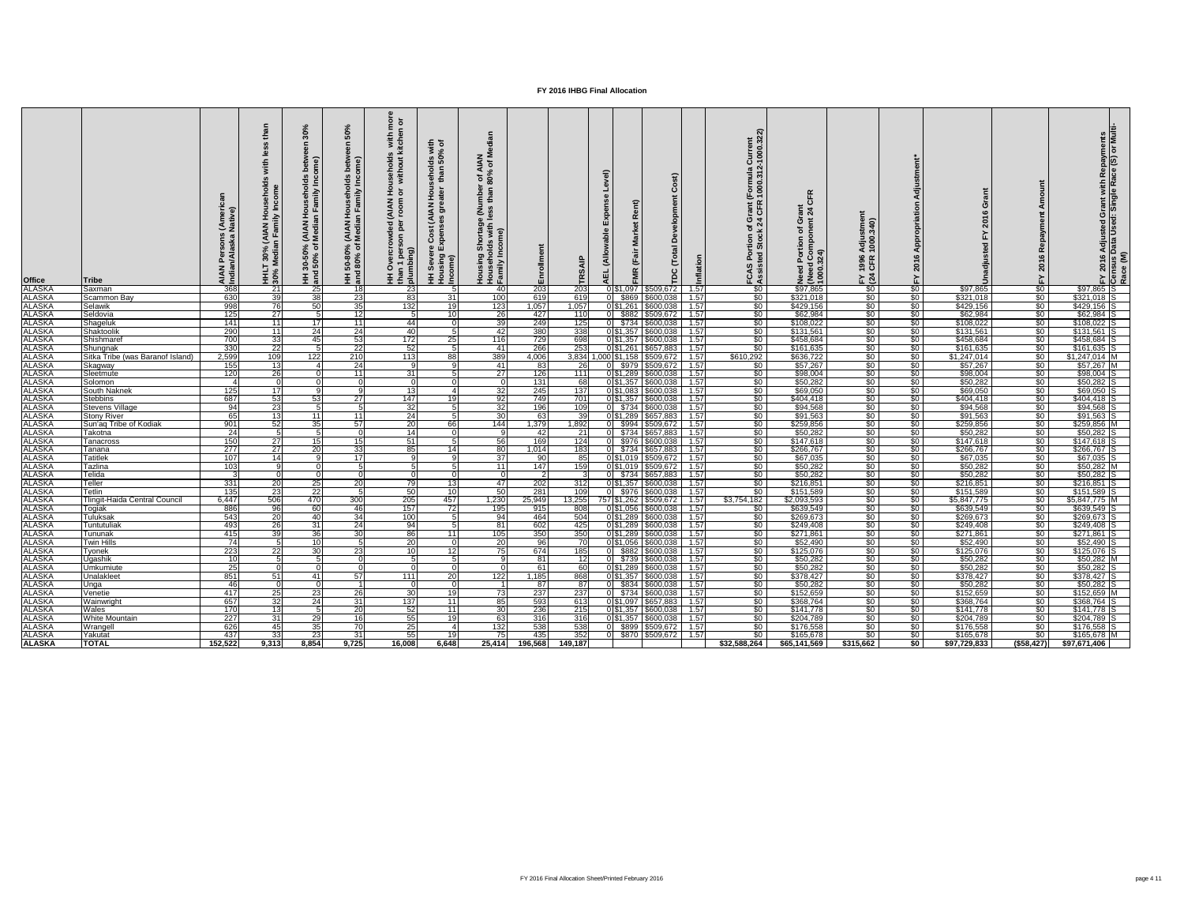# FY 2016 IHBG Final Allocation

| Office | Tribe | AIAN Persons (American Indian/Alaska Native) | HHLT 30% (AIAN Households with less than 30% Median Family Income | HH 30-50% (AIAN Households between 30% and 50% of Median Family Income) | HH 50-80% (AIAN Households between 50% and 80% of Median Family Income) | HH Overcrowded (AIAN Households with more than 1 person per room or without kitchen or plumbing) | HH Severe Cost (AIAN Households with Housing Expenses greater than 50% of Income) | Housing Shortage (Number of AIAN Households with less than 80% of Median Family Income) | Enrollment | TRSAIP | AEL (Allowable Expense Level) | FMR (Fair Market Rent) | TDC (Total Development Cost) | Inflation | FCAS Portion of Grant (Formula Current Assisted Stock 24 CFR 1000.312-1000.322) | Need Portion of Grant (Need Component 24 CFR 1000.324) | FY 1996 Adjustment (24 CFR 1000.340) | FY 2016 Appropriation Adjustment* | Unadjusted FY 2016 Grant | FY 2016 Repayment Amount | FY 2016 Adjusted Grant with Repayments | Census Data Used: Single Race (S) or Multi-Race (M) |
|---|---|---|---|---|---|---|---|---|---|---|---|---|---|---|---|---|---|---|---|---|---|---|
| ALASKA | Saxman | 368 | 21 | 25 | 18 | 23 | 5 | 40 | 203 | 203 | 0 | $1,097 | $509,672 | 1.57 | $0 | $97,865 | $0 | $0 | $97,865 | $0 | $97,865 | S |
| ALASKA | Scammon Bay | 630 | 39 | 38 | 23 | 83 | 31 | 100 | 619 | 619 | 0 | $869 | $600,038 | 1.57 | $0 | $321,018 | $0 | $0 | $321,018 | $0 | $321,018 | S |
| ALASKA | Selawik | 998 | 76 | 50 | 35 | 132 | 19 | 123 | 1,057 | 1,057 | 0 | $1,261 | $600,038 | 1.57 | $0 | $429,156 | $0 | $0 | $429,156 | $0 | $429,156 | S |
| ALASKA | Seldovia | 125 | 27 | 5 | 12 | 5 | 10 | 26 | 427 | 110 | 0 | $882 | $509,672 | 1.57 | $0 | $62,984 | $0 | $0 | $62,984 | $0 | $62,984 | S |
| ALASKA | Shageluk | 141 | 11 | 17 | 11 | 44 | 0 | 39 | 249 | 125 | 0 | $734 | $600,038 | 1.57 | $0 | $108,022 | $0 | $0 | $108,022 | $0 | $108,022 | S |
| ALASKA | Shaktoolik | 290 | 11 | 24 | 24 | 40 | 5 | 42 | 380 | 338 | 0 | $1,357 | $600,038 | 1.57 | $0 | $131,561 | $0 | $0 | $131,561 | $0 | $131,561 | S |
| ALASKA | Shishmaref | 700 | 33 | 45 | 53 | 172 | 25 | 116 | 729 | 698 | 0 | $1,357 | $600,038 | 1.57 | $0 | $458,684 | $0 | $0 | $458,684 | $0 | $458,684 | S |
| ALASKA | Shungnak | 330 | 22 | 5 | 22 | 52 | 5 | 41 | 266 | 253 | 0 | $1,261 | $657,883 | 1.57 | $0 | $161,635 | $0 | $0 | $161,635 | $0 | $161,635 | S |
| ALASKA | Sitka Tribe (was Baranof Island) | 2,599 | 109 | 122 | 210 | 113 | 88 | 389 | 4,006 | 3,834 | 1,000 | $1,158 | $509,672 | 1.57 | $610,292 | $636,722 | $0 | $0 | $1,247,014 | $0 | $1,247,014 | M |
| ALASKA | Skagway | 155 | 13 | 4 | 24 | 9 | 9 | 41 | 83 | 26 | 0 | $979 | $509,672 | 1.57 | $0 | $57,267 | $0 | $0 | $57,267 | $0 | $57,267 | M |
| ALASKA | Sleetmute | 120 | 26 | 0 | 11 | 31 | 5 | 27 | 126 | 111 | 0 | $1,289 | $600,038 | 1.57 | $0 | $98,004 | $0 | $0 | $98,004 | $0 | $98,004 | S |
| ALASKA | Solomon | 4 | 0 | 0 | 0 | 0 | 0 | 0 | 131 | 68 | 0 | $1,357 | $600,038 | 1.57 | $0 | $50,282 | $0 | $0 | $50,282 | $0 | $50,282 | S |
| ALASKA | South Naknek | 125 | 17 | 9 | 9 | 13 | 4 | 32 | 245 | 137 | 0 | $1,083 | $600,038 | 1.57 | $0 | $69,050 | $0 | $0 | $69,050 | $0 | $69,050 | S |
| ALASKA | Stebbins | 687 | 53 | 53 | 27 | 147 | 19 | 92 | 749 | 701 | 0 | $1,357 | $600,038 | 1.57 | $0 | $404,418 | $0 | $0 | $404,418 | $0 | $404,418 | S |
| ALASKA | Stevens Village | 94 | 23 | 5 | 5 | 32 | 5 | 32 | 196 | 109 | 0 | $734 | $600,038 | 1.57 | $0 | $94,568 | $0 | $0 | $94,568 | $0 | $94,568 | S |
| ALASKA | Stony River | 65 | 13 | 11 | 11 | 24 | 5 | 30 | 63 | 39 | 0 | $1,289 | $657,883 | 1.57 | $0 | $91,563 | $0 | $0 | $91,563 | $0 | $91,563 | S |
| ALASKA | Sun'aq Tribe of Kodiak | 901 | 52 | 35 | 57 | 20 | 66 | 144 | 1,379 | 1,892 | 0 | $994 | $509,672 | 1.57 | $0 | $259,856 | $0 | $0 | $259,856 | $0 | $259,856 | M |
| ALASKA | Takotna | 24 | 5 | 5 | 0 | 14 | 0 | 9 | 42 | 21 | 0 | $734 | $657,883 | 1.57 | $0 | $50,282 | $0 | $0 | $50,282 | $0 | $50,282 | S |
| ALASKA | Tanacross | 150 | 27 | 15 | 15 | 51 | 5 | 56 | 169 | 124 | 0 | $976 | $600,038 | 1.57 | $0 | $147,618 | $0 | $0 | $147,618 | $0 | $147,618 | S |
| ALASKA | Tanana | 277 | 27 | 20 | 33 | 85 | 14 | 80 | 1,014 | 183 | 0 | $734 | $657,883 | 1.57 | $0 | $266,767 | $0 | $0 | $266,767 | $0 | $266,767 | S |
| ALASKA | Tatitlek | 107 | 14 | 9 | 17 | 9 | 9 | 37 | 90 | 85 | 0 | $1,019 | $509,672 | 1.57 | $0 | $67,035 | $0 | $0 | $67,035 | $0 | $67,035 | S |
| ALASKA | Tazlina | 103 | 9 | 0 | 5 | 5 | 5 | 11 | 147 | 159 | 0 | $1,019 | $509,672 | 1.57 | $0 | $50,282 | $0 | $0 | $50,282 | $0 | $50,282 | M |
| ALASKA | Telida | 3 | 0 | 0 | 0 | 0 | 0 | 0 | 2 | 3 | 0 | $734 | $657,883 | 1.57 | $0 | $50,282 | $0 | $0 | $50,282 | $0 | $50,282 | S |
| ALASKA | Teller | 331 | 20 | 25 | 20 | 79 | 13 | 47 | 202 | 312 | 0 | $1,357 | $600,038 | 1.57 | $0 | $216,851 | $0 | $0 | $216,851 | $0 | $216,851 | S |
| ALASKA | Tetlin | 135 | 23 | 22 | 5 | 50 | 10 | 50 | 281 | 109 | 0 | $976 | $600,038 | 1.57 | $0 | $151,589 | $0 | $0 | $151,589 | $0 | $151,589 | S |
| ALASKA | Tlingit-Haida Central Council | 6,447 | 506 | 470 | 300 | 205 | 457 | 1,230 | 25,949 | 13,255 | 757 | $1,262 | $509,672 | 1.57 | $3,754,182 | $2,093,593 | $0 | $0 | $5,847,775 | $0 | $5,847,775 | M |
| ALASKA | Togiak | 886 | 96 | 60 | 46 | 157 | 72 | 195 | 915 | 808 | 0 | $1,056 | $600,038 | 1.57 | $0 | $639,549 | $0 | $0 | $639,549 | $0 | $639,549 | S |
| ALASKA | Tuluksak | 543 | 20 | 40 | 34 | 100 | 5 | 94 | 464 | 504 | 0 | $1,289 | $600,038 | 1.57 | $0 | $269,673 | $0 | $0 | $269,673 | $0 | $269,673 | S |
| ALASKA | Tuntutuliak | 493 | 26 | 31 | 24 | 94 | 5 | 81 | 602 | 425 | 0 | $1,289 | $600,038 | 1.57 | $0 | $249,408 | $0 | $0 | $249,408 | $0 | $249,408 | S |
| ALASKA | Tununak | 415 | 39 | 36 | 30 | 86 | 11 | 105 | 350 | 350 | 0 | $1,289 | $600,038 | 1.57 | $0 | $271,861 | $0 | $0 | $271,861 | $0 | $271,861 | S |
| ALASKA | Twin Hills | 74 | 5 | 10 | 5 | 20 | 0 | 20 | 96 | 70 | 0 | $1,056 | $600,038 | 1.57 | $0 | $52,490 | $0 | $0 | $52,490 | $0 | $52,490 | S |
| ALASKA | Tyonek | 223 | 22 | 30 | 23 | 10 | 12 | 75 | 674 | 185 | 0 | $882 | $600,038 | 1.57 | $0 | $125,076 | $0 | $0 | $125,076 | $0 | $125,076 | S |
| ALASKA | Ugashik | 10 | 5 | 5 | 0 | 5 | 5 | 9 | 81 | 12 | 0 | $739 | $600,038 | 1.57 | $0 | $50,282 | $0 | $0 | $50,282 | $0 | $50,282 | M |
| ALASKA | Umkumiute | 25 | 0 | 0 | 0 | 0 | 0 | 0 | 61 | 60 | 0 | $1,289 | $600,038 | 1.57 | $0 | $50,282 | $0 | $0 | $50,282 | $0 | $50,282 | S |
| ALASKA | Unalakleet | 851 | 51 | 41 | 57 | 111 | 20 | 122 | 1,185 | 868 | 0 | $1,357 | $600,038 | 1.57 | $0 | $378,427 | $0 | $0 | $378,427 | $0 | $378,427 | S |
| ALASKA | Unga | 46 | 0 | 0 | 1 | 0 | 0 | 1 | 87 | 87 | 0 | $834 | $600,038 | 1.57 | $0 | $50,282 | $0 | $0 | $50,282 | $0 | $50,282 | S |
| ALASKA | Venetie | 417 | 25 | 23 | 26 | 30 | 19 | 73 | 237 | 237 | 0 | $734 | $600,038 | 1.57 | $0 | $152,659 | $0 | $0 | $152,659 | $0 | $152,659 | M |
| ALASKA | Wainwright | 657 | 32 | 24 | 31 | 137 | 11 | 85 | 593 | 613 | 0 | $1,097 | $657,883 | 1.57 | $0 | $368,764 | $0 | $0 | $368,764 | $0 | $368,764 | S |
| ALASKA | Wales | 170 | 13 | 5 | 20 | 52 | 11 | 30 | 236 | 215 | 0 | $1,357 | $600,038 | 1.57 | $0 | $141,778 | $0 | $0 | $141,778 | $0 | $141,778 | S |
| ALASKA | White Mountain | 227 | 31 | 29 | 16 | 55 | 19 | 63 | 316 | 316 | 0 | $1,357 | $600,038 | 1.57 | $0 | $204,789 | $0 | $0 | $204,789 | $0 | $204,789 | S |
| ALASKA | Wrangell | 626 | 45 | 35 | 70 | 25 | 4 | 132 | 538 | 538 | 0 | $899 | $509,672 | 1.57 | $0 | $176,558 | $0 | $0 | $176,558 | $0 | $176,558 | S |
| ALASKA | Yakutat | 437 | 33 | 23 | 31 | 55 | 19 | 75 | 435 | 352 | 0 | $870 | $509,672 | 1.57 | $0 | $165,678 | $0 | $0 | $165,678 | $0 | $165,678 | M |
| **ALASKA** | **TOTAL** | **152,522** | **9,313** | **8,854** | **9,725** | **16,008** | **6,648** | **25,414** | **196,568** | **149,187** | | | | | **$32,588,264** | **$65,141,569** | **$315,662** | **$0** | **$97,729,833** | **($58,427)** | **$97,671,406** | |

FY 2016 Final Allocation Sheet/Printed February 2016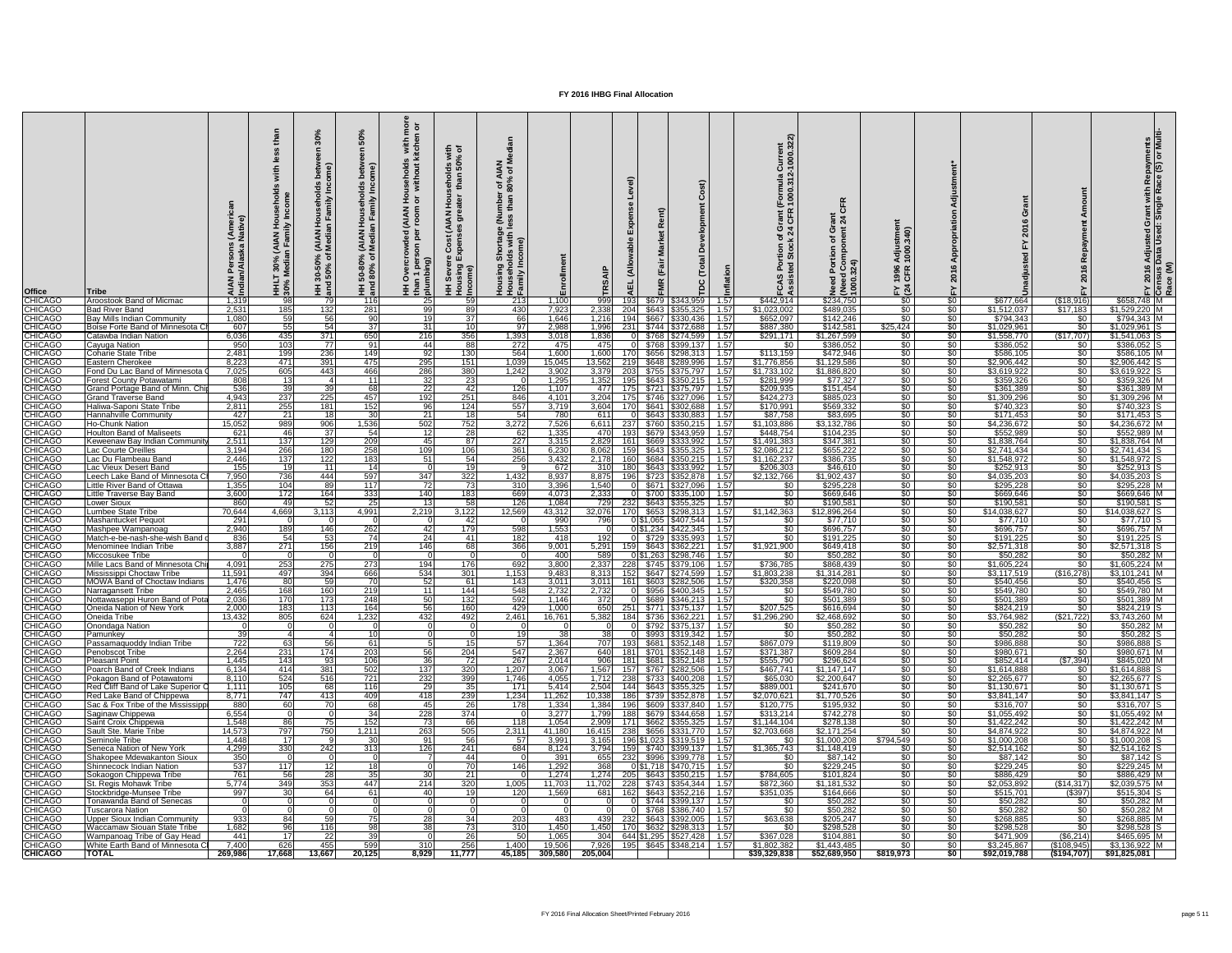# FY 2016 IHBG Final Allocation

| Office | Tribe | AIAN Persons (American Indian/Alaska Native) | HHLT 30% (AIAN Households with less than 30% Median Family Income | HH 30-50% (AIAN Households between 30% and 50% of Median Family Income) | HH 50-80% (AIAN Households between 50% and 80% of Median Family Income) | HH Overcrowded (AIAN Households with more than 1 person per room or without kitchen or plumbing) | HH Severe Cost (AIAN Households with Housing Expenses greater than 50% of Income) | Housing Shortage (Number of AIAN Households with less than 80% of Median Family Income) | Enrollment | TRSAIP | AEL (Allowable Expense Level) | FMR (Fair Market Rent) | TDC (Total Development Cost) | Inflation | FCAS Portion of Grant (Formula Current Assisted Stock 24 CFR 1000.312-1000.322) | Need Portion of Grant (Need Component 24 CFR 1000.324) | FY 1996 Adjustment (24 CFR 1000.340) | FY 2016 Appropriation Adjustment* | Unadjusted FY 2016 Grant | FY 2016 Repayment Amount | FY 2016 Adjusted Grant with Repayments | Census Data Used: Single Race (S) or Multi-Race (M) |
|---|---|---|---|---|---|---|---|---|---|---|---|---|---|---|---|---|---|---|---|---|---|---|
| CHICAGO | Aroostook Band of Micmac | 1,319 | 98 | 79 | 116 | 25 | 59 | 213 | 1,100 | 999 | 193 | $679 | $343,959 | 1.57 | $442,914 | $234,750 | $0 | $0 | $677,664 | ($18,916) | $658,748 | M |
| CHICAGO | Bad River Band | 2,531 | 185 | 132 | 281 | 99 | 89 | 430 | 7,923 | 2,338 | 204 | $643 | $355,325 | 1.57 | $1,023,002 | $489,035 | $0 | $0 | $1,512,037 | $17,183 | $1,529,220 | M |
| CHICAGO | Bay Mills Indian Community | 1,080 | 59 | 56 | 90 | 19 | 37 | 66 | 1,646 | 1,216 | 194 | $667 | $330,436 | 1.57 | $652,097 | $142,246 | $0 | $0 | $794,343 | $0 | $794,343 | M |
| CHICAGO | Boise Forte Band of Minnesota Cl | 607 | 55 | 54 | 37 | 31 | 10 | 97 | 2,988 | 1,996 | 231 | $744 | $372,688 | 1.57 | $887,380 | $142,581 | $25,424 | $0 | $1,029,961 | $0 | $1,029,961 | S |
| CHICAGO | Catawba Indian Nation | 6,036 | 435 | 371 | 650 | 216 | 356 | 1,393 | 3,018 | 1,836 | 0 | $768 | $274,599 | 1.57 | $291,171 | $1,267,599 | $0 | $0 | $1,558,770 | ($17,707) | $1,541,063 | S |
| CHICAGO | Cayuga Nation | 950 | 103 | 77 | 91 | 44 | 88 | 272 | 475 | 475 | 0 | $768 | $399,137 | 1.57 | $0 | $386,052 | $0 | $0 | $386,052 | $0 | $386,052 | S |
| CHICAGO | Coharie State Tribe | 2,481 | 199 | 236 | 149 | 92 | 130 | 564 | 1,600 | 1,600 | 170 | $656 | $298,313 | 1.57 | $113,159 | $472,946 | $0 | $0 | $586,105 | $0 | $586,105 | M |
| CHICAGO | Eastern Cherokee | 8,223 | 471 | 391 | 475 | 295 | 151 | 1,039 | 15,045 | 13,562 | 219 | $648 | $289,996 | 1.57 | $1,776,856 | $1,129,586 | $0 | $0 | $2,906,442 | $0 | $2,906,442 | S |
| CHICAGO | Fond Du Lac Band of Minnesota C | 7,025 | 605 | 443 | 466 | 286 | 380 | 1,242 | 3,902 | 3,379 | 203 | $755 | $375,797 | 1.57 | $1,733,102 | $1,886,820 | $0 | $0 | $3,619,922 | $0 | $3,619,922 | S |
| CHICAGO | Forest County Potawatami | 808 | 13 | 4 | 11 | 32 | 23 | 0 | 1,295 | 1,352 | 195 | $643 | $350,215 | 1.57 | $281,999 | $77,327 | $0 | $0 | $359,326 | $0 | $359,326 | M |
| CHICAGO | Grand Portage Band of Minn. Chip | 536 | 39 | 39 | 68 | 22 | 42 | 126 | 1,107 | 477 | 175 | $721 | $375,797 | 1.57 | $209,935 | $151,454 | $0 | $0 | $361,389 | $0 | $361,389 | M |
| CHICAGO | Grand Traverse Band | 4,943 | 237 | 225 | 457 | 192 | 251 | 846 | 4,101 | 3,204 | 175 | $746 | $327,096 | 1.57 | $424,273 | $885,023 | $0 | $0 | $1,309,296 | $0 | $1,309,296 | M |
| CHICAGO | Haliwa-Saponi State Tribe | 2,811 | 255 | 181 | 152 | 96 | 124 | 557 | 3,719 | 3,604 | 170 | $641 | $302,688 | 1.57 | $170,991 | $569,332 | $0 | $0 | $740,323 | $0 | $740,323 | S |
| CHICAGO | Hannahville Community | 427 | 21 | 18 | 30 | 21 | 18 | 54 | 780 | 611 | 0 | $643 | $330,883 | 1.57 | $87,758 | $83,695 | $0 | $0 | $171,453 | $0 | $171,453 | S |
| CHICAGO | Ho-Chunk Nation | 15,052 | 989 | 906 | 1,536 | 502 | 752 | 3,272 | 7,526 | 6,611 | 237 | $760 | $350,215 | 1.57 | $1,103,886 | $3,132,786 | $0 | $0 | $4,236,672 | $0 | $4,236,672 | M |
| CHICAGO | Houlton Band of Maliseets | 621 | 46 | 37 | 54 | 12 | 28 | 62 | 1,335 | 470 | 193 | $679 | $343,959 | 1.57 | $448,754 | $104,235 | $0 | $0 | $552,989 | $0 | $552,989 | M |
| CHICAGO | Keweenaw Bay Indian Community | 2,511 | 137 | 129 | 209 | 45 | 87 | 227 | 3,315 | 2,829 | 161 | $669 | $333,992 | 1.57 | $1,491,383 | $347,381 | $0 | $0 | $1,838,764 | $0 | $1,838,764 | M |
| CHICAGO | Lac Courte Oreilles | 3,194 | 266 | 180 | 258 | 109 | 106 | 361 | 6,230 | 8,062 | 159 | $643 | $355,325 | 1.57 | $2,086,212 | $655,222 | $0 | $0 | $2,741,434 | $0 | $2,741,434 | S |
| CHICAGO | Lac Du Flambeau Band | 2,446 | 137 | 122 | 183 | 51 | 54 | 256 | 3,432 | 2,178 | 160 | $684 | $350,215 | 1.57 | $1,162,237 | $386,735 | $0 | $0 | $1,548,972 | $0 | $1,548,972 | S |
| CHICAGO | Lac Vieux Desert Band | 155 | 19 | 11 | 14 | 0 | 19 | 9 | 672 | 310 | 180 | $643 | $333,992 | 1.57 | $206,303 | $46,610 | $0 | $0 | $252,913 | $0 | $252,913 | S |
| CHICAGO | Leech Lake Band of Minnesota Cl | 7,950 | 736 | 444 | 597 | 347 | 322 | 1,432 | 8,937 | 8,875 | 196 | $723 | $352,878 | 1.57 | $2,132,766 | $1,902,437 | $0 | $0 | $4,035,203 | $0 | $4,035,203 | S |
| CHICAGO | Little River Band of Ottawa | 1,355 | 104 | 89 | 117 | 72 | 73 | 310 | 3,396 | 1,540 | 0 | $671 | $327,096 | 1.57 | $0 | $295,228 | $0 | $0 | $295,228 | $0 | $295,228 | M |
| CHICAGO | Little Traverse Bay Band | 3,600 | 172 | 164 | 333 | 140 | 183 | 669 | 4,073 | 2,333 | 0 | $700 | $335,100 | 1.57 | $0 | $669,646 | $0 | $0 | $669,646 | $0 | $669,646 | M |
| CHICAGO | Lower Sioux | 860 | 49 | 52 | 25 | 13 | 58 | 126 | 1,084 | 729 | 232 | $643 | $355,325 | 1.57 | $0 | $190,581 | $0 | $0 | $190,581 | $0 | $190,581 | S |
| CHICAGO | Lumbee State Tribe | 70,644 | 4,669 | 3,113 | 4,991 | 2,219 | 3,122 | 12,569 | 43,312 | 32,076 | 170 | $653 | $298,313 | 1.57 | $1,142,363 | $12,896,264 | $0 | $0 | $14,038,627 | $0 | $14,038,627 | S |
| CHICAGO | Mashantucket Pequot | 291 | 0 | 0 | 0 | 0 | 42 | 0 | 990 | 796 | 0 | $1,065 | $407,544 | 1.57 | $0 | $77,710 | $0 | $0 | $77,710 | $0 | $77,710 | S |
| CHICAGO | Mashpee Wampanoag | 2,940 | 189 | 146 | 262 | 42 | 179 | 598 | 1,553 | 0 | 0 | $1,234 | $422,345 | 1.57 | $0 | $696,757 | $0 | $0 | $696,757 | $0 | $696,757 | M |
| CHICAGO | Match-e-be-nash-she-wish Band o | 836 | 54 | 53 | 74 | 24 | 41 | 182 | 418 | 192 | 0 | $729 | $335,993 | 1.57 | $0 | $191,225 | $0 | $0 | $191,225 | $0 | $191,225 | S |
| CHICAGO | Menominee Indian Tribe | 3,887 | 271 | 156 | 219 | 146 | 68 | 366 | 9,001 | 5,291 | 159 | $643 | $362,221 | 1.57 | $1,921,900 | $649,418 | $0 | $0 | $2,571,318 | $0 | $2,571,318 | S |
| CHICAGO | Miccosukee Tribe | 0 | 0 | 0 | 0 | 0 | 0 | 0 | 400 | 589 | 0 | $1,263 | $298,746 | 1.57 | $0 | $50,282 | $0 | $0 | $50,282 | $0 | $50,282 | M |
| CHICAGO | Mille Lacs Band of Minnesota Chip | 4,091 | 253 | 275 | 273 | 194 | 176 | 692 | 3,800 | 2,337 | 228 | $745 | $379,106 | 1.57 | $736,785 | $868,439 | $0 | $0 | $1,605,224 | $0 | $1,605,224 | M |
| CHICAGO | Mississippi Choctaw Tribe | 11,591 | 497 | 394 | 666 | 534 | 301 | 1,153 | 9,483 | 8,313 | 152 | $647 | $274,599 | 1.57 | $1,803,238 | $1,314,281 | $0 | $0 | $3,117,519 | ($16,278) | $3,101,241 | M |
| CHICAGO | MOWA Band of Choctaw Indians | 1,476 | 80 | 59 | 70 | 52 | 61 | 143 | 3,011 | 3,011 | 161 | $603 | $282,506 | 1.57 | $320,358 | $220,098 | $0 | $0 | $540,456 | $0 | $540,456 | S |
| CHICAGO | Narragansett Tribe | 2,465 | 168 | 160 | 219 | 11 | 144 | 548 | 2,732 | 2,732 | 0 | $956 | $400,345 | 1.57 | $0 | $549,780 | $0 | $0 | $549,780 | $0 | $549,780 | M |
| CHICAGO | Nottawaseppi Huron Band of Pota | 2,036 | 170 | 173 | 248 | 50 | 132 | 592 | 1,146 | 372 | 0 | $689 | $346,213 | 1.57 | $0 | $501,389 | $0 | $0 | $501,389 | $0 | $501,389 | M |
| CHICAGO | Oneida Nation of New York | 2,000 | 183 | 113 | 164 | 56 | 160 | 429 | 1,000 | 650 | 251 | $771 | $375,137 | 1.57 | $207,525 | $616,694 | $0 | $0 | $824,219 | $0 | $824,219 | S |
| CHICAGO | Oneida Tribe | 13,432 | 805 | 624 | 1,232 | 432 | 492 | 2,461 | 16,761 | 5,382 | 184 | $736 | $362,221 | 1.57 | $1,296,290 | $2,468,692 | $0 | $0 | $3,764,982 | ($21,722) | $3,743,260 | M |
| CHICAGO | Onondaga Nation | 0 | 0 | 0 | 0 | 0 | 0 | 0 | 0 | 0 | 0 | $792 | $375,137 | 1.57 | $0 | $50,282 | $0 | $0 | $50,282 | $0 | $50,282 | M |
| CHICAGO | Pamunkey | 39 | 4 | 4 | 10 | 0 | 0 | 19 | 38 | 38 | 0 | $993 | $319,342 | 1.57 | $0 | $50,282 | $0 | $0 | $50,282 | $0 | $50,282 | S |
| CHICAGO | Passamaquoddy Indian Tribe | 722 | 63 | 56 | 61 | 5 | 15 | 57 | 1,364 | 707 | 193 | $681 | $352,148 | 1.57 | $867,079 | $119,809 | $0 | $0 | $986,888 | $0 | $986,888 | S |
| CHICAGO | Penobscot Tribe | 2,264 | 231 | 174 | 203 | 56 | 204 | 547 | 2,367 | 640 | 181 | $701 | $352,148 | 1.57 | $371,387 | $609,284 | $0 | $0 | $980,671 | $0 | $980,671 | M |
| CHICAGO | Pleasant Point | 1,445 | 143 | 93 | 106 | 36 | 72 | 267 | 2,014 | 906 | 181 | $681 | $352,148 | 1.57 | $555,790 | $296,624 | $0 | $0 | $852,414 | ($7,394) | $845,020 | M |
| CHICAGO | Poarch Band of Creek Indians | 6,134 | 414 | 381 | 502 | 137 | 320 | 1,207 | 3,067 | 1,567 | 157 | $767 | $282,506 | 1.57 | $467,741 | $1,147,147 | $0 | $0 | $1,614,888 | $0 | $1,614,888 | S |
| CHICAGO | Pokagon Band of Potawatomi | 8,110 | 524 | 516 | 721 | 232 | 399 | 1,746 | 4,055 | 1,712 | 238 | $733 | $400,208 | 1.57 | $65,030 | $2,200,647 | $0 | $0 | $2,265,677 | $0 | $2,265,677 | S |
| CHICAGO | Red Cliff Band of Lake Superior C | 1,111 | 105 | 68 | 116 | 29 | 35 | 171 | 5,414 | 2,504 | 144 | $643 | $355,325 | 1.57 | $889,001 | $241,670 | $0 | $0 | $1,130,671 | $0 | $1,130,671 | S |
| CHICAGO | Red Lake Band of Chippewa | 8,771 | 747 | 413 | 409 | 418 | 239 | 1,234 | 11,262 | 10,338 | 186 | $739 | $352,878 | 1.57 | $2,070,621 | $1,770,526 | $0 | $0 | $3,841,147 | $0 | $3,841,147 | S |
| CHICAGO | Sac & Fox Tribe of the Mississippi | 880 | 60 | 70 | 68 | 45 | 26 | 178 | 1,334 | 1,384 | 196 | $609 | $337,840 | 1.57 | $120,775 | $195,932 | $0 | $0 | $316,707 | $0 | $316,707 | S |
| CHICAGO | Saginaw Chippewa | 6,554 | 0 | 0 | 34 | 228 | 374 | 0 | 3,277 | 1,799 | 188 | $679 | $344,658 | 1.57 | $313,214 | $742,278 | $0 | $0 | $1,055,492 | $0 | $1,055,492 | M |
| CHICAGO | Saint Croix Chippewa | 1,548 | 86 | 75 | 152 | 73 | 66 | 118 | 1,054 | 2,909 | 171 | $662 | $355,325 | 1.57 | $1,144,104 | $278,138 | $0 | $0 | $1,422,242 | $0 | $1,422,242 | M |
| CHICAGO | Sault Ste. Marie Tribe | 14,573 | 797 | 750 | 1,211 | 263 | 505 | 2,311 | 41,180 | 16,415 | 238 | $656 | $331,770 | 1.57 | $2,703,668 | $2,171,254 | $0 | $0 | $4,874,922 | $0 | $4,874,922 | M |
| CHICAGO | Seminole Tribe | 1,448 | 17 | 9 | 30 | 91 | 56 | 57 | 3,991 | 3,165 | 196 | $1,023 | $319,519 | 1.57 | $0 | $1,000,208 | $794,549 | $0 | $1,000,208 | $0 | $1,000,208 | S |
| CHICAGO | Seneca Nation of New York | 4,299 | 330 | 242 | 313 | 126 | 241 | 684 | 8,124 | 3,794 | 159 | $740 | $399,137 | 1.57 | $1,365,743 | $1,148,419 | $0 | $0 | $2,514,162 | $0 | $2,514,162 | S |
| CHICAGO | Shakopee Mdewakanton Sioux | 350 | 0 | 0 | 0 | 7 | 44 | 0 | 391 | 655 | 232 | $996 | $399,778 | 1.57 | $0 | $87,142 | $0 | $0 | $87,142 | $0 | $87,142 | S |
| CHICAGO | Shinnecock Indian Nation | 537 | 117 | 12 | 18 | 0 | 70 | 146 | 1,292 | 368 | 0 | $1,718 | $470,715 | 1.57 | $0 | $229,245 | $0 | $0 | $229,245 | $0 | $229,245 | M |
| CHICAGO | Sokaogon Chippewa Tribe | 761 | 56 | 28 | 35 | 30 | 21 | 0 | 1,274 | 1,274 | 205 | $643 | $350,215 | 1.57 | $784,605 | $101,824 | $0 | $0 | $886,429 | $0 | $886,429 | M |
| CHICAGO | St. Regis Mohawk Tribe | 5,774 | 349 | 353 | 447 | 214 | 320 | 1,005 | 11,703 | 11,702 | 228 | $743 | $354,344 | 1.57 | $872,360 | $1,181,532 | $0 | $0 | $2,053,892 | ($14,317) | $2,039,575 | M |
| CHICAGO | Stockbridge-Munsee Tribe | 997 | 30 | 64 | 61 | 40 | 19 | 120 | 1,569 | 681 | 162 | $643 | $352,216 | 1.57 | $351,035 | $164,666 | $0 | $0 | $515,701 | ($397) | $515,304 | S |
| CHICAGO | Tonawanda Band of Senecas | 0 | 0 | 0 | 0 | 0 | 0 | 0 | 0 | 0 | 0 | $744 | $399,137 | 1.57 | $0 | $50,282 | $0 | $0 | $50,282 | $0 | $50,282 | M |
| CHICAGO | Tuscarora Nation | 0 | 0 | 0 | 0 | 0 | 0 | 0 | 0 | 0 | 0 | $768 | $386,740 | 1.57 | $0 | $50,282 | $0 | $0 | $50,282 | $0 | $50,282 | M |
| CHICAGO | Upper Sioux Indian Community | 933 | 84 | 59 | 75 | 28 | 34 | 203 | 483 | 439 | 232 | $643 | $392,005 | 1.57 | $63,638 | $205,247 | $0 | $0 | $268,885 | $0 | $268,885 | M |
| CHICAGO | Waccamaw Siouan State Tribe | 1,682 | 96 | 116 | 98 | 38 | 73 | 310 | 1,450 | 1,450 | 170 | $632 | $298,313 | 1.57 | $0 | $298,528 | $0 | $0 | $298,528 | $0 | $298,528 | S |
| CHICAGO | Wampanoag Tribe of Gay Head | 441 | 17 | 22 | 39 | 0 | 26 | 50 | 1,065 | 304 | 644 | $1,295 | $527,428 | 1.57 | $367,028 | $104,881 | $0 | $0 | $471,909 | ($6,214) | $465,695 | M |
| CHICAGO | White Earth Band of Minnesota Cl | 7,400 | 626 | 455 | 599 | 310 | 256 | 1,400 | 19,506 | 7,926 | 195 | $645 | $348,214 | 1.57 | $1,802,382 | $1,443,485 | $0 | $0 | $3,245,867 | ($108,945) | $3,136,922 | M |
| **CHICAGO** | **TOTAL** | **269,986** | **17,668** | **13,667** | **20,125** | **8,929** | **11,777** | **45,185** | **309,580** | **205,004** | | | | | **$39,329,838** | **$52,689,950** | **$819,973** | **$0** | **$92,019,788** | **($194,707)** | **$91,825,081** | |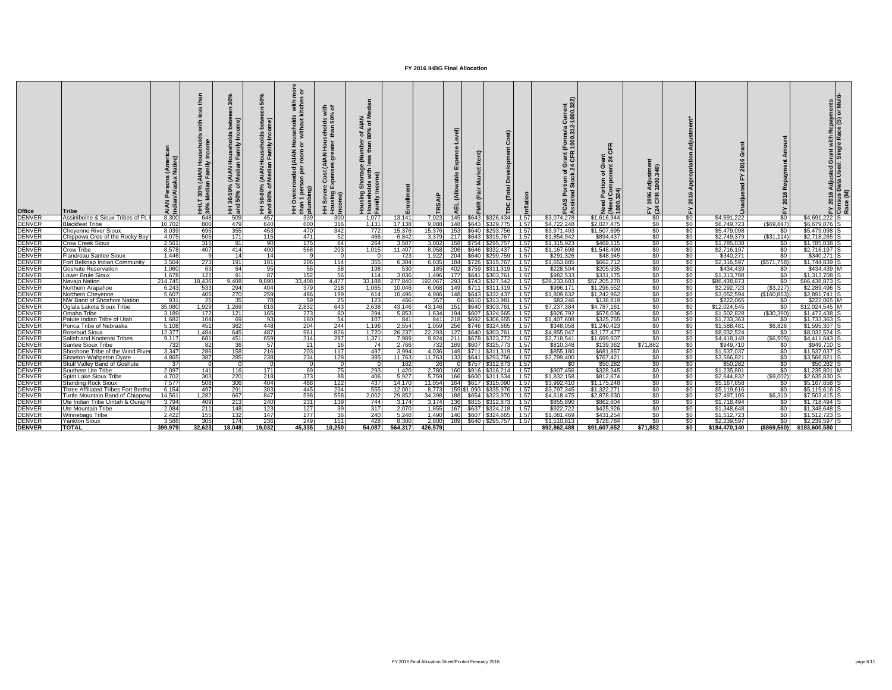# FY 2016 IHBG Final Allocation

| Office | Tribe | AIAN Persons (American Indian/Alaska Native) | HHLT 30% (AIAN Households with less than 30% Median Family Income | HH 30-50% (AIAN Households between 30% and 50% of Median Family Income) | HH 50-80% (AIAN Households between 50% and 80% of Median Family Income) | HH Overcrowded (AIAN Households with more than 1 person per room or without kitchen or plumbing) | HH Severe Cost (AIAN Households with Housing Expenses greater than 50% of Income) | Housing Shortage (Number of AIAN Households with less than 80% of Median Family Income) | Enrollment | TRSAIP | AEL (Allowable Expense Level) | FMR (Fair Market Rent) | TDC (Total Development Cost) | Inflation | FCAS Portion of Grant (Formula Current Assisted Stock 24 CFR 1000.312-1000.322) | Need Portion of Grant (Need Component 24 CFR 1000.324) | FY 1996 Adjustment (24 CFR 1000.340) | FY 2016 Appropriation Adjustment* | Unadjusted FY 2016 Grant | FY 2016 Repayment Amount | FY 2016 Adjusted Grant with Repayments | Census Data Used: Single Race (S) or Multi-Race (M) |
|---|---|---|---|---|---|---|---|---|---|---|---|---|---|---|---|---|---|---|---|---|---|---|
| DENVER | Assiniboine & Sioux Tribes of Ft. I | 8,300 | 648 | 509 | 457 | 339 | 300 | 1,077 | 13,141 | 7,023 | 145 | $643 | $326,434 | 1.57 | $3,074,278 | $1,616,944 | $0 | $0 | $4,691,222 | $0 | $4,691,222 | S |
| DENVER | Blackfeet Tribe | 10,702 | 800 | 479 | 640 | 600 | 316 | 1,131 | 17,138 | 9,088 | 148 | $643 | $329,775 | 1.57 | $4,722,248 | $2,027,475 | $0 | $0 | $6,749,723 | ($69,847) | $6,679,876 | S |
| DENVER | Cheyenne River Sioux | 8,039 | 695 | 355 | 453 | 470 | 342 | 772 | 15,376 | 15,376 | 153 | $640 | $293,756 | 1.57 | $3,971,403 | $1,507,695 | $0 | $0 | $5,479,098 | $0 | $5,479,098 | S |
| DENVER | Chippewa Cree of the Rocky Boy's | 4,075 | 505 | 171 | 115 | 471 | 52 | 466 | 6,842 | 3,379 | 217 | $643 | $315,767 | 1.57 | $1,854,942 | $894,437 | $0 | $0 | $2,749,379 | ($31,114) | $2,718,265 | S |
| DENVER | Crow Creek Sioux | 2,561 | 315 | 91 | 90 | 175 | 64 | 264 | 3,507 | 3,002 | 158 | $754 | $295,757 | 1.57 | $1,315,923 | $469,115 | $0 | $0 | $1,785,038 | $0 | $1,785,038 | S |
| DENVER | Crow Tribe | 8,578 | 407 | 414 | 400 | 568 | 203 | 1,015 | 11,407 | 8,058 | 206 | $646 | $332,437 | 1.57 | $1,167,698 | $1,548,499 | $0 | $0 | $2,716,197 | $0 | $2,716,197 | S |
| DENVER | Flandreau Santee Sioux | 1,446 | 9 | 14 | 14 | 9 | 0 | 0 | 723 | 1,922 | 204 | $640 | $299,759 | 1.57 | $291,326 | $48,945 | $0 | $0 | $340,271 | $0 | $340,271 | S |
| DENVER | Fort Belknap Indian Community | 3,504 | 273 | 191 | 181 | 206 | 114 | 355 | 6,304 | 6,035 | 184 | $726 | $315,767 | 1.57 | $1,653,885 | $662,712 | $0 | $0 | $2,316,597 | ($571,758) | $1,744,839 | S |
| DENVER | Goshute Reservation | 1,060 | 63 | 64 | 95 | 56 | 58 | 198 | 530 | 185 | 402 | $759 | $311,319 | 1.57 | $228,504 | $205,935 | $0 | $0 | $434,439 | $0 | $434,439 | M |
| DENVER | Lower Brule Sioux | 1,678 | 121 | 91 | 87 | 152 | 56 | 114 | 3,036 | 1,496 | 177 | $641 | $303,761 | 1.57 | $982,533 | $331,175 | $0 | $0 | $1,313,708 | $0 | $1,313,708 | S |
| DENVER | Navajo Nation | 214,745 | 18,436 | 9,408 | 9,890 | 33,408 | 4,477 | 33,188 | 277,840 | 192,067 | 293 | $743 | $327,542 | 1.57 | $29,233,603 | $57,205,270 | $0 | $0 | $86,438,873 | $0 | $86,438,873 | S |
| DENVER | Northern Arapahoe | 6,243 | 533 | 294 | 404 | 379 | 218 | 1,065 | 10,046 | 6,068 | 149 | $711 | $311,319 | 1.57 | $996,171 | $1,296,552 | $0 | $0 | $2,292,723 | ($3,227) | $2,289,496 | S |
| DENVER | Northern Cheyenne | 5,607 | 405 | 270 | 259 | 486 | 199 | 614 | 10,496 | 4,986 | 148 | $643 | $332,437 | 1.57 | $1,809,632 | $1,242,962 | $0 | $0 | $3,052,594 | ($160,853) | $2,891,741 | S |
| DENVER | NW Band of Shoshoni Nation | 931 | 25 | 35 | 78 | 59 | 25 | 123 | 466 | 357 | 0 | $610 | $313,981 | 1.57 | $83,246 | $138,819 | $0 | $0 | $222,065 | $0 | $222,065 | M |
| DENVER | Oglala Lakota Sioux Tribe | 35,080 | 1,929 | 1,269 | 816 | 2,832 | 643 | 2,638 | 43,146 | 43,146 | 151 | $640 | $303,761 | 1.57 | $7,237,384 | $4,787,161 | $0 | $0 | $12,024,545 | $0 | $12,024,545 | M |
| DENVER | Omaha Tribe | 3,189 | 172 | 121 | 165 | 273 | 60 | 294 | 5,853 | 1,634 | 194 | $607 | $324,665 | 1.57 | $926,792 | $576,036 | $0 | $0 | $1,502,828 | ($30,390) | $1,472,438 | S |
| DENVER | Paiute Indian Tribe of Utah | 1,682 | 104 | 69 | 93 | 160 | 54 | 107 | 841 | 841 | 218 | $692 | $306,655 | 1.57 | $1,407,608 | $325,755 | $0 | $0 | $1,733,363 | $0 | $1,733,363 | S |
| DENVER | Ponca Tribe of Nebraska | 5,108 | 451 | 362 | 448 | 204 | 244 | 1,196 | 2,554 | 1,059 | 256 | $746 | $324,665 | 1.57 | $348,058 | $1,240,423 | $0 | $0 | $1,588,481 | $6,826 | $1,595,307 | S |
| DENVER | Rosebud Sioux | 12,377 | 1,484 | 645 | 487 | 961 | 826 | 1,720 | 26,237 | 22,293 | 127 | $640 | $303,761 | 1.57 | $4,855,047 | $3,177,477 | $0 | $0 | $8,032,524 | $0 | $8,032,524 | S |
| DENVER | Salish and Kootenai Tribes | 9,117 | 681 | 451 | 659 | 314 | 297 | 1,371 | 7,989 | 9,924 | 211 | $678 | $323,772 | 1.57 | $2,718,541 | $1,699,607 | $0 | $0 | $4,418,148 | ($6,505) | $4,411,643 | S |
| DENVER | Santee Sioux Tribe | 732 | 82 | 36 | 57 | 21 | 16 | 74 | 2,766 | 732 | 169 | $607 | $325,773 | 1.57 | $810,348 | $139,362 | $71,882 | $0 | $949,710 | $0 | $949,710 | S |
| DENVER | Shoshone Tribe of the Wind River | 3,347 | 286 | 158 | 216 | 203 | 117 | 497 | 3,994 | 4,036 | 149 | $711 | $311,319 | 1.57 | $855,180 | $681,857 | $0 | $0 | $1,537,037 | $0 | $1,537,037 | S |
| DENVER | Sisseton-Wahpeton Oyate | 4,865 | 387 | 285 | 238 | 234 | 128 | 385 | 11,763 | 11,763 | 133 | $641 | $293,756 | 1.57 | $2,799,400 | $767,421 | $0 | $0 | $3,566,821 | $0 | $3,566,821 | S |
| DENVER | Skull Valley Band of Goshute | 37 | 0 | 0 | 0 | 0 | 0 | 0 | 162 | 26 | 0 | $757 | $312,873 | 1.57 | $0 | $50,282 | $0 | $0 | $50,282 | $0 | $50,282 | S |
| DENVER | Southern Ute Tribe | 2,097 | 141 | 116 | 171 | 69 | 75 | 293 | 1,420 | 2,780 | 160 | $916 | $316,214 | 1.57 | $907,456 | $328,345 | $0 | $0 | $1,235,801 | $0 | $1,235,801 | M |
| DENVER | Spirit Lake Sioux Tribe | 4,702 | 303 | 220 | 218 | 373 | 88 | 406 | 5,927 | 5,759 | 166 | $600 | $311,534 | 1.57 | $1,832,158 | $812,674 | $0 | $0 | $2,644,832 | ($9,002) | $2,635,830 | S |
| DENVER | Standing Rock Sioux | 7,577 | 508 | 306 | 404 | 488 | 122 | 437 | 14,170 | 11,054 | 164 | $617 | $315,090 | 1.57 | $3,992,410 | $1,175,248 | $0 | $0 | $5,167,658 | $0 | $5,167,658 | S |
| DENVER | Three Affiliated Tribes Fort Bertho | 6,154 | 497 | 291 | 303 | 445 | 234 | 555 | 12,001 | 8,773 | 159 | $1,093 | $335,976 | 1.57 | $3,797,345 | $1,322,271 | $0 | $0 | $5,119,616 | $0 | $5,119,616 | S |
| DENVER | Turtle Mountain Band of Chippewa | 14,561 | 1,282 | 667 | 847 | 598 | 558 | 2,002 | 29,852 | 34,398 | 188 | $654 | $323,970 | 1.57 | $4,618,475 | $2,878,630 | $0 | $0 | $7,497,105 | $6,310 | $7,503,415 | S |
| DENVER | Ute Indian Tribe Uintah & Ouray R | 3,794 | 409 | 213 | 240 | 231 | 139 | 744 | 3,174 | 3,174 | 136 | $815 | $312,873 | 1.57 | $855,890 | $862,604 | $0 | $0 | $1,718,494 | $0 | $1,718,494 | S |
| DENVER | Ute Mountain Tribe | 2,084 | 211 | 148 | 123 | 127 | 39 | 317 | 2,070 | 1,855 | 167 | $637 | $324,218 | 1.57 | $922,722 | $425,926 | $0 | $0 | $1,348,648 | $0 | $1,348,648 | S |
| DENVER | Winnebago Tribe | 2,422 | 155 | 132 | 147 | 177 | 36 | 240 | 5,246 | 1,490 | 140 | $607 | $324,665 | 1.57 | $1,081,469 | $431,254 | $0 | $0 | $1,512,723 | $0 | $1,512,723 | S |
| DENVER | Yankton Sioux | 3,586 | 305 | 174 | 236 | 249 | 151 | 428 | 8,300 | 2,800 | 189 | $640 | $295,757 | 1.57 | $1,510,813 | $728,784 | $0 | $0 | $2,239,597 | $0 | $2,239,597 | S |
| **DENVER** | **TOTAL** | **399,979** | **32,623** | **18,048** | **19,032** | **45,335** | **10,250** | **54,087** | **564,317** | **426,579** | | | | | **$92,862,488** | **$91,607,652** | **$71,882** | **$0** | **$184,470,140** | **($869,560)** | **$183,600,580** | |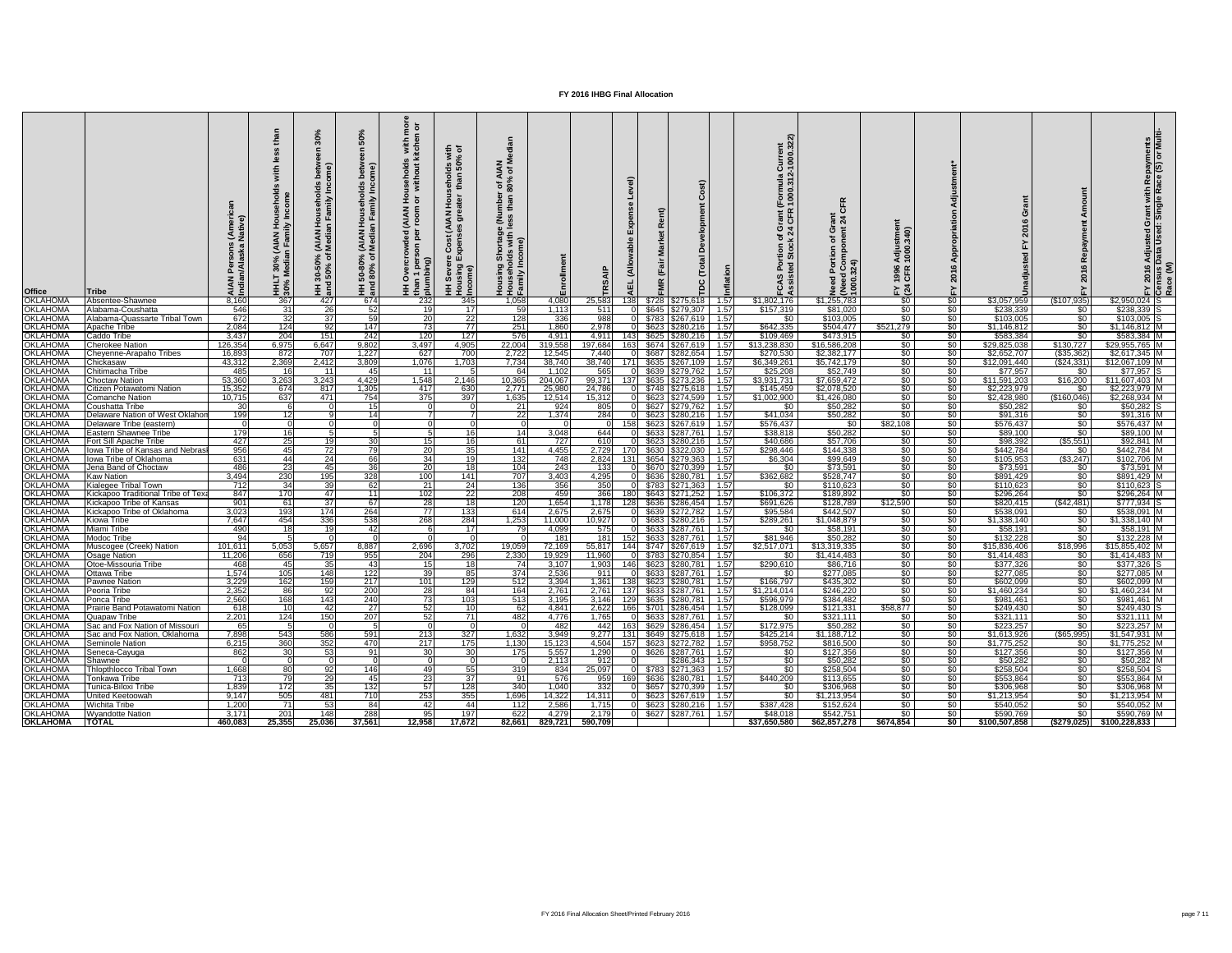# FY 2016 IHBG Final Allocation

| Office | Tribe | AIAN Persons (American Indian/Alaska Native) | HHLT 30% (AIAN Households with less than 30% Median Family Income | HH 30-50% (AIAN Households between 30% and 50% of Median Family Income) | HH 50-80% (AIAN Households between 50% and 80% of Median Family Income) | HH Overcrowded (AIAN Households with more than 1 person per room or without kitchen or plumbing) | HH Severe Cost (AIAN Households with Housing Expenses greater than 50% of Income) | Housing Shortage (Number of AIAN Households with less than 80% of Median Family Income) | Enrollment | TRSAIP | AEL (Allowable Expense Level) | FMR (Fair Market Rent) | TDC (Total Development Cost) | Inflation | FCAS Portion of Grant (Formula Current Assisted Stock 24 CFR 1000.312-1000.322) | Need Portion of Grant (Need Component 24 CFR 1000.324) | FY 1996 Adjustment (24 CFR 1000.340) | FY 2016 Appropriation Adjustment* | Unadjusted FY 2016 Grant | FY 2016 Repayment Amount | FY 2016 Adjusted Grant with Repayments | Census Data Used: Single Race (S) or Multi-Race (M) |
|---|---|---|---|---|---|---|---|---|---|---|---|---|---|---|---|---|---|---|---|---|---|---|
| OKLAHOMA | Absentee-Shawnee | 8,160 | 367 | 427 | 674 | 232 | 345 | 1,058 | 4,080 | 25,583 | 138 | $728 | $275,618 | 1.57 | $1,802,176 | $1,255,783 | $0 | $0 | $3,057,959 | ($107,935) | $2,950,024 | S |
| OKLAHOMA | Alabama-Coushatta | 546 | 31 | 26 | 52 | 19 | 17 | 59 | 1,113 | 511 | 0 | $645 | $279,307 | 1.57 | $157,319 | $81,020 | $0 | $0 | $238,339 | $0 | $238,339 | S |
| OKLAHOMA | Alabama-Quassarte Tribal Town | 672 | 32 | 37 | 59 | 20 | 22 | 128 | 336 | 988 | 0 | $783 | $267,619 | 1.57 | $0 | $103,005 | $0 | $0 | $103,005 | $0 | $103,005 | S |
| OKLAHOMA | Apache Tribe | 2,084 | 124 | 92 | 147 | 73 | 77 | 251 | 1,860 | 2,978 | 0 | $623 | $280,216 | 1.57 | $642,335 | $504,477 | $521,279 | $0 | $1,146,812 | $0 | $1,146,812 | M |
| OKLAHOMA | Caddo Tribe | 3,437 | 204 | 151 | 242 | 120 | 127 | 576 | 4,911 | 4,911 | 143 | $625 | $280,216 | 1.57 | $109,469 | $473,915 | $0 | $0 | $583,384 | $0 | $583,384 | M |
| OKLAHOMA | Cherokee Nation | 126,354 | 6,975 | 6,647 | 9,802 | 3,497 | 4,905 | 22,004 | 319,558 | 197,684 | 163 | $674 | $267,619 | 1.57 | $13,238,830 | $16,586,208 | $0 | $0 | $29,825,038 | $130,727 | $29,955,765 | M |
| OKLAHOMA | Cheyenne-Arapaho Tribes | 16,893 | 872 | 707 | 1,227 | 627 | 700 | 2,722 | 12,545 | 7,440 | 0 | $687 | $282,654 | 1.57 | $270,530 | $2,382,177 | $0 | $0 | $2,652,707 | ($35,362) | $2,617,345 | M |
| OKLAHOMA | Chickasaw | 43,312 | 2,369 | 2,412 | 3,809 | 1,076 | 1,703 | 7,734 | 38,740 | 38,740 | 171 | $635 | $267,109 | 1.57 | $6,349,261 | $5,742,179 | $0 | $0 | $12,091,440 | ($24,331) | $12,067,109 | M |
| OKLAHOMA | Chitimacha Tribe | 485 | 16 | 11 | 45 | 11 | 5 | 64 | 1,102 | 565 | 0 | $639 | $279,762 | 1.57 | $25,208 | $52,749 | $0 | $0 | $77,957 | $0 | $77,957 | S |
| OKLAHOMA | Choctaw Nation | 53,360 | 3,263 | 3,243 | 4,429 | 1,548 | 2,146 | 10,365 | 204,067 | 99,371 | 137 | $635 | $273,236 | 1.57 | $3,931,731 | $7,659,472 | $0 | $0 | $11,591,203 | $16,200 | $11,607,403 | M |
| OKLAHOMA | Citizen Potawatomi Nation | 15,352 | 674 | 817 | 1,305 | 417 | 630 | 2,771 | 25,980 | 24,786 | 0 | $748 | $275,618 | 1.57 | $145,459 | $2,078,520 | $0 | $0 | $2,223,979 | $0 | $2,223,979 | M |
| OKLAHOMA | Comanche Nation | 10,715 | 637 | 471 | 754 | 375 | 397 | 1,635 | 12,514 | 15,312 | 0 | $623 | $274,599 | 1.57 | $1,002,900 | $1,426,080 | $0 | $0 | $2,428,980 | ($160,046) | $2,268,934 | M |
| OKLAHOMA | Coushatta Tribe | 30 | 6 | 0 | 15 | 0 | 0 | 21 | 924 | 805 | 0 | $627 | $279,762 | 1.57 | $0 | $50,282 | $0 | $0 | $50,282 | $0 | $50,282 | S |
| OKLAHOMA | Delaware Nation of West Oklahoma | 199 | 12 | 9 | 14 | 7 | 7 | 22 | 1,374 | 284 | 0 | $623 | $280,216 | 1.57 | $41,034 | $50,282 | $0 | $0 | $91,316 | $0 | $91,316 | M |
| OKLAHOMA | Delaware Tribe (eastern) | 0 | 0 | 0 | 0 | 0 | 0 | 0 | 0 | 0 | 158 | $623 | $267,619 | 1.57 | $576,437 | $0 | $82,108 | $0 | $576,437 | $0 | $576,437 | M |
| OKLAHOMA | Eastern Shawnee Tribe | 179 | 16 | 5 | 5 | 5 | 16 | 14 | 3,048 | 644 | 0 | $633 | $287,761 | 1.57 | $38,818 | $50,282 | $0 | $0 | $89,100 | $0 | $89,100 | M |
| OKLAHOMA | Fort Sill Apache Tribe | 427 | 25 | 19 | 30 | 15 | 16 | 61 | 727 | 610 | 0 | $623 | $280,216 | 1.57 | $40,686 | $57,706 | $0 | $0 | $98,392 | ($5,551) | $92,841 | M |
| OKLAHOMA | Iowa Tribe of Kansas and Nebraska | 956 | 45 | 72 | 79 | 20 | 35 | 141 | 4,455 | 2,729 | 170 | $630 | $322,030 | 1.57 | $298,446 | $144,338 | $0 | $0 | $442,784 | $0 | $442,784 | M |
| OKLAHOMA | Iowa Tribe of Oklahoma | 631 | 44 | 24 | 66 | 34 | 19 | 132 | 748 | 2,824 | 131 | $654 | $275,618 | 1.57 | $6,304 | $99,649 | $0 | $0 | $105,953 | ($3,247) | $102,706 | M |
| OKLAHOMA | Jena Band of Choctaw | 486 | 23 | 45 | 36 | 20 | 18 | 104 | 243 | 133 | 0 | $670 | $270,399 | 1.57 | $0 | $73,591 | $0 | $0 | $73,591 | $0 | $73,591 | M |
| OKLAHOMA | Kaw Nation | 3,494 | 230 | 195 | 328 | 100 | 141 | 707 | 3,403 | 4,295 | 0 | $636 | $280,781 | 1.57 | $362,682 | $528,747 | $0 | $0 | $891,429 | $0 | $891,429 | M |
| OKLAHOMA | Kialegee Tribal Town | 712 | 34 | 39 | 62 | 21 | 24 | 136 | 356 | 350 | 0 | $783 | $271,363 | 1.57 | $0 | $110,623 | $0 | $0 | $110,623 | $0 | $110,623 | S |
| OKLAHOMA | Kickapoo Traditional Tribe of Texas | 847 | 170 | 47 | 11 | 102 | 22 | 208 | 459 | 366 | 180 | $643 | $271,252 | 1.57 | $106,372 | $189,892 | $0 | $0 | $296,264 | $0 | $296,264 | M |
| OKLAHOMA | Kickapoo Tribe of Kansas | 901 | 61 | 37 | 67 | 28 | 18 | 120 | 1,654 | 1,178 | 128 | $636 | $286,454 | 1.57 | $691,626 | $128,789 | $12,590 | $0 | $820,415 | ($42,481) | $777,934 | S |
| OKLAHOMA | Kickapoo Tribe of Oklahoma | 3,023 | 193 | 174 | 264 | 77 | 133 | 614 | 2,675 | 2,675 | 0 | $639 | $272,782 | 1.57 | $95,584 | $442,507 | $0 | $0 | $538,091 | $0 | $538,091 | M |
| OKLAHOMA | Kiowa Tribe | 7,647 | 454 | 336 | 538 | 268 | 284 | 1,253 | 11,000 | 10,927 | 0 | $683 | $280,216 | 1.57 | $289,261 | $1,048,879 | $0 | $0 | $1,338,140 | $0 | $1,338,140 | M |
| OKLAHOMA | Miami Tribe | 490 | 18 | 19 | 42 | 6 | 17 | 79 | 4,099 | 575 | 0 | $633 | $287,761 | 1.57 | $0 | $58,191 | $0 | $0 | $58,191 | $0 | $58,191 | M |
| OKLAHOMA | Modoc Tribe | 94 | 5 | 0 | 0 | 0 | 0 | 0 | 181 | 181 | 152 | $633 | $287,761 | 1.57 | $81,946 | $50,282 | $0 | $0 | $132,228 | $0 | $132,228 | M |
| OKLAHOMA | Muscogee (Creek) Nation | 101,611 | 5,053 | 5,657 | 8,887 | 2,696 | 3,702 | 19,059 | 72,169 | 55,817 | 144 | $747 | $267,619 | 1.57 | $2,517,071 | $13,319,335 | $0 | $0 | $15,836,406 | $18,996 | $15,855,402 | M |
| OKLAHOMA | Osage Nation | 11,206 | 656 | 719 | 955 | 204 | 296 | 2,330 | 19,929 | 11,960 | 0 | $783 | $270,854 | 1.57 | $0 | $1,414,483 | $0 | $0 | $1,414,483 | $0 | $1,414,483 | M |
| OKLAHOMA | Otoe-Missouria Tribe | 468 | 45 | 35 | 43 | 15 | 18 | 74 | 3,107 | 1,903 | 146 | $623 | $280,781 | 1.57 | $290,610 | $86,716 | $0 | $0 | $377,326 | $0 | $377,326 | S |
| OKLAHOMA | Ottawa Tribe | 1,574 | 105 | 148 | 122 | 39 | 85 | 374 | 2,536 | 911 | 0 | $633 | $287,761 | 1.57 | $0 | $277,085 | $0 | $0 | $277,085 | $0 | $277,085 | M |
| OKLAHOMA | Pawnee Nation | 3,229 | 162 | 159 | 217 | 101 | 129 | 512 | 3,394 | 1,361 | 138 | $623 | $280,781 | 1.57 | $166,797 | $435,302 | $0 | $0 | $602,099 | $0 | $602,099 | M |
| OKLAHOMA | Peoria Tribe | 2,352 | 86 | 92 | 200 | 28 | 84 | 164 | 2,761 | 2,761 | 137 | $633 | $287,761 | 1.57 | $1,214,014 | $246,220 | $0 | $0 | $1,460,234 | $0 | $1,460,234 | M |
| OKLAHOMA | Ponca Tribe | 2,560 | 168 | 143 | 240 | 73 | 103 | 513 | 3,195 | 3,146 | 129 | $635 | $280,781 | 1.57 | $596,979 | $384,482 | $0 | $0 | $981,461 | $0 | $981,461 | M |
| OKLAHOMA | Prairie Band Potawatomi Nation | 618 | 10 | 42 | 27 | 52 | 10 | 62 | 4,841 | 2,622 | 166 | $701 | $286,454 | 1.57 | $128,099 | $121,331 | $58,877 | $0 | $249,430 | $0 | $249,430 | S |
| OKLAHOMA | Quapaw Tribe | 2,201 | 124 | 150 | 207 | 52 | 71 | 482 | 4,776 | 1,765 | 0 | $633 | $287,761 | 1.57 | $0 | $321,111 | $0 | $0 | $321,111 | $0 | $321,111 | M |
| OKLAHOMA | Sac and Fox Nation of Missouri | 65 | 5 | 0 | 5 | 0 | 0 | 0 | 482 | 442 | 163 | $629 | $286,454 | 1.57 | $172,975 | $50,282 | $0 | $0 | $223,257 | $0 | $223,257 | M |
| OKLAHOMA | Sac and Fox Nation, Oklahoma | 7,898 | 543 | 586 | 591 | 213 | 327 | 1,632 | 3,949 | 9,277 | 131 | $649 | $275,618 | 1.57 | $425,214 | $1,188,712 | $0 | $0 | $1,613,926 | ($65,995) | $1,547,931 | M |
| OKLAHOMA | Seminole Nation | 6,215 | 360 | 352 | 470 | 217 | 175 | 1,130 | 15,123 | 4,504 | 157 | $623 | $272,782 | 1.57 | $958,752 | $816,500 | $0 | $0 | $1,775,252 | $0 | $1,775,252 | M |
| OKLAHOMA | Seneca-Cayuga | 862 | 30 | 53 | 91 | 30 | 30 | 175 | 5,557 | 1,290 | 0 | $626 | $287,761 | 1.57 | $0 | $127,356 | $0 | $0 | $127,356 | $0 | $127,356 | M |
| OKLAHOMA | Shawnee | 0 | 0 | 0 | 0 | 0 | 0 | 0 | 2,113 | 912 | 0 | | $286,343 | 1.57 | $0 | $50,282 | $0 | $0 | $50,282 | $0 | $50,282 | M |
| OKLAHOMA | Thlopthlocco Tribal Town | 1,668 | 80 | 92 | 146 | 49 | 55 | 319 | 834 | 25,097 | 0 | $783 | $271,363 | 1.57 | $0 | $258,504 | $0 | $0 | $258,504 | $0 | $258,504 | S |
| OKLAHOMA | Tonkawa Tribe | 713 | 79 | 29 | 45 | 23 | 37 | 91 | 576 | 959 | 169 | $636 | $280,781 | 1.57 | $440,209 | $113,655 | $0 | $0 | $553,864 | $0 | $553,864 | M |
| OKLAHOMA | Tunica-Biloxi Tribe | 1,839 | 172 | 35 | 132 | 57 | 128 | 340 | 1,040 | 332 | 0 | $657 | $270,399 | 1.57 | $0 | $306,968 | $0 | $0 | $306,968 | $0 | $306,968 | M |
| OKLAHOMA | United Keetoowah | 9,147 | 505 | 481 | 710 | 253 | 355 | 1,696 | 14,322 | 14,311 | 0 | $623 | $267,619 | 1.57 | $0 | $1,213,954 | $0 | $0 | $1,213,954 | $0 | $1,213,954 | M |
| OKLAHOMA | Wichita Tribe | 1,200 | 71 | 53 | 84 | 42 | 44 | 112 | 2,586 | 1,715 | 0 | $623 | $280,216 | 1.57 | $387,428 | $152,624 | $0 | $0 | $540,052 | $0 | $540,052 | M |
| OKLAHOMA | Wyandotte Nation | 3,171 | 201 | 148 | 288 | 95 | 197 | 622 | 4,279 | 2,179 | 0 | $627 | $287,761 | 1.57 | $48,018 | $542,751 | $0 | $0 | $590,769 | $0 | $590,769 | M |
| **OKLAHOMA** | **TOTAL** | **460,083** | **25,355** | **25,036** | **37,561** | **12,958** | **17,672** | **82,661** | **829,721** | **590,709** | | | | | **$37,650,580** | **$62,857,278** | **$674,854** | **$0** | **$100,507,858** | **($279,025)** | **$100,228,833** | |

FY 2016 Final Allocation Sheet/Printed February 2016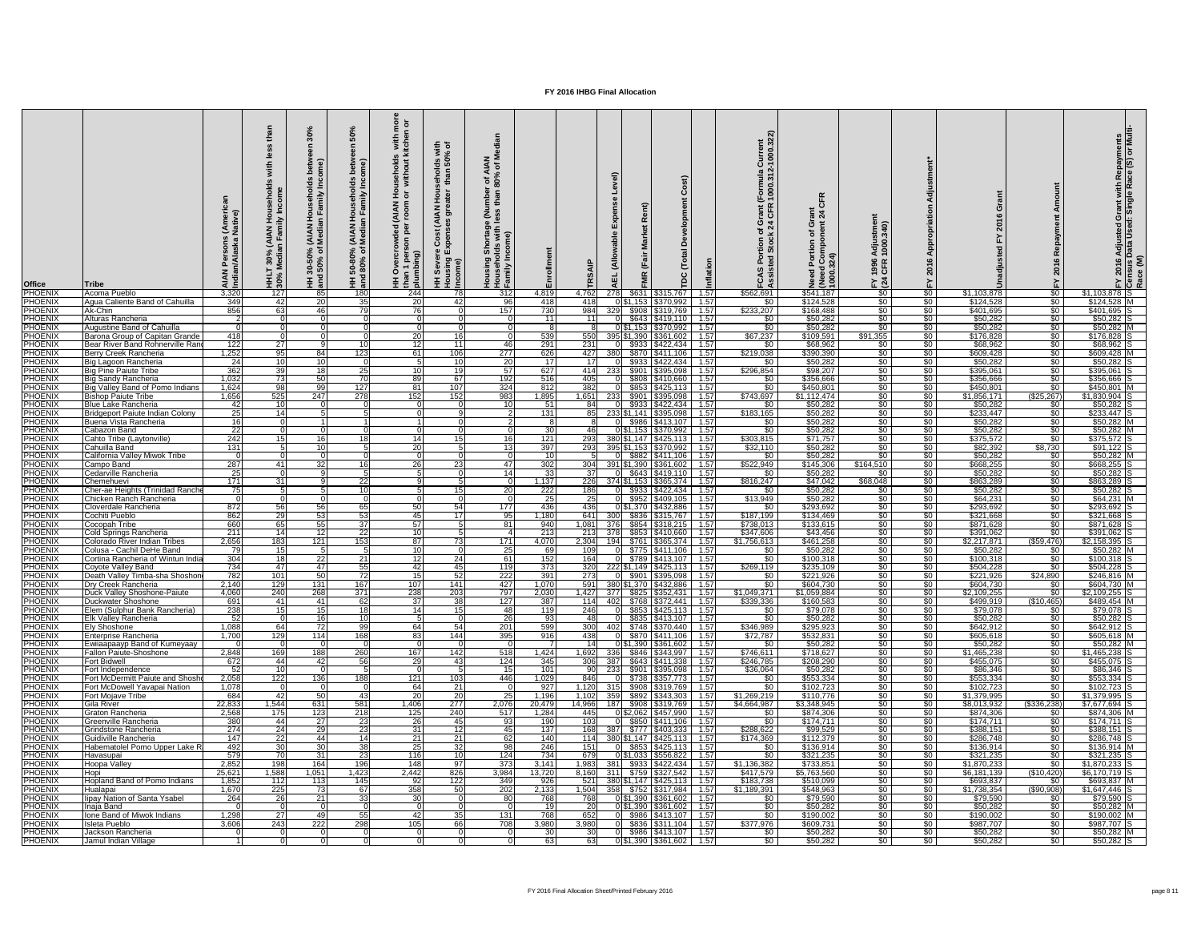# FY 2016 IHBG Final Allocation

| Office | Tribe | AIAN Persons (American Indian/Alaska Native) | HHLT 30% (AIAN Households with less than 30% Median Family Income | HH 30-50% (AIAN Households between 30% and 50% of Median Family Income) | HH 50-80% (AIAN Households between 50% and 80% of Median Family Income) | HH Overcrowded (AIAN Households with more than 1 person per room or without kitchen or plumbing) | HH Severe Cost (AIAN Households with Housing Expenses greater than 50% of Income) | Housing Shortage (Number of AIAN Households with less than 80% of Median Family Income) | Enrollment | TRSAIP | AEL (Allowable Expense Level) | FMR (Fair Market Rent) | TDC (Total Development Cost) | Inflation | FCAS Portion of Grant (Formula Current Assisted Stock 24 CFR 1000.312-1000.322) | Need Portion of Grant (Need Component 24 CFR 1000.324) | FY 1996 Adjustment (24 CFR 1000.340) | FY 2016 Appropriation Adjustment* | Unadjusted FY 2016 Grant | FY 2016 Repayment Amount | FY 2016 Adjusted Grant with Repayments | Census Data Used: Single Race (S) or Multi-Race (M) |
|---|---|---|---|---|---|---|---|---|---|---|---|---|---|---|---|---|---|---|---|---|---|---|
| PHOENIX | Acoma Pueblo | 3,320 | 127 | 85 | 180 | 244 | 78 | 312 | 4,819 | 4,762 | 278 | $631 | $315,767 | 1.57 | $562,691 | $541,187 | $0 | $0 | $1,103,878 | $0 | $1,103,878 | S |
| PHOENIX | Agua Caliente Band of Cahuilla | 349 | 42 | 20 | 35 | 20 | 42 | 96 | 418 | 418 | 0 | $1,153 | $370,992 | 1.57 | $0 | $124,528 | $0 | $0 | $124,528 | $0 | $124,528 | M |
| PHOENIX | Ak-Chin | 856 | 63 | 46 | 79 | 76 | 0 | 157 | 730 | 984 | 329 | $908 | $319,769 | 1.57 | $233,207 | $168,488 | $0 | $0 | $401,695 | $0 | $401,695 | S |
| PHOENIX | Alturas Rancheria | 2 | 0 | 0 | 0 | 0 | 0 | 0 | 11 | 11 | 0 | $643 | $419,110 | 1.57 | $0 | $50,282 | $0 | $0 | $50,282 | $0 | $50,282 | S |
| PHOENIX | Augustine Band of Cahuilla | 0 | 0 | 0 | 0 | 0 | 0 | 0 | 8 | 8 | 0 | $1,153 | $370,992 | 1.57 | $0 | $50,282 | $0 | $0 | $50,282 | $0 | $50,282 | M |
| PHOENIX | Barona Group of Capitan Grande | 418 | 0 | 0 | 0 | 20 | 16 | 0 | 539 | 550 | 395 | $1,390 | $361,602 | 1.57 | $67,237 | $109,591 | $91,355 | $0 | $176,828 | $0 | $176,828 | S |
| PHOENIX | Bear River Band Rohnerville Ranc | 122 | 27 | 9 | 10 | 12 | 11 | 46 | 291 | 231 | 0 | $933 | $422,434 | 1.57 | $0 | $68,962 | $0 | $0 | $68,962 | $0 | $68,962 | S |
| PHOENIX | Berry Creek Rancheria | 1,252 | 95 | 84 | 123 | 61 | 106 | 277 | 626 | 427 | 380 | $870 | $411,106 | 1.57 | $219,038 | $390,390 | $0 | $0 | $609,428 | $0 | $609,428 | M |
| PHOENIX | Big Lagoon Rancheria | 24 | 10 | 10 | 0 | 5 | 10 | 20 | 17 | 17 | 0 | $933 | $422,434 | 1.57 | $0 | $50,282 | $0 | $0 | $50,282 | $0 | $50,282 | S |
| PHOENIX | Big Pine Paiute Tribe | 362 | 39 | 18 | 25 | 10 | 19 | 57 | 627 | 414 | 233 | $901 | $395,098 | 1.57 | $296,854 | $98,207 | $0 | $0 | $395,061 | $0 | $395,061 | S |
| PHOENIX | Big Sandy Rancheria | 1,032 | 73 | 50 | 70 | 89 | 67 | 192 | 516 | 405 | 0 | $808 | $410,660 | 1.57 | $0 | $356,666 | $0 | $0 | $356,666 | $0 | $356,666 | S |
| PHOENIX | Big Valley Band of Pomo Indians | 1,624 | 98 | 99 | 127 | 81 | 107 | 324 | 812 | 382 | 0 | $853 | $425,113 | 1.57 | $0 | $450,801 | $0 | $0 | $450,801 | $0 | $450,801 | M |
| PHOENIX | Bishop Paiute Tribe | 1,656 | 525 | 247 | 278 | 152 | 152 | 983 | 1,895 | 1,651 | 233 | $901 | $395,098 | 1.57 | $743,697 | $1,112,474 | $0 | $0 | $1,856,171 | ($25,267) | $1,830,904 | S |
| PHOENIX | Blue Lake Rancheria | 42 | 10 | 0 | 0 | 0 | 0 | 10 | 51 | 84 | 0 | $933 | $422,434 | 1.57 | $0 | $50,282 | $0 | $0 | $50,282 | $0 | $50,282 | S |
| PHOENIX | Bridgeport Paiute Indian Colony | 25 | 14 | 5 | 5 | 0 | 9 | 2 | 131 | 85 | 233 | $1,141 | $395,098 | 1.57 | $183,165 | $50,282 | $0 | $0 | $233,447 | $0 | $233,447 | S |
| PHOENIX | Buena Vista Rancheria | 16 | 0 | 1 | 1 | 1 | 0 | 2 | 8 | 8 | 0 | $986 | $413,107 | 1.57 | $0 | $50,282 | $0 | $0 | $50,282 | $0 | $50,282 | M |
| PHOENIX | Cabazon Band | 22 | 0 | 0 | 0 | 0 | 0 | 0 | 30 | 46 | 0 | $1,153 | $370,992 | 1.57 | $0 | $50,282 | $0 | $0 | $50,282 | $0 | $50,282 | M |
| PHOENIX | Cahto Tribe (Laytonville) | 242 | 15 | 16 | 18 | 14 | 15 | 16 | 121 | 293 | 380 | $1,147 | $425,113 | 1.57 | $303,815 | $71,757 | $0 | $0 | $375,572 | $0 | $375,572 | S |
| PHOENIX | Cahuilla Band | 131 | 5 | 10 | 5 | 20 | 5 | 13 | 397 | 293 | 395 | $1,153 | $370,992 | 1.57 | $32,110 | $50,282 | $0 | $0 | $82,392 | $8,730 | $91,122 | S |
| PHOENIX | California Valley Miwok Tribe | 0 | 0 | 0 | 0 | 0 | 0 | 0 | 10 | 5 | 0 | $882 | $411,106 | 1.57 | $0 | $50,282 | $0 | $0 | $50,282 | $0 | $50,282 | M |
| PHOENIX | Campo Band | 287 | 41 | 32 | 16 | 26 | 23 | 47 | 302 | 304 | 391 | $1,390 | $361,602 | 1.57 | $522,949 | $145,306 | $164,510 | $0 | $668,255 | $0 | $668,255 | S |
| PHOENIX | Cedarville Rancheria | 25 | 0 | 9 | 5 | 5 | 0 | 14 | 33 | 37 | 0 | $643 | $419,110 | 1.57 | $0 | $50,282 | $0 | $0 | $50,282 | $0 | $50,282 | S |
| PHOENIX | Chemehuevi | 171 | 31 | 9 | 22 | 9 | 5 | 0 | 1,137 | 226 | 374 | $1,153 | $365,374 | 1.57 | $816,247 | $47,042 | $68,048 | $0 | $863,289 | $0 | $863,289 | S |
| PHOENIX | Cher-ae Heights (Trinidad Ranche | 75 | 5 | 5 | 10 | 5 | 15 | 20 | 222 | 186 | 0 | $933 | $422,434 | 1.57 | $0 | $50,282 | $0 | $0 | $50,282 | $0 | $50,282 | S |
| PHOENIX | Chicken Ranch Rancheria | 0 | 0 | 0 | 0 | 0 | 0 | 0 | 25 | 25 | 0 | $952 | $409,105 | 1.57 | $13,949 | $50,282 | $0 | $0 | $64,231 | $0 | $64,231 | M |
| PHOENIX | Cloverdale Rancheria | 872 | 56 | 56 | 65 | 50 | 54 | 177 | 436 | 436 | 0 | $1,370 | $432,886 | 1.57 | $0 | $293,692 | $0 | $0 | $293,692 | $0 | $293,692 | S |
| PHOENIX | Cochiti Pueblo | 862 | 29 | 53 | 53 | 45 | 17 | 95 | 1,180 | 641 | 300 | $836 | $315,767 | 1.57 | $187,199 | $134,469 | $0 | $0 | $321,668 | $0 | $321,668 | S |
| PHOENIX | Cocopah Tribe | 660 | 65 | 55 | 37 | 57 | 5 | 81 | 940 | 1,081 | 376 | $854 | $318,215 | 1.57 | $738,013 | $133,615 | $0 | $0 | $871,628 | $0 | $871,628 | S |
| PHOENIX | Cold Springs Rancheria | 211 | 14 | 12 | 22 | 10 | 5 | 4 | 213 | 213 | 378 | $853 | $410,660 | 1.57 | $347,606 | $43,456 | $0 | $0 | $391,062 | $0 | $391,062 | S |
| PHOENIX | Colorado River Indian Tribes | 2,656 | 183 | 121 | 153 | 87 | 73 | 171 | 4,070 | 2,304 | 194 | $761 | $365,374 | 1.57 | $1,756,613 | $461,258 | $0 | $0 | $2,217,871 | ($59,476) | $2,158,395 | S |
| PHOENIX | Colusa - Cachil DeHe Band | 79 | 15 | 5 | 5 | 10 | 0 | 25 | 69 | 109 | 0 | $775 | $411,106 | 1.57 | $0 | $50,282 | $0 | $0 | $50,282 | $0 | $50,282 | M |
| PHOENIX | Cortina Rancheria of Wintun India | 304 | 18 | 22 | 21 | 12 | 24 | 61 | 152 | 164 | 0 | $789 | $413,107 | 1.57 | $0 | $100,318 | $0 | $0 | $100,318 | $0 | $100,318 | S |
| PHOENIX | Coyote Valley Band | 734 | 47 | 47 | 55 | 42 | 45 | 119 | 373 | 320 | 222 | $1,149 | $425,113 | 1.57 | $269,119 | $235,109 | $0 | $0 | $504,228 | $0 | $504,228 | S |
| PHOENIX | Death Valley Timba-sha Shoshone | 782 | 101 | 50 | 72 | 15 | 52 | 222 | 391 | 273 | 0 | $901 | $395,098 | 1.57 | $0 | $221,926 | $0 | $0 | $221,926 | $24,890 | $246,816 | M |
| PHOENIX | Dry Creek Rancheria | 2,140 | 129 | 131 | 167 | 107 | 141 | 427 | 1,070 | 591 | 380 | $1,370 | $432,886 | 1.57 | $0 | $604,730 | $0 | $0 | $604,730 | $0 | $604,730 | M |
| PHOENIX | Duck Valley Shoshone-Paiute | 4,060 | 240 | 268 | 371 | 238 | 203 | 797 | 2,030 | 1,427 | 377 | $825 | $352,431 | 1.57 | $1,049,371 | $1,059,884 | $0 | $0 | $2,109,255 | $0 | $2,109,255 | S |
| PHOENIX | Duckwater Shoshone | 691 | 41 | 41 | 62 | 37 | 38 | 127 | 387 | 114 | 402 | $768 | $372,441 | 1.57 | $339,336 | $160,583 | $0 | $0 | $499,919 | ($10,465) | $489,454 | M |
| PHOENIX | Elem (Sulphur Bank Rancheria) | 238 | 15 | 15 | 18 | 14 | 15 | 48 | 119 | 246 | 0 | $853 | $425,113 | 1.57 | $0 | $79,078 | $0 | $0 | $79,078 | $0 | $79,078 | S |
| PHOENIX | Elk Valley Rancheria | 52 | 0 | 16 | 10 | 5 | 0 | 26 | 93 | 48 | 0 | $835 | $413,107 | 1.57 | $0 | $50,282 | $0 | $0 | $50,282 | $0 | $50,282 | S |
| PHOENIX | Ely Shoshone | 1,088 | 64 | 72 | 99 | 64 | 54 | 201 | 599 | 300 | 402 | $748 | $370,440 | 1.57 | $346,989 | $295,923 | $0 | $0 | $642,912 | $0 | $642,912 | S |
| PHOENIX | Enterprise Rancheria | 1,700 | 129 | 114 | 168 | 83 | 144 | 395 | 916 | 438 | 0 | $870 | $411,106 | 1.57 | $72,787 | $532,831 | $0 | $0 | $605,618 | $0 | $605,618 | M |
| PHOENIX | Ewiiaapaayp Band of Kumeyaay | 0 | 0 | 0 | 0 | 0 | 0 | 0 | 7 | 14 | 0 | $1,390 | $361,602 | 1.57 | $0 | $50,282 | $0 | $0 | $50,282 | $0 | $50,282 | M |
| PHOENIX | Fallon Paiute-Shoshone | 2,848 | 169 | 188 | 260 | 167 | 142 | 518 | 1,424 | 1,692 | 336 | $846 | $343,997 | 1.57 | $746,611 | $718,627 | $0 | $0 | $1,465,238 | $0 | $1,465,238 | S |
| PHOENIX | Fort Bidwell | 672 | 44 | 42 | 56 | 29 | 43 | 124 | 345 | 306 | 387 | $643 | $411,338 | 1.57 | $246,785 | $208,290 | $0 | $0 | $455,075 | $0 | $455,075 | S |
| PHOENIX | Fort Independence | 52 | 10 | 0 | 5 | 0 | 5 | 15 | 101 | 90 | 233 | $901 | $395,098 | 1.57 | $36,064 | $50,282 | $0 | $0 | $86,346 | $0 | $86,346 | S |
| PHOENIX | Fort McDermitt Paiute and Shosho | 2,058 | 122 | 136 | 188 | 121 | 103 | 446 | 1,029 | 846 | 0 | $738 | $357,773 | 1.57 | $0 | $553,334 | $0 | $0 | $553,334 | $0 | $553,334 | S |
| PHOENIX | Fort McDowell Yavapai Nation | 1,078 | 0 | 0 | 0 | 64 | 21 | 0 | 927 | 1,120 | 315 | $908 | $319,769 | 1.57 | $0 | $102,723 | $0 | $0 | $102,723 | $0 | $102,723 | S |
| PHOENIX | Fort Mojave Tribe | 684 | 42 | 50 | 43 | 20 | 20 | 25 | 1,196 | 1,102 | 359 | $892 | $343,303 | 1.57 | $1,269,219 | $110,776 | $0 | $0 | $1,379,995 | $0 | $1,379,995 | S |
| PHOENIX | Gila River | 22,833 | 1,544 | 631 | 581 | 1,406 | 277 | 2,076 | 20,479 | 14,966 | 187 | $908 | $319,769 | 1.57 | $4,664,987 | $3,348,945 | $0 | $0 | $8,013,932 | ($336,238) | $7,677,694 | S |
| PHOENIX | Graton Rancheria | 2,568 | 175 | 123 | 218 | 125 | 240 | 517 | 1,284 | 445 | 0 | $2,062 | $457,990 | 1.57 | $0 | $874,306 | $0 | $0 | $874,306 | $0 | $874,306 | M |
| PHOENIX | Greenville Rancheria | 380 | 44 | 27 | 23 | 26 | 45 | 93 | 190 | 103 | 0 | $850 | $411,106 | 1.57 | $0 | $174,711 | $0 | $0 | $174,711 | $0 | $174,711 | S |
| PHOENIX | Grindstone Rancheria | 274 | 24 | 29 | 23 | 31 | 12 | 45 | 137 | 168 | 387 | $777 | $403,333 | 1.57 | $288,622 | $99,529 | $0 | $0 | $388,151 | $0 | $388,151 | S |
| PHOENIX | Guidiville Rancheria | 147 | 22 | 44 | 14 | 21 | 21 | 62 | 140 | 114 | 380 | $1,147 | $425,113 | 1.57 | $174,369 | $112,379 | $0 | $0 | $286,748 | $0 | $286,748 | S |
| PHOENIX | Habematolel Pomo Upper Lake R | 492 | 30 | 30 | 38 | 25 | 32 | 98 | 246 | 151 | 0 | $853 | $425,113 | 1.57 | $0 | $136,914 | $0 | $0 | $136,914 | $0 | $136,914 | M |
| PHOENIX | Havasupai | 579 | 70 | 31 | 23 | 116 | 10 | 124 | 734 | 679 | 0 | $1,033 | $556,822 | 1.57 | $0 | $321,235 | $0 | $0 | $321,235 | $0 | $321,235 | S |
| PHOENIX | Hoopa Valley | 2,852 | 198 | 164 | 196 | 148 | 97 | 373 | 3,141 | 1,983 | 381 | $933 | $422,434 | 1.57 | $1,136,382 | $733,851 | $0 | $0 | $1,870,233 | $0 | $1,870,233 | S |
| PHOENIX | Hopi | 25,621 | 1,588 | 1,051 | 1,423 | 2,442 | 826 | 3,984 | 13,720 | 8,160 | 311 | $759 | $327,542 | 1.57 | $417,579 | $5,763,560 | $0 | $0 | $6,181,139 | ($10,420) | $6,170,719 | S |
| PHOENIX | Hopland Band of Pomo Indians | 1,852 | 112 | 113 | 145 | 92 | 122 | 349 | 926 | 521 | 380 | $1,147 | $425,113 | 1.57 | $183,738 | $510,099 | $0 | $0 | $693,837 | $0 | $693,837 | M |
| PHOENIX | Hualapai | 1,670 | 225 | 73 | 67 | 358 | 50 | 202 | 2,133 | 1,504 | 358 | $752 | $317,984 | 1.57 | $1,189,391 | $548,963 | $0 | $0 | $1,738,354 | ($90,908) | $1,647,446 | S |
| PHOENIX | Iipay Nation of Santa Ysabel | 264 | 26 | 21 | 33 | 30 | 0 | 80 | 768 | 768 | 0 | $1,390 | $361,602 | 1.57 | $0 | $79,590 | $0 | $0 | $79,590 | $0 | $79,590 | S |
| PHOENIX | Inaja Band | 0 | 0 | 0 | 0 | 0 | 0 | 0 | 19 | 20 | 0 | $1,390 | $361,602 | 1.57 | $0 | $50,282 | $0 | $0 | $50,282 | $0 | $50,282 | M |
| PHOENIX | Ione Band of Miwok Indians | 1,298 | 27 | 49 | 55 | 42 | 35 | 131 | 768 | 652 | 0 | $986 | $413,107 | 1.57 | $0 | $190,002 | $0 | $0 | $190,002 | $0 | $190,002 | M |
| PHOENIX | Isleta Pueblo | 3,606 | 243 | 222 | 298 | 105 | 66 | 708 | 3,980 | 3,980 | 0 | $836 | $311,104 | 1.57 | $377,976 | $609,731 | $0 | $0 | $987,707 | $0 | $987,707 | S |
| PHOENIX | Jackson Rancheria | 0 | 0 | 0 | 0 | 0 | 0 | 0 | 30 | 30 | 0 | $986 | $413,107 | 1.57 | $0 | $50,282 | $0 | $0 | $50,282 | $0 | $50,282 | M |
| PHOENIX | Jamul Indian Village | 1 | 0 | 0 | 0 | 0 | 0 | 0 | 63 | 63 | 0 | $1,390 | $361,602 | 1.57 | $0 | $50,282 | $0 | $0 | $50,282 | $0 | $50,282 | S |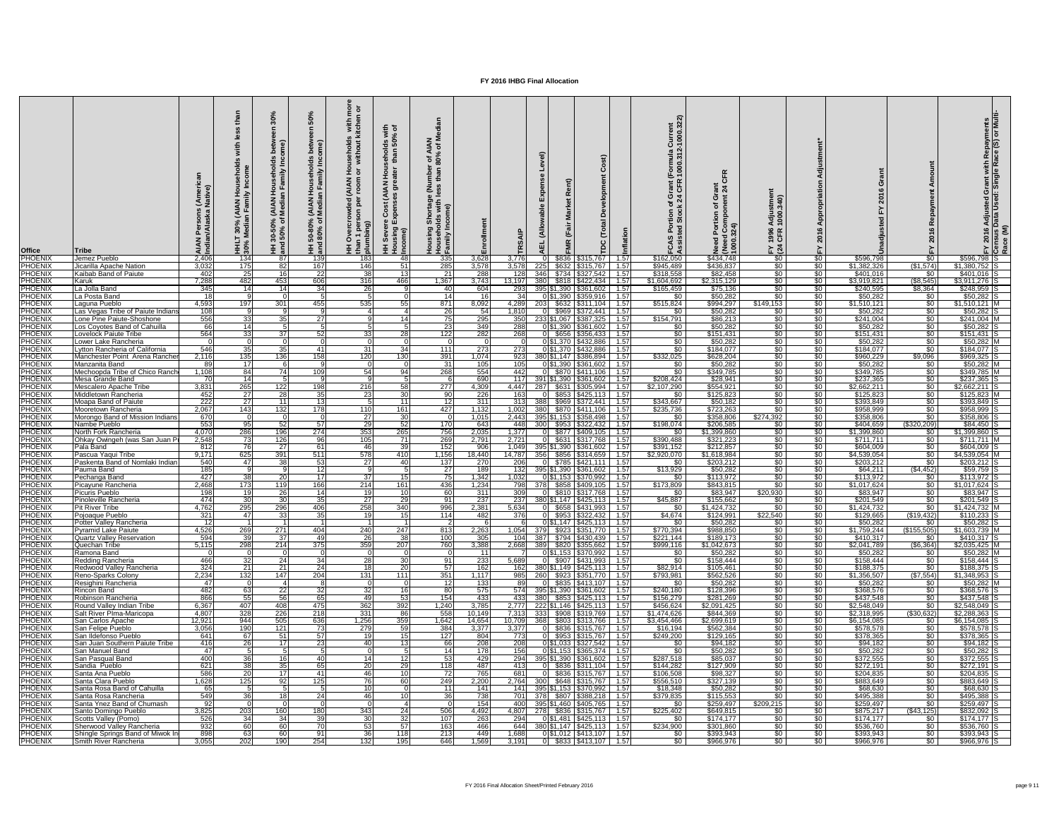# FY 2016 IHBG Final Allocation

| Office | Tribe | AIAN Persons (American Indian/Alaska Native) | HHLT 30% (AIAN Households with less than 30% Median Family Income | HH 30-50% (AIAN Households between 30% and 50% of Median Family Income) | HH 50-80% (AIAN Households between 50% and 80% of Median Family Income) | HH Overcrowded (AIAN Households with more than 1 person per room or without kitchen or plumbing) | HH Severe Cost (AIAN Households with Housing Expenses greater than 50% of Income) | Housing Shortage (Number of AIAN Households with less than 80% of Median Family Income) | Enrollment | TRSAIP | AEL (Allowable Expense Level) | FMR (Fair Market Rent) | TDC (Total Development Cost) | Inflation | FCAS Portion of Grant (Formula Current Assisted Stock 24 CFR 1000.312-1000.322) | Need Portion of Grant (Need Component 24 CFR 1000.324) | FY 1996 Adjustment (24 CFR 1000.340) | FY 2016 Appropriation Adjustment* | Unadjusted FY 2016 Grant | FY 2016 Repayment Amount | FY 2016 Adjusted Grant with Repayments | Census Data Used: Single Race (S) or Multi-Race (M) |
|---|---|---|---|---|---|---|---|---|---|---|---|---|---|---|---|---|---|---|---|---|---|---|
| PHOENIX | Jemez Pueblo | 2,406 | 134 | 87 | 139 | 183 | 48 | 335 | 3,628 | 3,776 | 0 | $836 | $315,767 | 1.57 | $162,050 | $434,748 | $0 | $0 | $596,798 | $0 | $596,798 | S |
| PHOENIX | Jicarilla Apache Nation | 3,032 | 175 | 82 | 167 | 146 | 51 | 285 | 3,578 | 3,578 | 225 | $632 | $315,767 | 1.57 | $945,489 | $436,837 | $0 | $0 | $1,382,326 | ($1,574) | $1,380,752 | S |
| PHOENIX | Kaibab Band of Paiute | 402 | 25 | 16 | 22 | 38 | 13 | 21 | 288 | 128 | 346 | $734 | $327,542 | 1.57 | $318,558 | $82,458 | $0 | $0 | $401,016 | $0 | $401,016 | S |
| PHOENIX | Karuk | 7,288 | 482 | 453 | 606 | 316 | 466 | 1,367 | 3,743 | 13,197 | 380 | $818 | $422,434 | 1.57 | $1,604,692 | $2,315,129 | $0 | $0 | $3,919,821 | ($8,545) | $3,911,276 | S |
| PHOENIX | La Jolla Band | 345 | 14 | 14 | 34 | 26 | 9 | 40 | 604 | 293 | 395 | $1,390 | $361,602 | 1.57 | $165,459 | $75,136 | $0 | $0 | $240,595 | $8,364 | $248,959 | S |
| PHOENIX | La Posta Band | 18 | 9 | 0 | 5 | 5 | 0 | 14 | 16 | 34 | 0 | $1,390 | $359,916 | 1.57 | $0 | $50,282 | $0 | $0 | $50,282 | $0 | $50,282 | S |
| PHOENIX | Laguna Pueblo | 4,593 | 197 | 301 | 455 | 535 | 55 | 871 | 8,092 | 4,289 | 203 | $632 | $311,104 | 1.57 | $515,824 | $994,297 | $149,153 | $0 | $1,510,121 | $0 | $1,510,121 | M |
| PHOENIX | Las Vegas Tribe of Paiute Indians | 108 | 9 | 9 | 9 | 4 | 4 | 26 | 54 | 1,810 | 0 | $969 | $372,441 | 1.57 | $0 | $50,282 | $0 | $0 | $50,282 | $0 | $50,282 | S |
| PHOENIX | Lone Pine Paiute-Shoshone | 556 | 33 | 35 | 27 | 9 | 14 | 75 | 295 | 350 | 233 | $1,067 | $387,325 | 1.57 | $154,791 | $86,213 | $0 | $0 | $241,004 | $0 | $241,004 | M |
| PHOENIX | Los Coyotes Band of Cahuilla | 66 | 14 | 5 | 5 | 5 | 5 | 23 | 349 | 288 | 0 | $1,390 | $361,602 | 1.57 | $0 | $50,282 | $0 | $0 | $50,282 | $0 | $50,282 | S |
| PHOENIX | Lovelock Paiute Tribe | 564 | 33 | 37 | 52 | 33 | 28 | 122 | 282 | 268 | 0 | $656 | $356,433 | 1.57 | $0 | $151,431 | $0 | $0 | $151,431 | $0 | $151,431 | S |
| PHOENIX | Lower Lake Rancheria | 0 | 0 | 0 | 0 | 0 | 0 | 0 | 0 | 0 | 0 | $1,370 | $432,886 | 1.57 | $0 | $50,282 | $0 | $0 | $50,282 | $0 | $50,282 | M |
| PHOENIX | Lytton Rancheria of California | 546 | 35 | 35 | 41 | 31 | 34 | 111 | 273 | 273 | 0 | $1,370 | $432,886 | 1.57 | $0 | $184,077 | $0 | $0 | $184,077 | $0 | $184,077 | S |
| PHOENIX | Manchester Point Arena Rancheria | 2,116 | 135 | 136 | 158 | 120 | 130 | 391 | 1,074 | 923 | 380 | $1,147 | $386,894 | 1.57 | $332,025 | $628,204 | $0 | $0 | $960,229 | $9,096 | $969,325 | S |
| PHOENIX | Manzanita Band | 89 | 17 | 6 | 9 | 0 | 0 | 31 | 105 | 105 | 0 | $1,390 | $361,602 | 1.57 | $0 | $50,282 | $0 | $0 | $50,282 | $0 | $50,282 | M |
| PHOENIX | Mechoopda Tribe of Chico Rancheria | 1,108 | 84 | 74 | 109 | 54 | 94 | 268 | 554 | 442 | 0 | $870 | $411,106 | 1.57 | $0 | $349,785 | $0 | $0 | $349,785 | $0 | $349,785 | M |
| PHOENIX | Mesa Grande Band | 70 | 14 | 5 | 9 | 9 | 5 | 6 | 690 | 117 | 391 | $1,390 | $361,602 | 1.57 | $208,424 | $28,941 | $0 | $0 | $237,365 | $0 | $237,365 | S |
| PHOENIX | Mescalero Apache Tribe | 3,831 | 265 | 122 | 198 | 216 | 58 | 277 | 4,309 | 4,447 | 287 | $631 | $305,994 | 1.57 | $2,107,290 | $554,921 | $0 | $0 | $2,662,211 | $0 | $2,662,211 | S |
| PHOENIX | Middletown Rancheria | 452 | 27 | 28 | 35 | 23 | 30 | 90 | 226 | 163 | 0 | $853 | $425,113 | 1.57 | $0 | $125,823 | $0 | $0 | $125,823 | $0 | $125,823 | M |
| PHOENIX | Moapa Band of Paiute | 222 | 27 | 11 | 13 | 5 | 1 | 12 | 311 | 313 | 388 | $969 | $372,441 | 1.57 | $343,667 | $50,182 | $0 | $0 | $393,849 | $0 | $393,849 | S |
| PHOENIX | Mooretown Rancheria | 2,067 | 143 | 132 | 178 | 110 | 161 | 427 | 1,132 | 1,002 | 380 | $870 | $411,106 | 1.57 | $235,736 | $723,263 | $0 | $0 | $958,999 | $0 | $958,999 | S |
| PHOENIX | Morongo Band of Mission Indians | 670 | 0 | 0 | 0 | 27 | 30 | 0 | 1,015 | 2,443 | 395 | $1,153 | $358,498 | 1.57 | $0 | $358,806 | $274,392 | $0 | $358,806 | $0 | $358,806 | S |
| PHOENIX | Nambe Pueblo | 553 | 95 | 52 | 57 | 29 | 52 | 170 | 643 | 448 | 300 | $953 | $322,432 | 1.57 | $198,074 | $206,585 | $0 | $0 | $404,659 | ($320,209) | $84,450 | S |
| PHOENIX | North Fork Rancheria | 4,070 | 286 | 196 | 274 | 353 | 265 | 756 | 2,035 | 1,377 | 0 | $877 | $409,105 | 1.57 | $0 | $1,399,860 | $0 | $0 | $1,399,860 | $0 | $1,399,860 | S |
| PHOENIX | Ohkay Owingeh (was San Juan Pueblo) | 2,548 | 73 | 126 | 96 | 105 | 71 | 269 | 2,791 | 2,721 | 0 | $631 | $317,768 | 1.57 | $390,488 | $321,223 | $0 | $0 | $711,711 | $0 | $711,711 | M |
| PHOENIX | Pala Band | 812 | 76 | 27 | 61 | 46 | 39 | 152 | 906 | 1,049 | 395 | $1,390 | $361,602 | 1.57 | $391,152 | $212,857 | $0 | $0 | $604,009 | $0 | $604,009 | S |
| PHOENIX | Pascua Yaqui Tribe | 9,171 | 625 | 391 | 511 | 578 | 410 | 1,156 | 18,440 | 14,787 | 356 | $856 | $314,659 | 1.57 | $2,920,070 | $1,618,984 | $0 | $0 | $4,539,054 | $0 | $4,539,054 | M |
| PHOENIX | Paskenta Band of Nomlaki Indians | 540 | 47 | 38 | 53 | 27 | 40 | 137 | 270 | 206 | 0 | $785 | $421,111 | 1.57 | $0 | $203,212 | $0 | $0 | $203,212 | $0 | $203,212 | S |
| PHOENIX | Pauma Band | 185 | 9 | 9 | 12 | 9 | 5 | 27 | 189 | 132 | 395 | $1,390 | $361,602 | 1.57 | $13,929 | $50,282 | $0 | $0 | $64,211 | ($4,452) | $59,759 | S |
| PHOENIX | Pechanga Band | 427 | 38 | 20 | 17 | 37 | 15 | 75 | 1,342 | 1,032 | 0 | $1,153 | $370,992 | 1.57 | $0 | $113,972 | $0 | $0 | $113,972 | $0 | $113,972 | S |
| PHOENIX | Picayune Rancheria | 2,468 | 173 | 119 | 166 | 214 | 161 | 436 | 1,234 | 798 | 378 | $858 | $409,105 | 1.57 | $173,809 | $843,815 | $0 | $0 | $1,017,624 | $0 | $1,017,624 | S |
| PHOENIX | Picuris Pueblo | 198 | 19 | 26 | 14 | 19 | 10 | 60 | 311 | 309 | 0 | $810 | $317,768 | 1.57 | $0 | $83,947 | $20,930 | $0 | $83,947 | $0 | $83,947 | S |
| PHOENIX | Pinoleville Rancheria | 474 | 30 | 30 | 35 | 27 | 29 | 91 | 237 | 237 | 380 | $1,147 | $425,113 | 1.57 | $45,887 | $155,662 | $0 | $0 | $201,549 | $0 | $201,549 | S |
| PHOENIX | Pit River Tribe | 4,762 | 295 | 296 | 406 | 258 | 340 | 996 | 2,381 | 5,634 | 0 | $658 | $431,993 | 1.57 | $0 | $1,424,732 | $0 | $0 | $1,424,732 | $0 | $1,424,732 | M |
| PHOENIX | Pojoaque Pueblo | 321 | 47 | 33 | 35 | 19 | 15 | 114 | 482 | 376 | 0 | $953 | $322,432 | 1.57 | $4,674 | $124,991 | $22,540 | $0 | $129,665 | ($19,432) | $110,233 | S |
| PHOENIX | Potter Valley Rancheria | 12 | 1 | 1 | 1 | 1 | 1 | 2 | 6 | 6 | 0 | $1,147 | $425,113 | 1.57 | $0 | $50,282 | $0 | $0 | $50,282 | $0 | $50,282 | S |
| PHOENIX | Pyramid Lake Paiute | 4,526 | 269 | 271 | 404 | 240 | 247 | 813 | 2,263 | 1,054 | 379 | $923 | $351,770 | 1.57 | $770,394 | $988,850 | $0 | $0 | $1,759,244 | ($155,505) | $1,603,739 | M |
| PHOENIX | Quartz Valley Reservation | 594 | 39 | 37 | 49 | 26 | 38 | 100 | 305 | 104 | 387 | $794 | $430,439 | 1.57 | $221,144 | $189,173 | $0 | $0 | $410,317 | $0 | $410,317 | S |
| PHOENIX | Quechan Tribe | 5,115 | 298 | 214 | 375 | 359 | 207 | 760 | 3,388 | 2,668 | 389 | $820 | $355,662 | 1.57 | $999,116 | $1,042,673 | $0 | $0 | $2,041,789 | ($6,364) | $2,035,425 | M |
| PHOENIX | Ramona Band | 0 | 0 | 0 | 0 | 0 | 0 | 0 | 11 | 7 | 0 | $1,153 | $370,992 | 1.57 | $0 | $50,282 | $0 | $0 | $50,282 | $0 | $50,282 | M |
| PHOENIX | Redding Rancheria | 466 | 32 | 24 | 34 | 28 | 30 | 91 | 233 | 5,689 | 0 | $907 | $431,993 | 1.57 | $0 | $158,444 | $0 | $0 | $158,444 | $0 | $158,444 | S |
| PHOENIX | Redwood Valley Rancheria | 324 | 21 | 21 | 24 | 18 | 20 | 57 | 162 | 162 | 380 | $1,149 | $425,113 | 1.57 | $82,914 | $105,461 | $0 | $0 | $188,375 | $0 | $188,375 | S |
| PHOENIX | Reno-Sparks Colony | 2,234 | 132 | 147 | 204 | 131 | 111 | 351 | 1,117 | 985 | 260 | $923 | $351,770 | 1.57 | $793,981 | $562,526 | $0 | $0 | $1,356,507 | ($7,554) | $1,348,953 | S |
| PHOENIX | Resighini Rancheria | 47 | 0 | 4 | 8 | 0 | 0 | 12 | 133 | 89 | 0 | $835 | $413,107 | 1.57 | $0 | $50,282 | $0 | $0 | $50,282 | $0 | $50,282 | M |
| PHOENIX | Rincon Band | 482 | 63 | 22 | 32 | 32 | 16 | 80 | 575 | 574 | 395 | $1,390 | $361,602 | 1.57 | $240,180 | $128,396 | $0 | $0 | $368,576 | $0 | $368,576 | S |
| PHOENIX | Robinson Rancheria | 866 | 55 | 56 | 65 | 49 | 53 | 154 | 433 | 433 | 380 | $853 | $425,113 | 1.57 | $156,279 | $281,269 | $0 | $0 | $437,548 | $0 | $437,548 | S |
| PHOENIX | Round Valley Indian Tribe | 6,367 | 407 | 408 | 475 | 362 | 392 | 1,240 | 3,785 | 2,777 | 222 | $1,146 | $425,113 | 1.57 | $456,624 | $2,091,425 | $0 | $0 | $2,548,049 | $0 | $2,548,049 | S |
| PHOENIX | Salt River Plma-Maricopa | 4,807 | 328 | 226 | 218 | 331 | 86 | 558 | 10,149 | 7,313 | 333 | $908 | $319,769 | 1.57 | $1,474,626 | $844,369 | $0 | $0 | $2,318,995 | ($30,632) | $2,288,363 | S |
| PHOENIX | San Carlos Apache | 12,921 | 944 | 505 | 636 | 1,256 | 359 | 1,642 | 14,654 | 10,709 | 368 | $803 | $315,766 | 1.57 | $3,454,466 | $2,699,619 | $0 | $0 | $6,154,085 | $0 | $6,154,085 | S |
| PHOENIX | San Felipe Pueblo | 3,056 | 190 | 121 | 73 | 279 | 59 | 384 | 3,377 | 3,377 | 0 | $836 | $315,767 | 1.57 | $16,194 | $562,384 | $0 | $0 | $578,578 | $0 | $578,578 | S |
| PHOENIX | San Ildefonso Pueblo | 641 | 67 | 51 | 57 | 19 | 15 | 127 | 804 | 773 | 0 | $953 | $315,767 | 1.57 | $249,200 | $129,165 | $0 | $0 | $378,365 | $0 | $378,365 | S |
| PHOENIX | San Juan Southern Paiute Tribe | 416 | 26 | 17 | 23 | 40 | 13 | 66 | 208 | 208 | 0 | $1,033 | $327,542 | 1.57 | $0 | $94,182 | $0 | $0 | $94,182 | $0 | $94,182 | S |
| PHOENIX | San Manuel Band | 47 | 5 | 5 | 5 | 0 | 5 | 14 | 178 | 156 | 0 | $1,153 | $365,374 | 1.57 | $0 | $50,282 | $0 | $0 | $50,282 | $0 | $50,282 | S |
| PHOENIX | San Pasqual Band | 400 | 36 | 16 | 40 | 14 | 12 | 53 | 429 | 294 | 395 | $1,390 | $361,602 | 1.57 | $287,518 | $85,037 | $0 | $0 | $372,555 | $0 | $372,555 | S |
| PHOENIX | Sandia Pueblo | 621 | 38 | 35 | 65 | 20 | 29 | 118 | 487 | 413 | 0 | $836 | $311,104 | 1.57 | $144,282 | $127,909 | $0 | $0 | $272,191 | $0 | $272,191 | S |
| PHOENIX | Santa Ana Pueblo | 586 | 20 | 17 | 41 | 46 | 10 | 72 | 765 | 681 | 0 | $836 | $315,767 | 1.57 | $106,508 | $98,327 | $0 | $0 | $204,835 | $0 | $204,835 | S |
| PHOENIX | Santa Clara Pueblo | 1,628 | 125 | 92 | 125 | 76 | 60 | 249 | 2,200 | 2,764 | 300 | $648 | $315,767 | 1.57 | $556,510 | $327,139 | $0 | $0 | $883,649 | $0 | $883,649 | S |
| PHOENIX | Santa Rosa Band of Cahuilla | 65 | 5 | 5 | 5 | 10 | 0 | 11 | 141 | 141 | 395 | $1,153 | $370,992 | 1.57 | $18,348 | $50,282 | $0 | $0 | $68,630 | $0 | $68,630 | S |
| PHOENIX | Santa Rosa Rancheria | 549 | 36 | 18 | 24 | 46 | 10 | 36 | 738 | 701 | 378 | $807 | $388,218 | 1.57 | $379,835 | $115,553 | $0 | $0 | $495,388 | $0 | $495,388 | S |
| PHOENIX | Santa Ynez Band of Chumash | 92 | 0 | 0 | 0 | 0 | 4 | 0 | 154 | 400 | 395 | $1,460 | $405,765 | 1.57 | $0 | $259,497 | $209,215 | $0 | $259,497 | $0 | $259,497 | S |
| PHOENIX | Santo Domingo Pueblo | 3,825 | 203 | 160 | 180 | 343 | 24 | 506 | 4,492 | 4,807 | 278 | $836 | $315,767 | 1.57 | $225,402 | $649,815 | $0 | $0 | $875,217 | ($43,125) | $832,092 | S |
| PHOENIX | Scotts Valley (Pomo) | 526 | 34 | 34 | 39 | 30 | 32 | 107 | 263 | 294 | 0 | $1,481 | $425,113 | 1.57 | $0 | $174,177 | $0 | $0 | $174,177 | $0 | $174,177 | S |
| PHOENIX | Sherwood Valley Rancheria | 932 | 60 | 60 | 70 | 53 | 57 | 163 | 466 | 644 | 380 | $1,147 | $425,113 | 1.57 | $234,900 | $301,860 | $0 | $0 | $536,760 | $0 | $536,760 | S |
| PHOENIX | Shingle Springs Band of Miwok Indians | 898 | 63 | 60 | 91 | 36 | 118 | 213 | 449 | 1,688 | 0 | $1,012 | $413,107 | 1.57 | $0 | $393,943 | $0 | $0 | $393,943 | $0 | $393,943 | S |
| PHOENIX | Smith River Rancheria | 3,055 | 202 | 190 | 254 | 132 | 195 | 646 | 1,569 | 3,191 | 0 | $833 | $413,107 | 1.57 | $0 | $966,976 | $0 | $0 | $966,976 | $0 | $966,976 | S |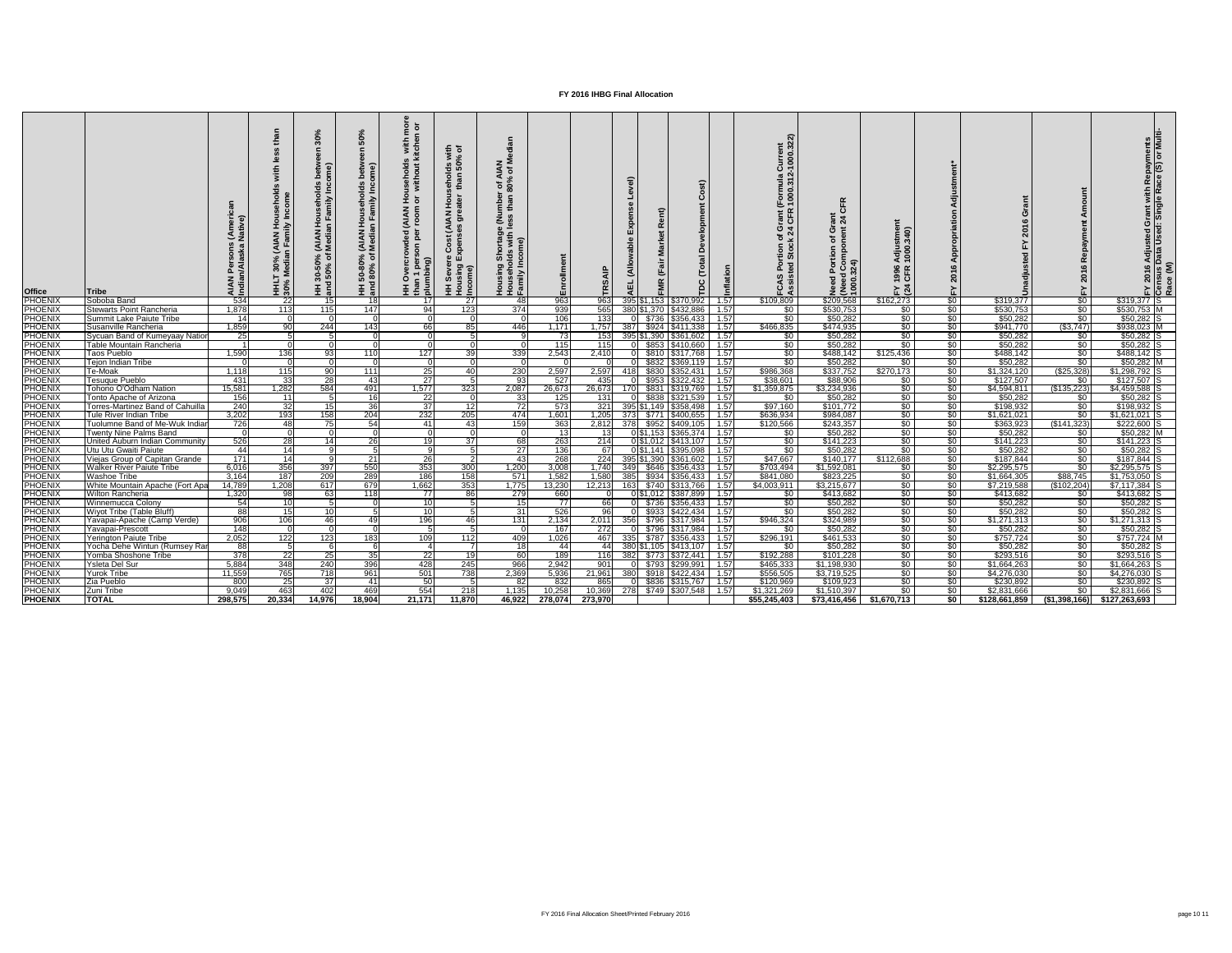# FY 2016 IHBG Final Allocation

| Office | Tribe | AIAN Persons (American Indian/Alaska Native) | HHLT 30% (AIAN Households with less than 30% Median Family Income | HH 30-50% (AIAN Households between 30% and 50% of Median Family Income) | HH 50-80% (AIAN Households between 50% and 80% of Median Family Income) | HH Overcrowded (AIAN Households with more than 1 person per room or without kitchen or plumbing) | HH Severe Cost (AIAN Households with Housing Expenses greater than 50% of Income) | Housing Shortage (Number of AIAN Households with less than 80% of Median Family Income) | Enrollment | TRSAIP | AEL (Allowable Expense Level) | FMR (Fair Market Rent) | TDC (Total Development Cost) | Inflation | FCAS Portion of Grant (Formula Current Assisted Stock 24 CFR 1000.312-1000.322) | Need Portion of Grant (Need Component 24 CFR 1000.324) | FY 1996 Adjustment (24 CFR 1000.340) | FY 2016 Appropriation Adjustment* | Unadjusted FY 2016 Grant | FY 2016 Repayment Amount | FY 2016 Adjusted Grant with Repayments | Census Data Used: Single Race (S) or Multi-Race (M) |
|---|---|---|---|---|---|---|---|---|---|---|---|---|---|---|---|---|---|---|---|---|---|---|
| PHOENIX | Soboba Band | 534 | 22 | 15 | 18 | 17 | 27 | 48 | 963 | 963 | 395 | $1,153 | $370,992 | 1.57 | $109,809 | $209,568 | $162,273 | $0 | $319,377 | $0 | $319,377 | S |
| PHOENIX | Stewarts Point Rancheria | 1,878 | 113 | 115 | 147 | 94 | 123 | 374 | 939 | 565 | 380 | $1,370 | $432,886 | 1.57 | $0 | $530,753 | $0 | $0 | $530,753 | $0 | $530,753 | M |
| PHOENIX | Summit Lake Paiute Tribe | 14 | 0 | 0 | 0 | 0 | 0 | 0 | 106 | 133 | 0 | $736 | $356,433 | 1.57 | $0 | $50,282 | $0 | $0 | $50,282 | $0 | $50,282 | S |
| PHOENIX | Susanville Rancheria | 1,859 | 90 | 244 | 143 | 66 | 85 | 446 | 1,171 | 1,757 | 387 | $924 | $411,338 | 1.57 | $466,835 | $474,935 | $0 | $0 | $941,770 | ($3,747) | $938,023 | M |
| PHOENIX | Sycuan Band of Kumeyaay Nation | 25 | 5 | 5 | 0 | 0 | 5 | 9 | 73 | 153 | 395 | $1,390 | $361,602 | 1.57 | $0 | $50,282 | $0 | $0 | $50,282 | $0 | $50,282 | S |
| PHOENIX | Table Mountain Rancheria | 1 | 0 | 0 | 0 | 0 | 0 | 0 | 115 | 115 | 0 | $853 | $410,660 | 1.57 | $0 | $50,282 | $0 | $0 | $50,282 | $0 | $50,282 | S |
| PHOENIX | Taos Pueblo | 1,590 | 136 | 93 | 110 | 127 | 39 | 339 | 2,543 | 2,410 | 0 | $810 | $317,768 | 1.57 | $0 | $488,142 | $125,436 | $0 | $488,142 | $0 | $488,142 | S |
| PHOENIX | Tejon Indian Tribe | 0 | 0 | 0 | 0 | 0 | 0 | 0 | 0 | 0 | 0 | $832 | $369,119 | 1.57 | $0 | $50,282 | $0 | $0 | $50,282 | $0 | $50,282 | M |
| PHOENIX | Te-Moak | 1,118 | 115 | 90 | 111 | 25 | 40 | 230 | 2,597 | 2,597 | 418 | $830 | $352,431 | 1.57 | $986,368 | $337,752 | $270,173 | $0 | $1,324,120 | ($25,328) | $1,298,792 | S |
| PHOENIX | Tesuque Pueblo | 431 | 33 | 28 | 43 | 27 | 5 | 93 | 527 | 435 | 0 | $953 | $322,432 | 1.57 | $38,601 | $88,906 | $0 | $0 | $127,507 | $0 | $127,507 | S |
| PHOENIX | Tohono O'Odham Nation | 15,581 | 1,282 | 584 | 491 | 1,577 | 323 | 2,087 | 26,673 | 26,673 | 170 | $831 | $319,769 | 1.57 | $1,359,875 | $3,234,936 | $0 | $0 | $4,594,811 | ($135,223) | $4,459,588 | S |
| PHOENIX | Tonto Apache of Arizona | 156 | 11 | 5 | 16 | 22 | 0 | 33 | 125 | 131 | 0 | $838 | $321,539 | 1.57 | $0 | $50,282 | $0 | $0 | $50,282 | $0 | $50,282 | S |
| PHOENIX | Torres-Martinez Band of Cahuilla | 240 | 32 | 15 | 36 | 37 | 12 | 72 | 573 | 321 | 395 | $1,149 | $358,498 | 1.57 | $97,160 | $101,772 | $0 | $0 | $198,932 | $0 | $198,932 | S |
| PHOENIX | Tule River Indian Tribe | 3,202 | 193 | 158 | 204 | 232 | 205 | 474 | 1,601 | 1,205 | 373 | $771 | $400,655 | 1.57 | $636,934 | $984,087 | $0 | $0 | $1,621,021 | $0 | $1,621,021 | S |
| PHOENIX | Tuolumne Band of Me-Wuk Indian | 726 | 48 | 75 | 54 | 41 | 43 | 159 | 363 | 2,812 | 378 | $952 | $409,105 | 1.57 | $120,566 | $243,357 | $0 | $0 | $363,923 | ($141,323) | $222,600 | S |
| PHOENIX | Twenty Nine Palms Band | 0 | 0 | 0 | 0 | 0 | 0 | 0 | 13 | 13 | 0 | $1,153 | $365,374 | 1.57 | $0 | $50,282 | $0 | $0 | $50,282 | $0 | $50,282 | M |
| PHOENIX | United Auburn Indian Community | 526 | 28 | 14 | 26 | 19 | 37 | 68 | 263 | 214 | 0 | $1,012 | $413,107 | 1.57 | $0 | $141,223 | $0 | $0 | $141,223 | $0 | $141,223 | S |
| PHOENIX | Utu Utu Gwaiti Paiute | 44 | 14 | 9 | 5 | 9 | 5 | 27 | 136 | 67 | 0 | $1,141 | $395,098 | 1.57 | $0 | $50,282 | $0 | $0 | $50,282 | $0 | $50,282 | S |
| PHOENIX | Viejas Group of Capitan Grande | 171 | 14 | 9 | 21 | 26 | 2 | 43 | 268 | 224 | 395 | $1,390 | $361,602 | 1.57 | $47,667 | $140,177 | $112,688 | $0 | $187,844 | $0 | $187,844 | S |
| PHOENIX | Walker River Paiute Tribe | 6,016 | 356 | 397 | 550 | 353 | 300 | 1,200 | 3,008 | 1,740 | 349 | $646 | $356,433 | 1.57 | $703,494 | $1,592,081 | $0 | $0 | $2,295,575 | $0 | $2,295,575 | S |
| PHOENIX | Washoe Tribe | 3,164 | 187 | 209 | 289 | 186 | 158 | 571 | 1,582 | 1,580 | 385 | $934 | $356,433 | 1.57 | $841,080 | $823,225 | $0 | $0 | $1,664,305 | $88,745 | $1,753,050 | S |
| PHOENIX | White Mountain Apache (Fort Apa | 14,789 | 1,208 | 617 | 679 | 1,662 | 353 | 1,775 | 13,230 | 12,213 | 163 | $740 | $313,766 | 1.57 | $4,003,911 | $3,215,677 | $0 | $0 | $7,219,588 | ($102,204) | $7,117,384 | S |
| PHOENIX | Wilton Rancheria | 1,320 | 98 | 63 | 118 | 77 | 86 | 279 | 660 | 0 | 0 | $1,012 | $387,899 | 1.57 | $0 | $413,682 | $0 | $0 | $413,682 | $0 | $413,682 | S |
| PHOENIX | Winnemucca Colony | 54 | 10 | 5 | 0 | 10 | 5 | 15 | 77 | 66 | 0 | $736 | $356,433 | 1.57 | $0 | $50,282 | $0 | $0 | $50,282 | $0 | $50,282 | S |
| PHOENIX | Wiyot Tribe (Table Bluff) | 88 | 15 | 10 | 5 | 10 | 5 | 31 | 526 | 96 | 0 | $933 | $422,434 | 1.57 | $0 | $50,282 | $0 | $0 | $50,282 | $0 | $50,282 | S |
| PHOENIX | Yavapai-Apache (Camp Verde) | 906 | 106 | 46 | 49 | 196 | 46 | 131 | 2,134 | 2,011 | 356 | $796 | $317,984 | 1.57 | $946,324 | $324,989 | $0 | $0 | $1,271,313 | $0 | $1,271,313 | S |
| PHOENIX | Yavapai-Prescott | 148 | 0 | 0 | 0 | 5 | 5 | 0 | 167 | 272 | 0 | $796 | $317,984 | 1.57 | $0 | $50,282 | $0 | $0 | $50,282 | $0 | $50,282 | S |
| PHOENIX | Yerington Paiute Tribe | 2,052 | 122 | 123 | 183 | 109 | 112 | 409 | 1,026 | 467 | 335 | $787 | $356,433 | 1.57 | $296,191 | $461,533 | $0 | $0 | $757,724 | $0 | $757,724 | M |
| PHOENIX | Yocha Dehe Wintun (Rumsey Ran | 88 | 5 | 6 | 6 | 4 | 7 | 18 | 44 | 44 | 380 | $1,105 | $413,107 | 1.57 | $0 | $50,282 | $0 | $0 | $50,282 | $0 | $50,282 | S |
| PHOENIX | Yomba Shoshone Tribe | 378 | 22 | 25 | 35 | 22 | 19 | 60 | 189 | 116 | 382 | $773 | $372,441 | 1.57 | $192,288 | $101,228 | $0 | $0 | $293,516 | $0 | $293,516 | S |
| PHOENIX | Ysleta Del Sur | 5,884 | 348 | 240 | 396 | 428 | 245 | 966 | 2,942 | 901 | 0 | $793 | $299,991 | 1.57 | $465,333 | $1,198,930 | $0 | $0 | $1,664,263 | $0 | $1,664,263 | S |
| PHOENIX | Yurok Tribe | 11,559 | 765 | 718 | 961 | 501 | 738 | 2,369 | 5,936 | 21,961 | 380 | $918 | $422,434 | 1.57 | $556,505 | $3,719,525 | $0 | $0 | $4,276,030 | $0 | $4,276,030 | S |
| PHOENIX | Zia Pueblo | 800 | 25 | 37 | 41 | 50 | 5 | 82 | 832 | 865 | 0 | $836 | $315,767 | 1.57 | $120,969 | $109,923 | $0 | $0 | $230,892 | $0 | $230,892 | S |
| PHOENIX | Zuni Tribe | 9,049 | 463 | 402 | 469 | 554 | 218 | 1,135 | 10,258 | 10,369 | 278 | $749 | $307,548 | 1.57 | $1,321,269 | $1,510,397 | $0 | $0 | $2,831,666 | $0 | $2,831,666 | S |
| **PHOENIX** | **TOTAL** | **298,575** | **20,334** | **14,976** | **18,904** | **21,171** | **11,870** | **46,922** | **278,074** | **273,970** | | | | | **$55,245,403** | **$73,416,456** | **$1,670,713** | **$0** | **$128,661,859** | **($1,398,166)** | **$127,263,693** | |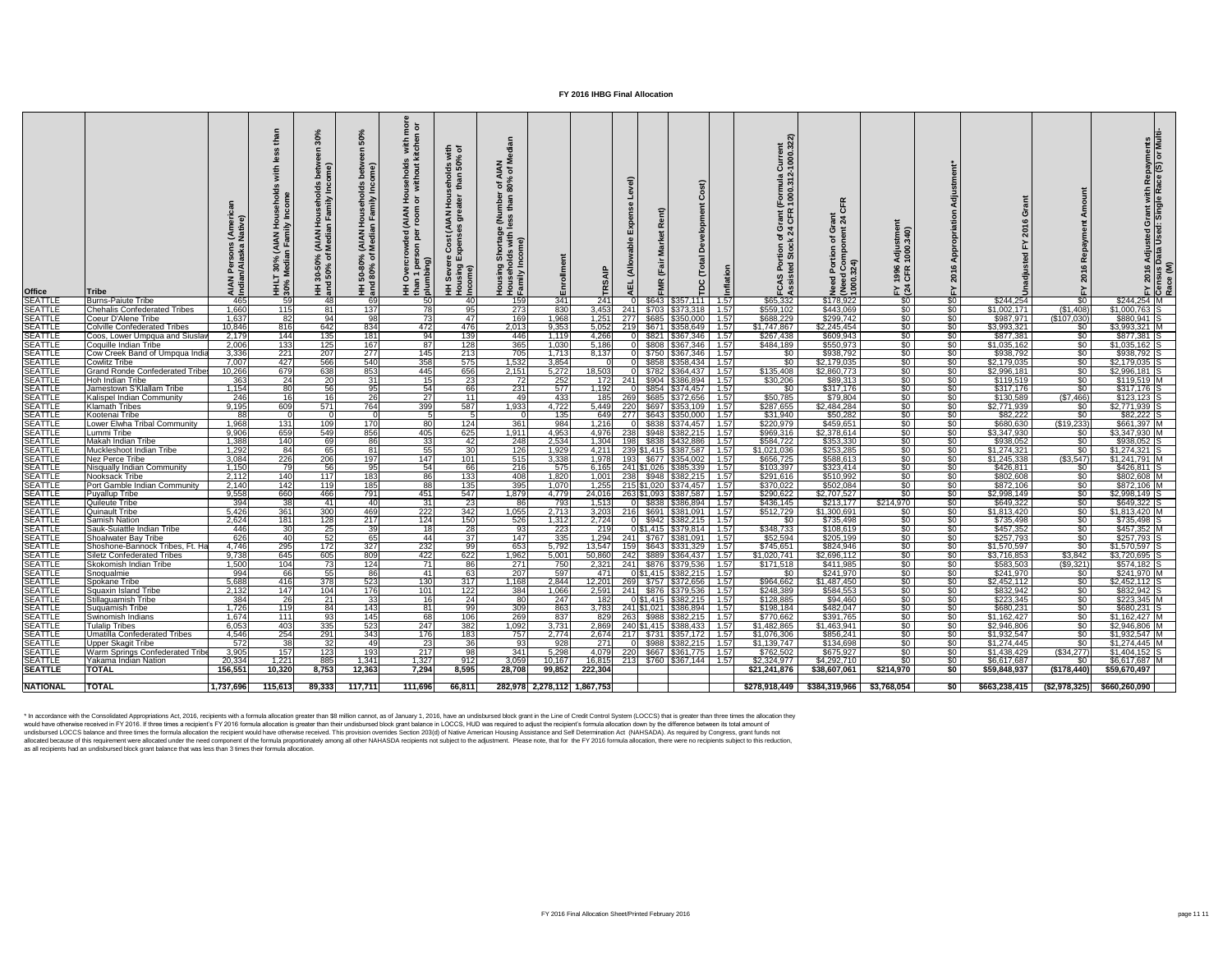# FY 2016 IHBG Final Allocation

| Office | Tribe | AIAN Persons (American Indian/Alaska Native) | HHLT 30% (AIAN Households with less than 30% Median Family Income | HH 30-50% (AIAN Households between 30% and 50% of Median Family Income) | HH 50-80% (AIAN Households between 50% and 80% of Median Family Income) | HH Overcrowded (AIAN Households with more than 1 person per room or without kitchen or plumbing) | HH Severe Cost (AIAN Households with Housing Expenses greater than 50% of Income) | Housing Shortage (Number of AIAN Households with less than 80% of Median Family Income) | Enrollment | TRSAIP | AEL (Allowable Expense Level) | FMR (Fair Market Rent) | TDC (Total Development Cost) | Inflation | FCAS Portion of Grant (Formula Current Assisted Stock 24 CFR 1000.312-1000.322) | Need Portion of Grant (Need Component 24 CFR 1000.324) | FY 1996 Adjustment (24 CFR 1000.340) | FY 2016 Appropriation Adjustment* | Unadjusted FY 2016 Grant | FY 2016 Repayment Amount | FY 2016 Adjusted Grant with Repayments | Census Data Used: Single Race (S) or Multi-Race (M) |
|---|---|---|---|---|---|---|---|---|---|---|---|---|---|---|---|---|---|---|---|---|---|---|
| SEATTLE | Burns-Paiute Tribe | 465 | 59 | 48 | 69 | 50 | 40 | 159 | 341 | 241 | 0 | $643 | $357,111 | 1.57 | $65,332 | $178,922 | $0 | $0 | $244,254 | $0 | $244,254 | M |
| SEATTLE | Chehalis Confederated Tribes | 1,660 | 115 | 81 | 137 | 78 | 95 | 273 | 830 | 3,453 | 241 | $703 | $373,318 | 1.57 | $559,102 | $443,069 | $0 | $0 | $1,002,171 | ($1,408) | $1,000,763 | S |
| SEATTLE | Coeur D'Alene Tribe | 1,637 | 82 | 94 | 98 | 73 | 47 | 169 | 1,968 | 1,251 | 277 | $685 | $350,000 | 1.57 | $688,229 | $299,742 | $0 | $0 | $987,971 | ($107,030) | $880,941 | S |
| SEATTLE | Colville Confederated Tribes | 10,846 | 816 | 642 | 834 | 472 | 476 | 2,013 | 9,353 | 5,052 | 219 | $671 | $358,649 | 1.57 | $1,747,867 | $2,245,454 | $0 | $0 | $3,993,321 | $0 | $3,993,321 | M |
| SEATTLE | Coos, Lower Umpqua and Siuslaw | 2,179 | 144 | 135 | 181 | 94 | 139 | 446 | 1,119 | 4,266 | 0 | $821 | $367,346 | 1.57 | $267,438 | $609,943 | $0 | $0 | $877,381 | $0 | $877,381 | S |
| SEATTLE | Coquille Indian Tribe | 2,006 | 133 | 125 | 167 | 87 | 128 | 365 | 1,030 | 5,186 | 0 | $808 | $367,346 | 1.57 | $484,189 | $550,973 | $0 | $0 | $1,035,162 | $0 | $1,035,162 | S |
| SEATTLE | Cow Creek Band of Umpqua India | 3,336 | 221 | 207 | 277 | 145 | 213 | 705 | 1,713 | 8,137 | 0 | $750 | $367,346 | 1.57 | $0 | $938,792 | $0 | $0 | $938,792 | $0 | $938,792 | S |
| SEATTLE | Cowlitz Tribe | 7,007 | 427 | 566 | 540 | 358 | 575 | 1,532 | 3,854 | 0 | 0 | $858 | $358,434 | 1.57 | $0 | $2,179,035 | $0 | $0 | $2,179,035 | $0 | $2,179,035 | S |
| SEATTLE | Grand Ronde Confederated Tribes | 10,266 | 679 | 638 | 853 | 445 | 656 | 2,151 | 5,272 | 18,503 | 0 | $782 | $364,437 | 1.57 | $135,408 | $2,860,773 | $0 | $0 | $2,996,181 | $0 | $2,996,181 | S |
| SEATTLE | Hoh Indian Tribe | 363 | 24 | 20 | 31 | 15 | 23 | 72 | 252 | 172 | 241 | $904 | $386,894 | 1.57 | $30,206 | $89,313 | $0 | $0 | $119,519 | $0 | $119,519 | M |
| SEATTLE | Jamestown S'Klallam Tribe | 1,154 | 80 | 56 | 95 | 54 | 66 | 231 | 577 | 1,192 | 0 | $854 | $374,457 | 1.57 | $0 | $317,176 | $0 | $0 | $317,176 | $0 | $317,176 | S |
| SEATTLE | Kalispel Indian Community | 246 | 16 | 16 | 26 | 27 | 11 | 49 | 433 | 185 | 269 | $685 | $372,656 | 1.57 | $50,785 | $79,804 | $0 | $0 | $130,589 | ($7,466) | $123,123 | S |
| SEATTLE | Klamath Tribes | 9,195 | 609 | 571 | 764 | 399 | 587 | 1,933 | 4,722 | 5,449 | 220 | $697 | $353,109 | 1.57 | $287,655 | $2,484,284 | $0 | $0 | $2,771,939 | $0 | $2,771,939 | S |
| SEATTLE | Kootenai Tribe | 88 | 0 | 0 | 0 | 5 | 5 | 0 | 135 | 649 | 277 | $643 | $350,000 | 1.57 | $31,940 | $50,282 | $0 | $0 | $82,222 | $0 | $82,222 | S |
| SEATTLE | Lower Elwha Tribal Community | 1,968 | 131 | 109 | 170 | 80 | 124 | 361 | 984 | 1,216 | 0 | $838 | $374,457 | 1.57 | $220,979 | $459,651 | $0 | $0 | $680,630 | ($19,233) | $661,397 | M |
| SEATTLE | Lummi Tribe | 9,906 | 659 | 549 | 856 | 405 | 625 | 1,911 | 4,953 | 4,976 | 238 | $948 | $382,215 | 1.57 | $969,316 | $2,378,614 | $0 | $0 | $3,347,930 | $0 | $3,347,930 | M |
| SEATTLE | Makah Indian Tribe | 1,388 | 140 | 69 | 86 | 33 | 42 | 248 | 2,534 | 1,304 | 198 | $838 | $432,886 | 1.57 | $584,722 | $353,330 | $0 | $0 | $938,052 | $0 | $938,052 | S |
| SEATTLE | Muckleshoot Indian Tribe | 1,292 | 84 | 65 | 81 | 55 | 30 | 126 | 1,929 | 4,211 | 239 | $1,415 | $387,587 | 1.57 | $1,021,036 | $253,285 | $0 | $0 | $1,274,321 | $0 | $1,274,321 | S |
| SEATTLE | Nez Perce Tribe | 3,084 | 226 | 206 | 197 | 147 | 101 | 515 | 3,338 | 1,978 | 193 | $677 | $354,002 | 1.57 | $656,725 | $588,613 | $0 | $0 | $1,245,338 | ($3,547) | $1,241,791 | M |
| SEATTLE | Nisqually Indian Community | 1,150 | 79 | 56 | 95 | 54 | 66 | 216 | 575 | 6,165 | 241 | $1,026 | $385,339 | 1.57 | $103,397 | $323,414 | $0 | $0 | $426,811 | $0 | $426,811 | S |
| SEATTLE | Nooksack Tribe | 2,112 | 140 | 117 | 183 | 86 | 133 | 408 | 1,820 | 1,001 | 238 | $948 | $382,215 | 1.57 | $291,616 | $510,992 | $0 | $0 | $802,608 | $0 | $802,608 | M |
| SEATTLE | Port Gamble Indian Community | 2,140 | 142 | 119 | 185 | 88 | 135 | 395 | 1,070 | 1,255 | 215 | $1,020 | $374,457 | 1.57 | $370,022 | $502,084 | $0 | $0 | $872,106 | $0 | $872,106 | M |
| SEATTLE | Puyallup Tribe | 9,558 | 660 | 466 | 791 | 451 | 547 | 1,879 | 4,779 | 24,016 | 263 | $1,093 | $387,587 | 1.57 | $290,622 | $2,707,527 | $0 | $0 | $2,998,149 | $0 | $2,998,149 | S |
| SEATTLE | Quileute Tribe | 394 | 38 | 41 | 40 | 31 | 23 | 86 | 793 | 1,513 | 0 | $838 | $386,894 | 1.57 | $436,145 | $213,177 | $214,970 | $0 | $649,322 | $0 | $649,322 | S |
| SEATTLE | Quinault Tribe | 5,426 | 361 | 300 | 469 | 222 | 342 | 1,055 | 2,713 | 3,203 | 216 | $691 | $381,091 | 1.57 | $512,729 | $1,300,691 | $0 | $0 | $1,813,420 | $0 | $1,813,420 | M |
| SEATTLE | Samish Nation | 2,624 | 181 | 128 | 217 | 124 | 150 | 526 | 1,312 | 2,724 | 0 | $942 | $382,215 | 1.57 | $0 | $735,498 | $0 | $0 | $735,498 | $0 | $735,498 | S |
| SEATTLE | Sauk-Suiattle Indian Tribe | 446 | 30 | 25 | 39 | 18 | 28 | 93 | 223 | 219 | 0 | $1,415 | $379,814 | 1.57 | $348,733 | $108,619 | $0 | $0 | $457,352 | $0 | $457,352 | M |
| SEATTLE | Shoalwater Bay Tribe | 626 | 40 | 52 | 65 | 44 | 37 | 147 | 335 | 1,294 | 241 | $767 | $381,091 | 1.57 | $52,594 | $205,199 | $0 | $0 | $257,793 | $0 | $257,793 | S |
| SEATTLE | Shoshone-Bannock Tribes, Ft. Ha | 4,746 | 295 | 172 | 327 | 232 | 99 | 653 | 5,792 | 13,547 | 159 | $643 | $331,329 | 1.57 | $745,651 | $824,946 | $0 | $0 | $1,570,597 | $0 | $1,570,597 | S |
| SEATTLE | Siletz Confederated Tribes | 9,738 | 645 | 605 | 809 | 422 | 622 | 1,962 | 5,001 | 50,860 | 242 | $889 | $364,437 | 1.57 | $1,020,741 | $2,696,112 | $0 | $0 | $3,716,853 | $3,842 | $3,720,695 | S |
| SEATTLE | Skokomish Indian Tribe | 1,500 | 104 | 73 | 124 | 71 | 86 | 271 | 750 | 2,321 | 241 | $876 | $379,536 | 1.57 | $171,518 | $411,985 | $0 | $0 | $583,503 | ($9,321) | $574,182 | S |
| SEATTLE | Snoqualmie | 994 | 66 | 55 | 86 | 41 | 63 | 207 | 597 | 471 | 0 | $1,415 | $382,215 | 1.57 | $0 | $241,970 | $0 | $0 | $241,970 | $0 | $241,970 | M |
| SEATTLE | Spokane Tribe | 5,688 | 416 | 378 | 523 | 130 | 317 | 1,168 | 2,844 | 12,201 | 269 | $757 | $372,656 | 1.57 | $964,662 | $1,487,450 | $0 | $0 | $2,452,112 | $0 | $2,452,112 | S |
| SEATTLE | Squaxin Island Tribe | 2,132 | 147 | 104 | 176 | 101 | 122 | 384 | 1,066 | 2,591 | 241 | $876 | $379,536 | 1.57 | $248,389 | $584,553 | $0 | $0 | $832,942 | $0 | $832,942 | S |
| SEATTLE | Stillaguamish Tribe | 384 | 26 | 21 | 33 | 16 | 24 | 80 | 247 | 182 | 0 | $1,415 | $382,215 | 1.57 | $128,885 | $94,460 | $0 | $0 | $223,345 | $0 | $223,345 | M |
| SEATTLE | Suquamish Tribe | 1,726 | 119 | 84 | 143 | 81 | 99 | 309 | 863 | 3,783 | 241 | $1,021 | $386,894 | 1.57 | $198,184 | $482,047 | $0 | $0 | $680,231 | $0 | $680,231 | S |
| SEATTLE | Swinomish Indians | 1,674 | 111 | 93 | 145 | 68 | 106 | 269 | 837 | 829 | 263 | $988 | $382,215 | 1.57 | $770,662 | $391,765 | $0 | $0 | $1,162,427 | $0 | $1,162,427 | M |
| SEATTLE | Tulalip Tribes | 6,053 | 403 | 335 | 523 | 247 | 382 | 1,092 | 3,731 | 2,869 | 240 | $1,415 | $388,433 | 1.57 | $1,482,865 | $1,463,941 | $0 | $0 | $2,946,806 | $0 | $2,946,806 | M |
| SEATTLE | Umatilla Confederated Tribes | 4,546 | 254 | 291 | 343 | 176 | 183 | 757 | 2,774 | 2,674 | 217 | $731 | $357,172 | 1.57 | $1,076,306 | $856,241 | $0 | $0 | $1,932,547 | $0 | $1,932,547 | M |
| SEATTLE | Upper Skagit Tribe | 572 | 38 | 32 | 49 | 23 | 36 | 93 | 928 | 271 | 0 | $988 | $382,215 | 1.57 | $1,139,747 | $134,698 | $0 | $0 | $1,274,445 | $0 | $1,274,445 | M |
| SEATTLE | Warm Springs Confederated Tribe | 3,905 | 157 | 123 | 193 | 217 | 98 | 341 | 5,298 | 4,079 | 220 | $667 | $361,775 | 1.57 | $762,502 | $675,927 | $0 | $0 | $1,438,429 | ($34,277) | $1,404,152 | S |
| SEATTLE | Yakama Indian Nation | 20,334 | 1,221 | 885 | 1,341 | 1,327 | 912 | 3,059 | 10,167 | 16,815 | 213 | $760 | $367,144 | 1.57 | $2,324,977 | $4,292,710 | $0 | $0 | $6,617,687 | $0 | $6,617,687 | M |
| **SEATTLE** | **TOTAL** | **156,551** | **10,320** | **8,753** | **12,363** | **7,294** | **8,595** | **28,708** | **99,852** | **222,304** | | | | | **$21,241,876** | **$38,607,061** | **$214,970** | **$0** | **$59,848,937** | **($178,440)** | **$59,670,497** | |
| | | | | | | | | | | | | | | | | | | | | | | |
| **NATIONAL** | **TOTAL** | **1,737,696** | **115,613** | **89,333** | **117,711** | **111,696** | **66,811** | **282,978** | **2,278,112** | **1,867,753** | | | | | **$278,918,449** | **$384,319,966** | **$3,768,054** | **$0** | **$663,238,415** | **($2,978,325)** | **$660,260,090** | |

\* In accordance with the Consolidated Appropriations Act, 2016, recipients with a formula allocation greater than $8 million cannot, as of January 1, 2016, have an undisbursed block grant in the Line of Credit Control System (LOCCS) that is greater than three times the allocation they would have otherwise received in FY 2016. If three times a recipient's FY 2016 formula allocation is greater than their undisbursed block grant balance in LOCCS, HUD was required to adjust the recipient's formula allocation down by the difference between its total amount of undisbursed LOCCS balance and three times the formula allocation the recipient would have otherwise received. This provision overrides Section 203(d) of Native American Housing Assistance and Self Determination Act (NAHSADA). As required by Congress, grant funds not allocated because of this requirement were allocated under the need component of the formula proportionately among all other NAHASDA recipients not subject to the adjustment. Please note, that for the FY 2016 formula allocation, there were no recipients subject to this reduction, as all recipients had an undisbursed block grant balance that was less than 3 times their formula allocation.